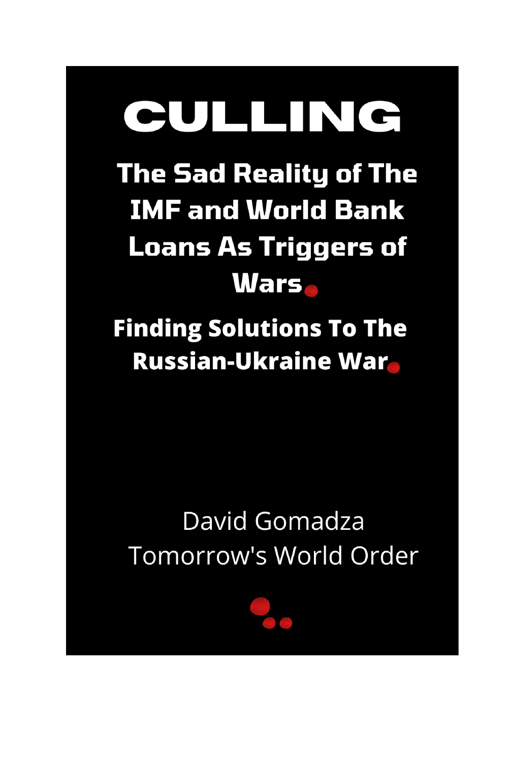# CULLING

## The Sad Reality of The IMF and World Bank Loans As Triggers of Wars

### Finding Solutions To The Russian-Ukraine War

David Gomadza

Tomorrow's World Order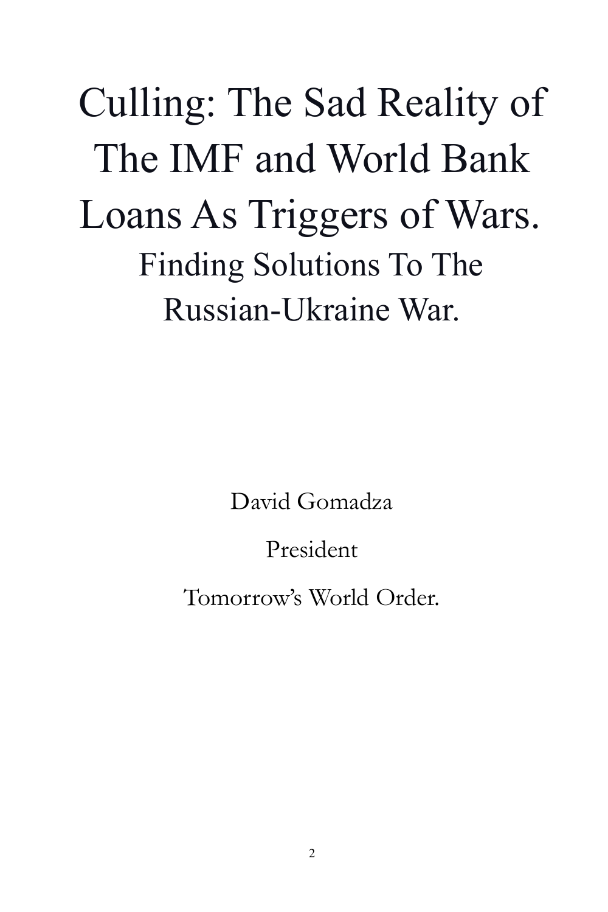# Culling: The Sad Reality of The IMF and World Bank Loans As Triggers of Wars.

## Finding Solutions To The Russian-Ukraine War.

David Gomadza

President

Tomorrow's World Order.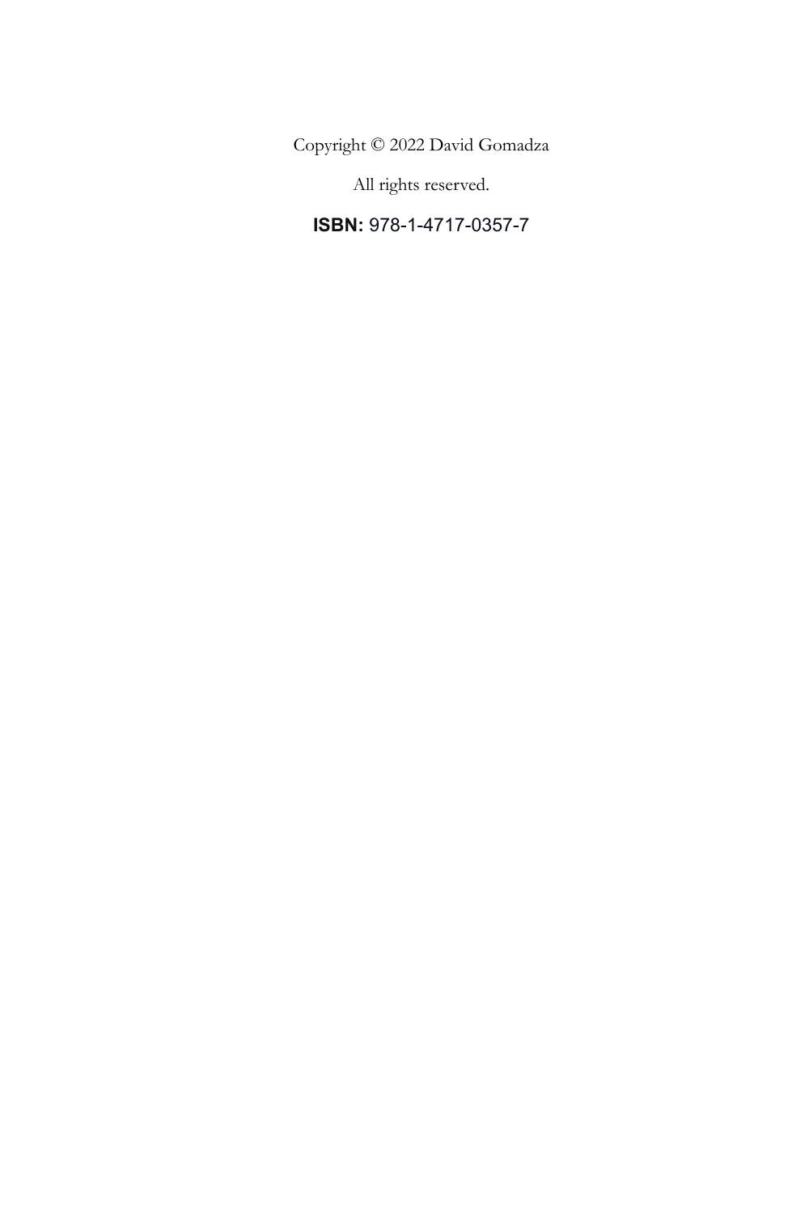Copyright © 2022 David Gomadza

All rights reserved.

**ISBN:** 978-1-4717-0357-7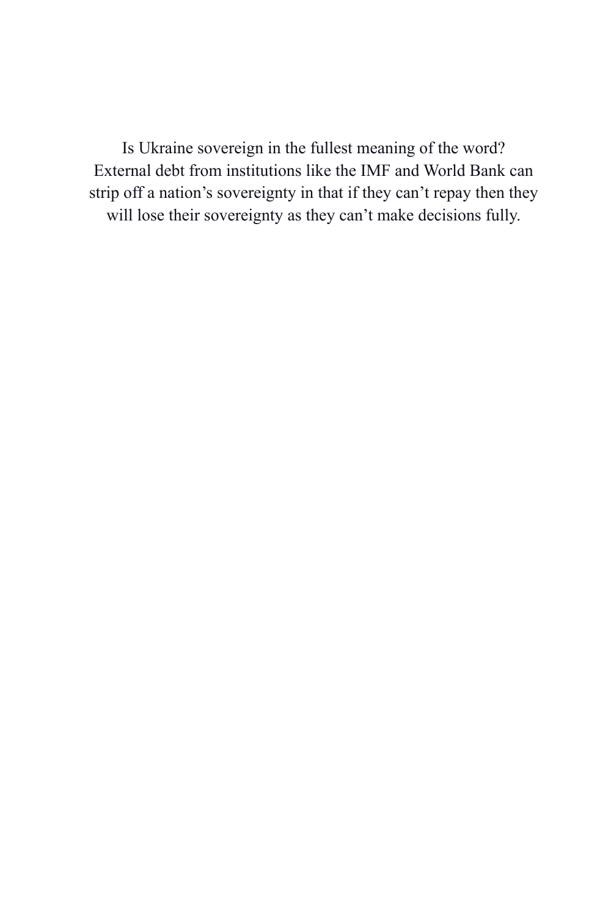Is Ukraine sovereign in the fullest meaning of the word? External debt from institutions like the IMF and World Bank can strip off a nation's sovereignty in that if they can't repay then they will lose their sovereignty as they can't make decisions fully.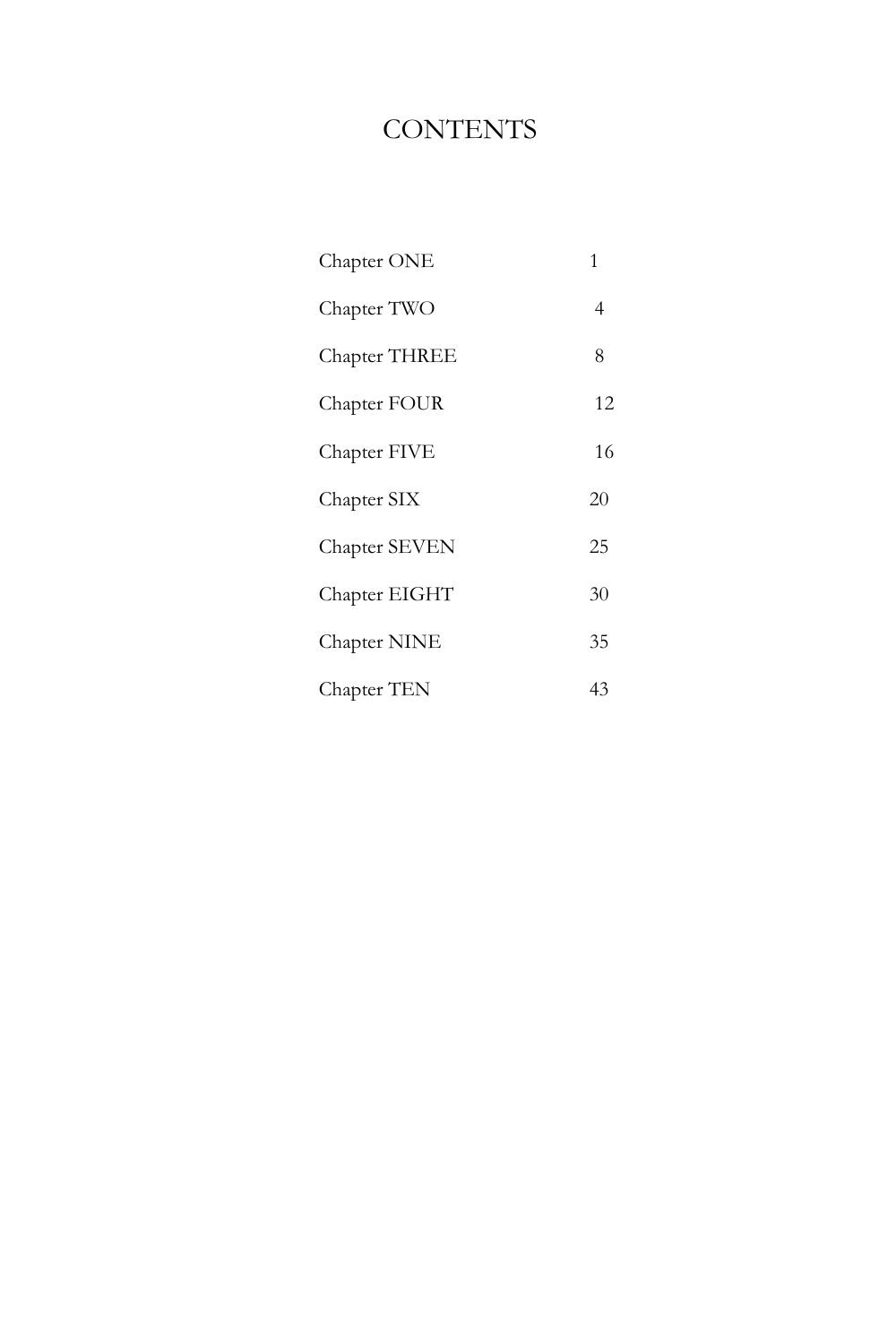# CONTENTS

| | |
|---|---|
| Chapter ONE | 1 |
| Chapter TWO | 4 |
| Chapter THREE | 8 |
| Chapter FOUR | 12 |
| Chapter FIVE | 16 |
| Chapter SIX | 20 |
| Chapter SEVEN | 25 |
| Chapter EIGHT | 30 |
| Chapter NINE | 35 |
| Chapter TEN | 43 |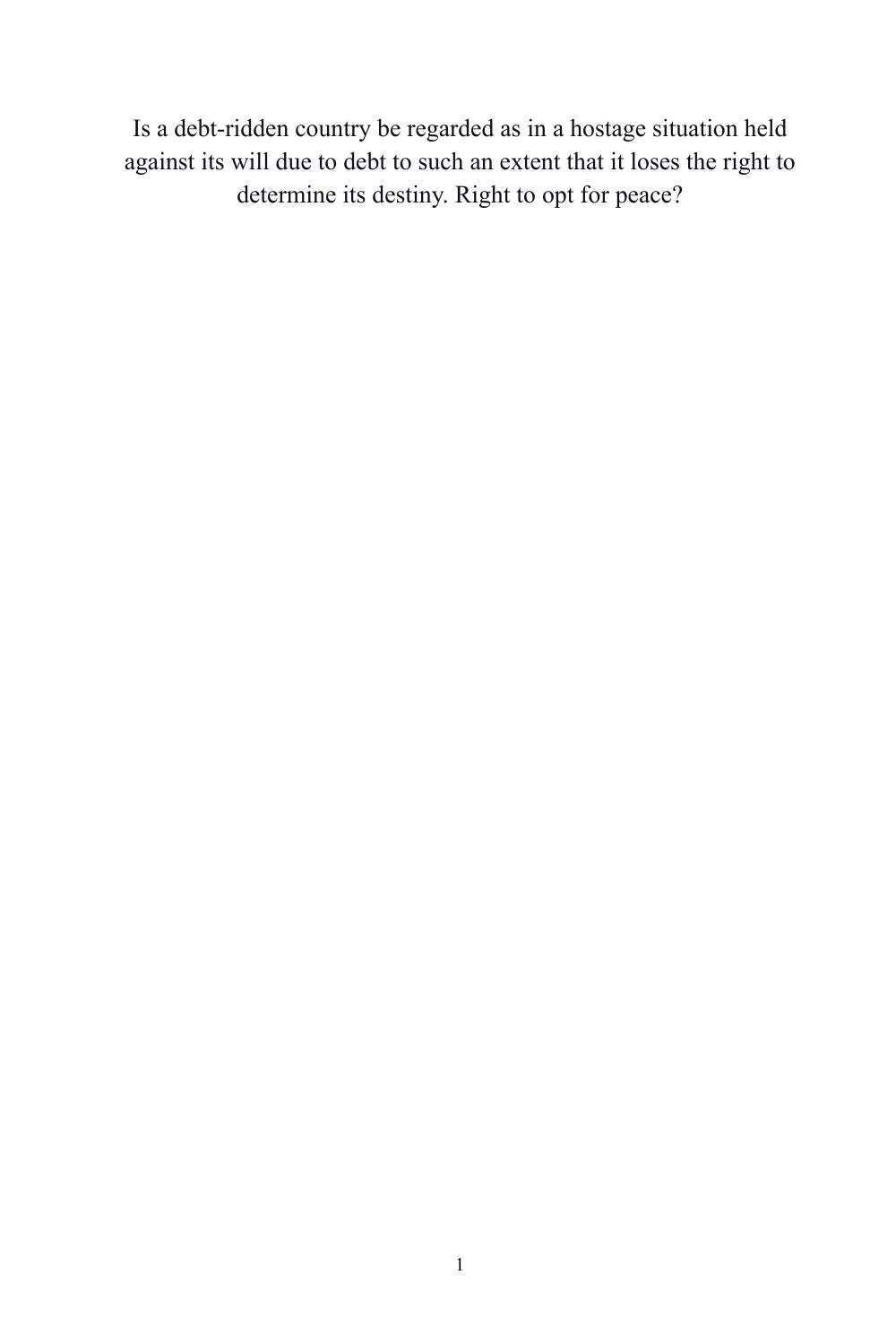Is a debt-ridden country be regarded as in a hostage situation held against its will due to debt to such an extent that it loses the right to determine its destiny. Right to opt for peace?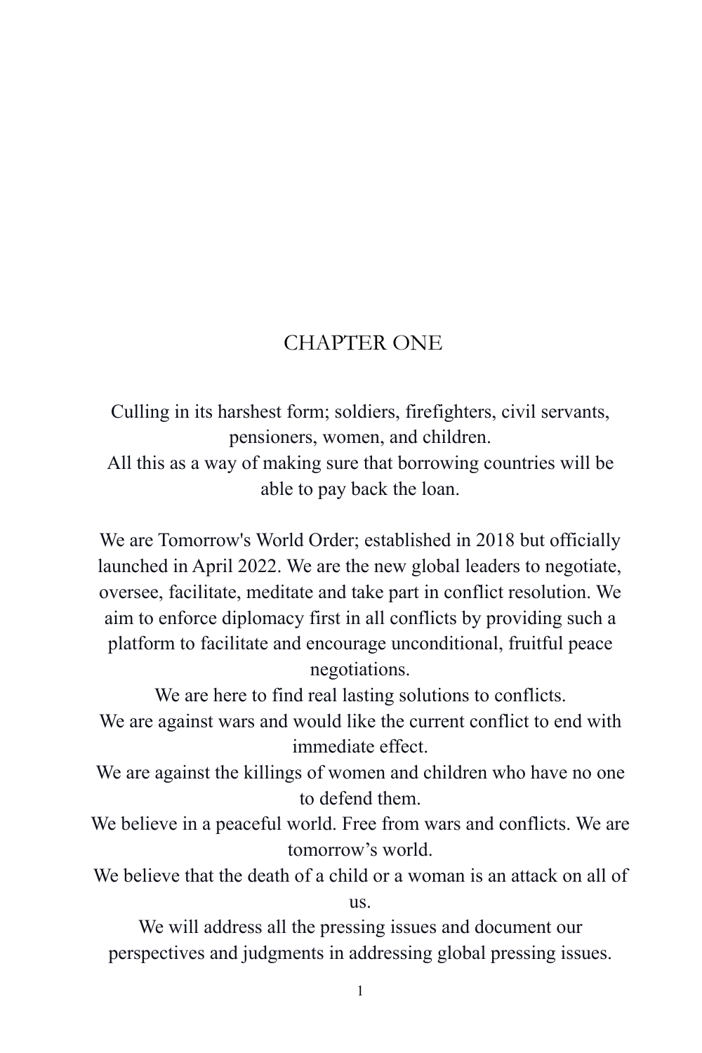# CHAPTER ONE

Culling in its harshest form; soldiers, firefighters, civil servants, pensioners, women, and children.
All this as a way of making sure that borrowing countries will be able to pay back the loan.

We are Tomorrow's World Order; established in 2018 but officially launched in April 2022. We are the new global leaders to negotiate, oversee, facilitate, meditate and take part in conflict resolution. We aim to enforce diplomacy first in all conflicts by providing such a platform to facilitate and encourage unconditional, fruitful peace negotiations.
We are here to find real lasting solutions to conflicts.
We are against wars and would like the current conflict to end with immediate effect.
We are against the killings of women and children who have no one to defend them.
We believe in a peaceful world. Free from wars and conflicts. We are tomorrow's world.
We believe that the death of a child or a woman is an attack on all of us.
We will address all the pressing issues and document our perspectives and judgments in addressing global pressing issues.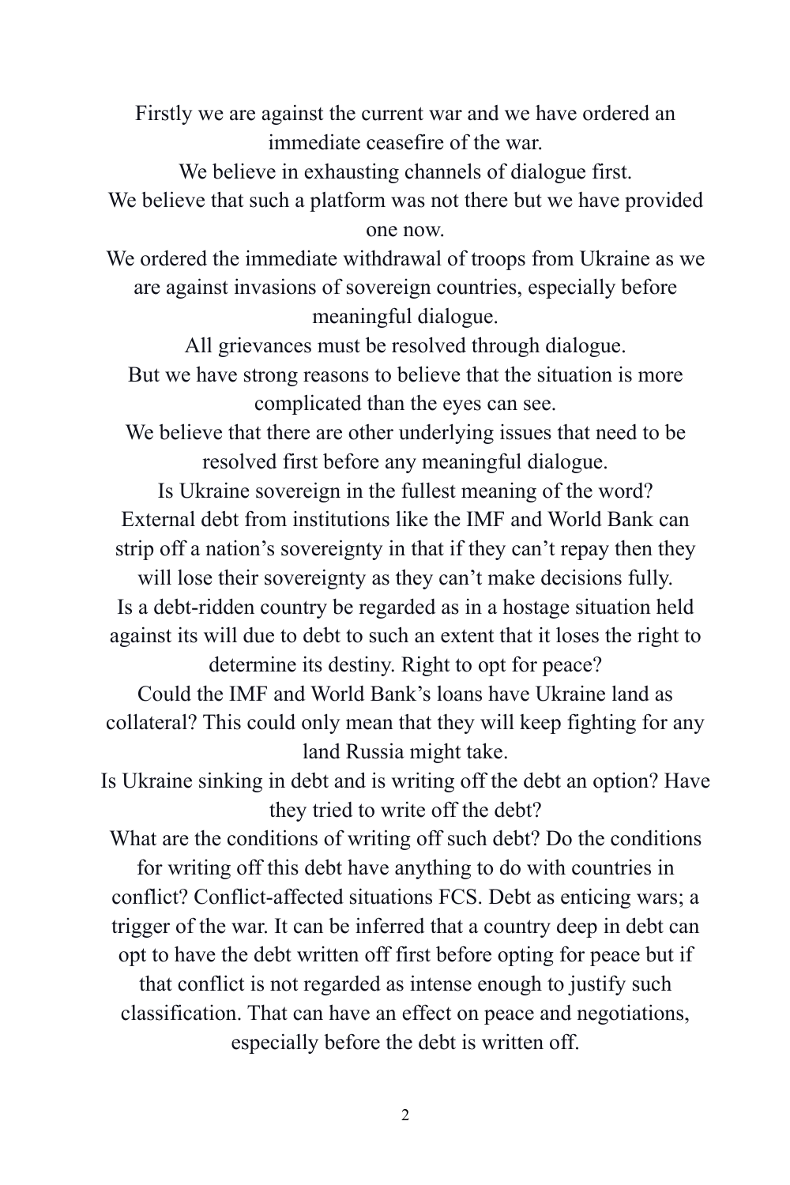Firstly we are against the current war and we have ordered an immediate ceasefire of the war.

We believe in exhausting channels of dialogue first.

We believe that such a platform was not there but we have provided one now.

We ordered the immediate withdrawal of troops from Ukraine as we are against invasions of sovereign countries, especially before meaningful dialogue.

All grievances must be resolved through dialogue.

But we have strong reasons to believe that the situation is more complicated than the eyes can see.

We believe that there are other underlying issues that need to be resolved first before any meaningful dialogue.

Is Ukraine sovereign in the fullest meaning of the word?

External debt from institutions like the IMF and World Bank can strip off a nation's sovereignty in that if they can't repay then they will lose their sovereignty as they can't make decisions fully.

Is a debt-ridden country be regarded as in a hostage situation held against its will due to debt to such an extent that it loses the right to determine its destiny. Right to opt for peace?

Could the IMF and World Bank's loans have Ukraine land as collateral? This could only mean that they will keep fighting for any land Russia might take.

Is Ukraine sinking in debt and is writing off the debt an option? Have they tried to write off the debt?

What are the conditions of writing off such debt? Do the conditions for writing off this debt have anything to do with countries in conflict? Conflict-affected situations FCS. Debt as enticing wars; a trigger of the war. It can be inferred that a country deep in debt can opt to have the debt written off first before opting for peace but if that conflict is not regarded as intense enough to justify such classification. That can have an effect on peace and negotiations, especially before the debt is written off.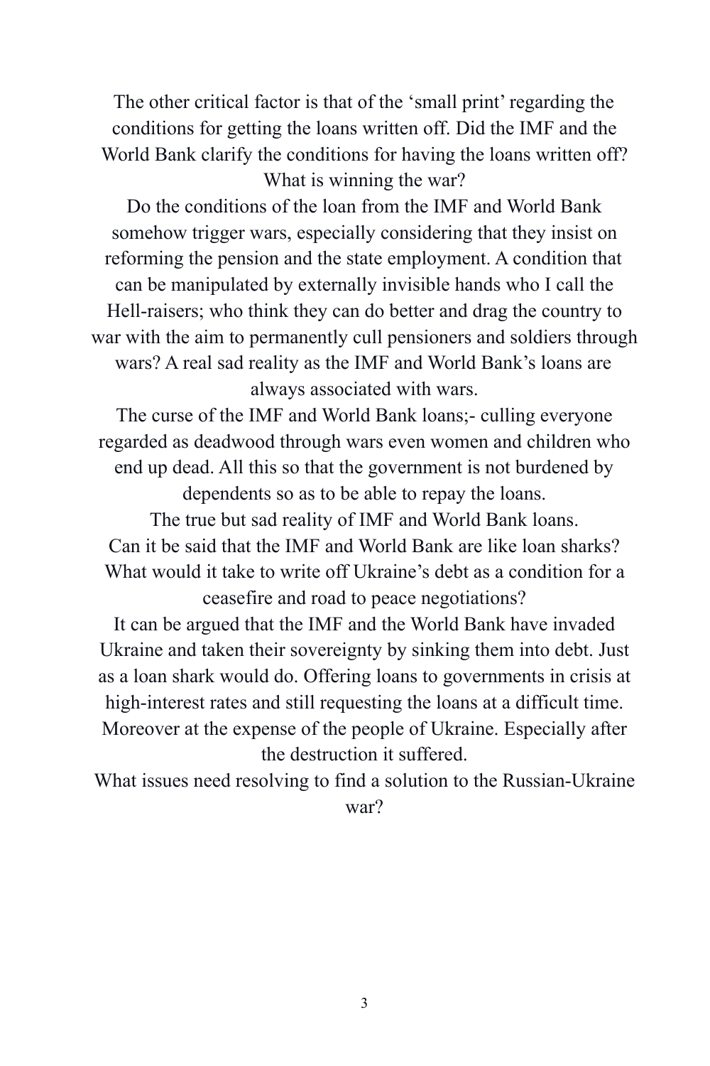The other critical factor is that of the 'small print' regarding the conditions for getting the loans written off. Did the IMF and the World Bank clarify the conditions for having the loans written off? What is winning the war?

Do the conditions of the loan from the IMF and World Bank somehow trigger wars, especially considering that they insist on reforming the pension and the state employment. A condition that can be manipulated by externally invisible hands who I call the Hell-raisers; who think they can do better and drag the country to war with the aim to permanently cull pensioners and soldiers through wars? A real sad reality as the IMF and World Bank's loans are always associated with wars.

The curse of the IMF and World Bank loans;- culling everyone regarded as deadwood through wars even women and children who end up dead. All this so that the government is not burdened by dependents so as to be able to repay the loans.

The true but sad reality of IMF and World Bank loans.

Can it be said that the IMF and World Bank are like loan sharks? What would it take to write off Ukraine's debt as a condition for a ceasefire and road to peace negotiations?

It can be argued that the IMF and the World Bank have invaded Ukraine and taken their sovereignty by sinking them into debt. Just as a loan shark would do. Offering loans to governments in crisis at high-interest rates and still requesting the loans at a difficult time. Moreover at the expense of the people of Ukraine. Especially after the destruction it suffered.

What issues need resolving to find a solution to the Russian-Ukraine war?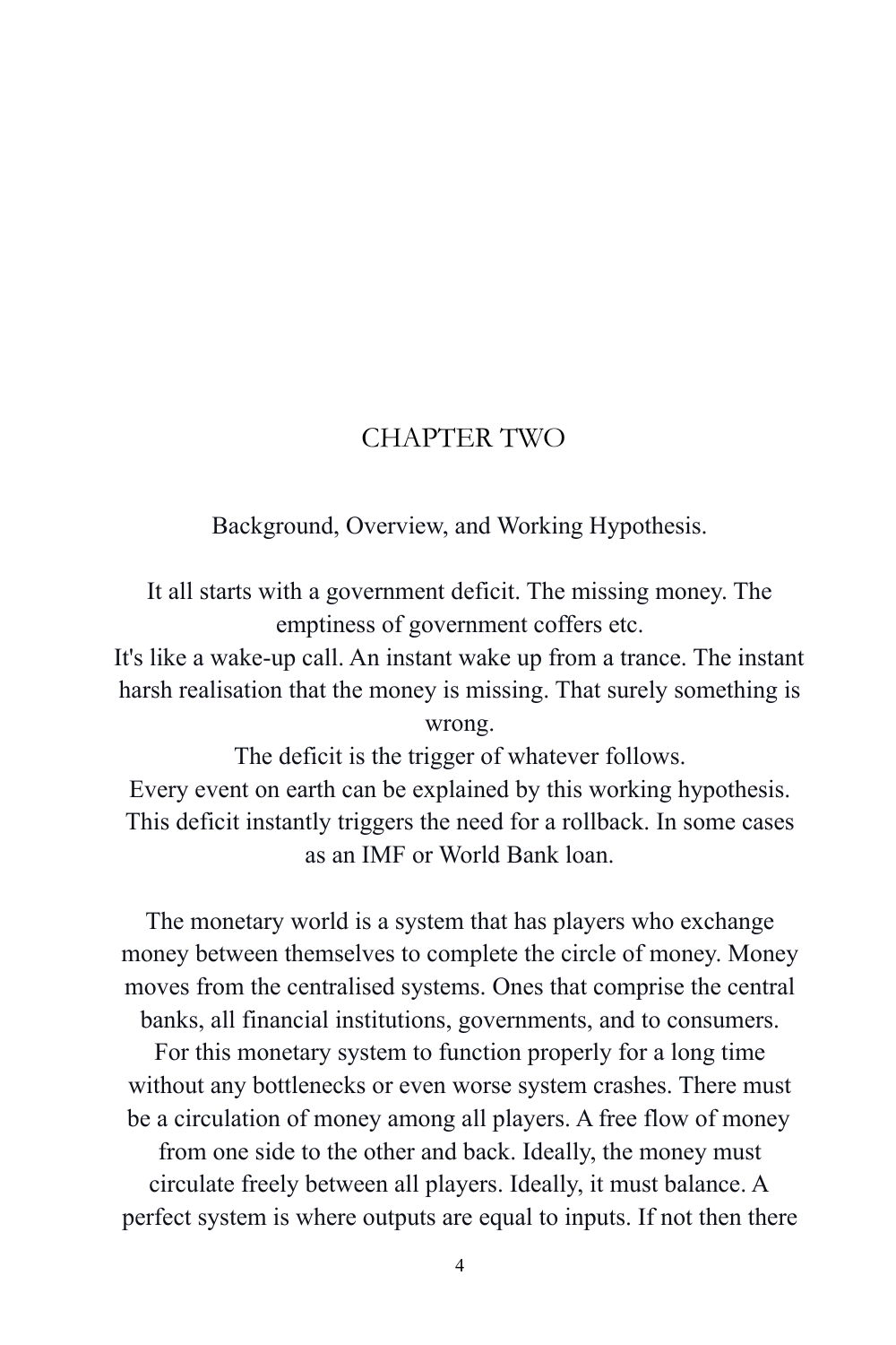# CHAPTER TWO

## Background, Overview, and Working Hypothesis.

It all starts with a government deficit. The missing money. The emptiness of government coffers etc.
It's like a wake-up call. An instant wake up from a trance. The instant harsh realisation that the money is missing. That surely something is wrong.
The deficit is the trigger of whatever follows.
Every event on earth can be explained by this working hypothesis.
This deficit instantly triggers the need for a rollback. In some cases as an IMF or World Bank loan.

The monetary world is a system that has players who exchange money between themselves to complete the circle of money. Money moves from the centralised systems. Ones that comprise the central banks, all financial institutions, governments, and to consumers.
For this monetary system to function properly for a long time without any bottlenecks or even worse system crashes. There must be a circulation of money among all players. A free flow of money from one side to the other and back. Ideally, the money must circulate freely between all players. Ideally, it must balance. A perfect system is where outputs are equal to inputs. If not then there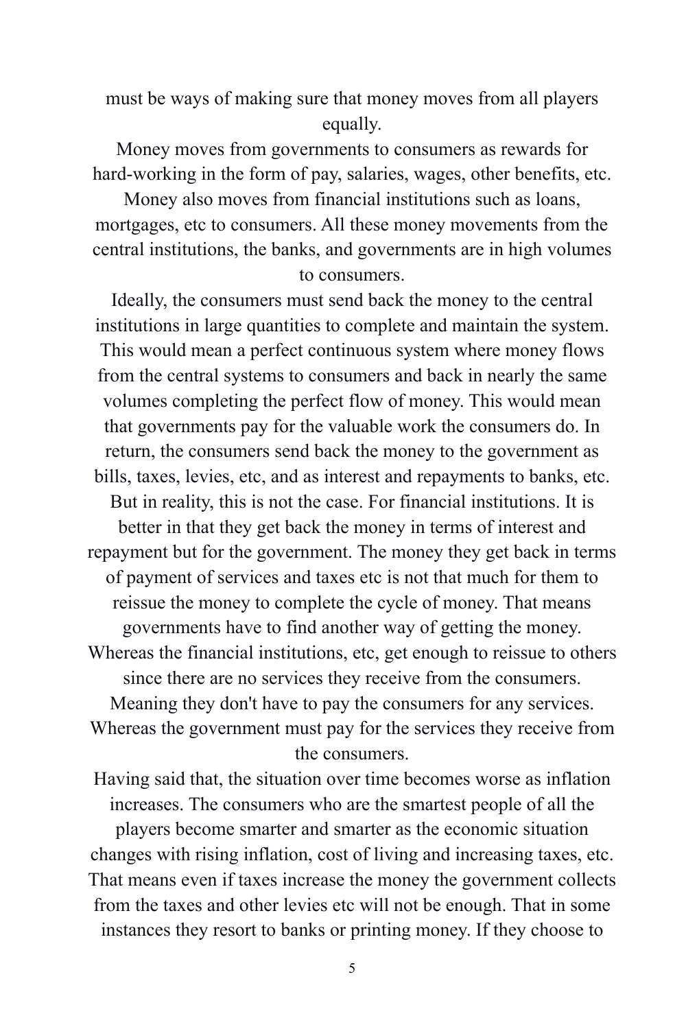must be ways of making sure that money moves from all players equally.

Money moves from governments to consumers as rewards for hard-working in the form of pay, salaries, wages, other benefits, etc.

Money also moves from financial institutions such as loans, mortgages, etc to consumers. All these money movements from the central institutions, the banks, and governments are in high volumes to consumers.

Ideally, the consumers must send back the money to the central institutions in large quantities to complete and maintain the system. This would mean a perfect continuous system where money flows from the central systems to consumers and back in nearly the same volumes completing the perfect flow of money. This would mean that governments pay for the valuable work the consumers do. In return, the consumers send back the money to the government as bills, taxes, levies, etc, and as interest and repayments to banks, etc. But in reality, this is not the case. For financial institutions. It is better in that they get back the money in terms of interest and repayment but for the government. The money they get back in terms of payment of services and taxes etc is not that much for them to reissue the money to complete the cycle of money. That means governments have to find another way of getting the money. Whereas the financial institutions, etc, get enough to reissue to others since there are no services they receive from the consumers. Meaning they don't have to pay the consumers for any services. Whereas the government must pay for the services they receive from the consumers.

Having said that, the situation over time becomes worse as inflation increases. The consumers who are the smartest people of all the players become smarter and smarter as the economic situation changes with rising inflation, cost of living and increasing taxes, etc. That means even if taxes increase the money the government collects from the taxes and other levies etc will not be enough. That in some instances they resort to banks or printing money. If they choose to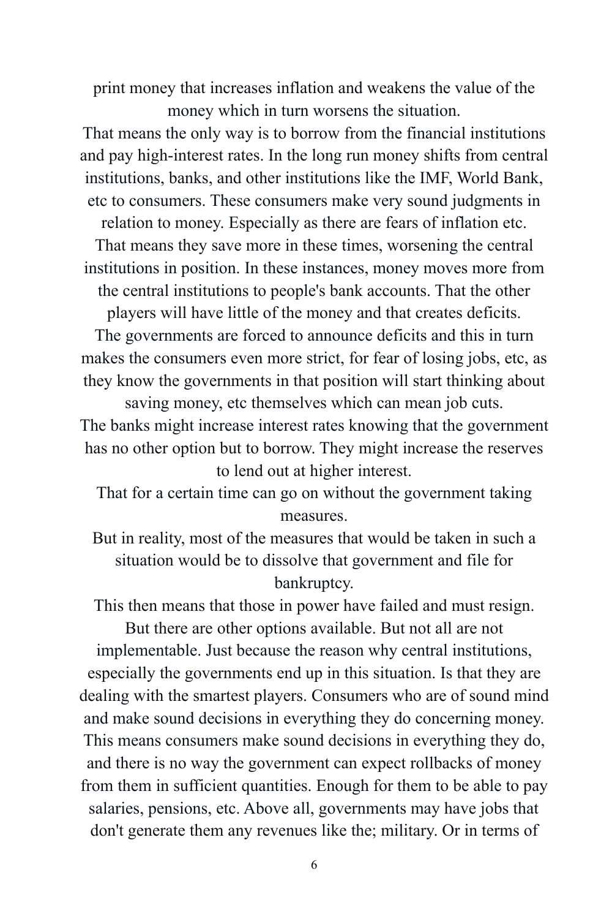print money that increases inflation and weakens the value of the money which in turn worsens the situation.

That means the only way is to borrow from the financial institutions and pay high-interest rates. In the long run money shifts from central institutions, banks, and other institutions like the IMF, World Bank, etc to consumers. These consumers make very sound judgments in relation to money. Especially as there are fears of inflation etc. That means they save more in these times, worsening the central institutions in position. In these instances, money moves more from the central institutions to people's bank accounts. That the other players will have little of the money and that creates deficits.

The governments are forced to announce deficits and this in turn makes the consumers even more strict, for fear of losing jobs, etc, as they know the governments in that position will start thinking about saving money, etc themselves which can mean job cuts.

The banks might increase interest rates knowing that the government has no other option but to borrow. They might increase the reserves to lend out at higher interest.

That for a certain time can go on without the government taking measures.

But in reality, most of the measures that would be taken in such a situation would be to dissolve that government and file for bankruptcy.

This then means that those in power have failed and must resign.

But there are other options available. But not all are not implementable. Just because the reason why central institutions, especially the governments end up in this situation. Is that they are dealing with the smartest players. Consumers who are of sound mind and make sound decisions in everything they do concerning money. This means consumers make sound decisions in everything they do, and there is no way the government can expect rollbacks of money from them in sufficient quantities. Enough for them to be able to pay salaries, pensions, etc. Above all, governments may have jobs that don't generate them any revenues like the; military. Or in terms of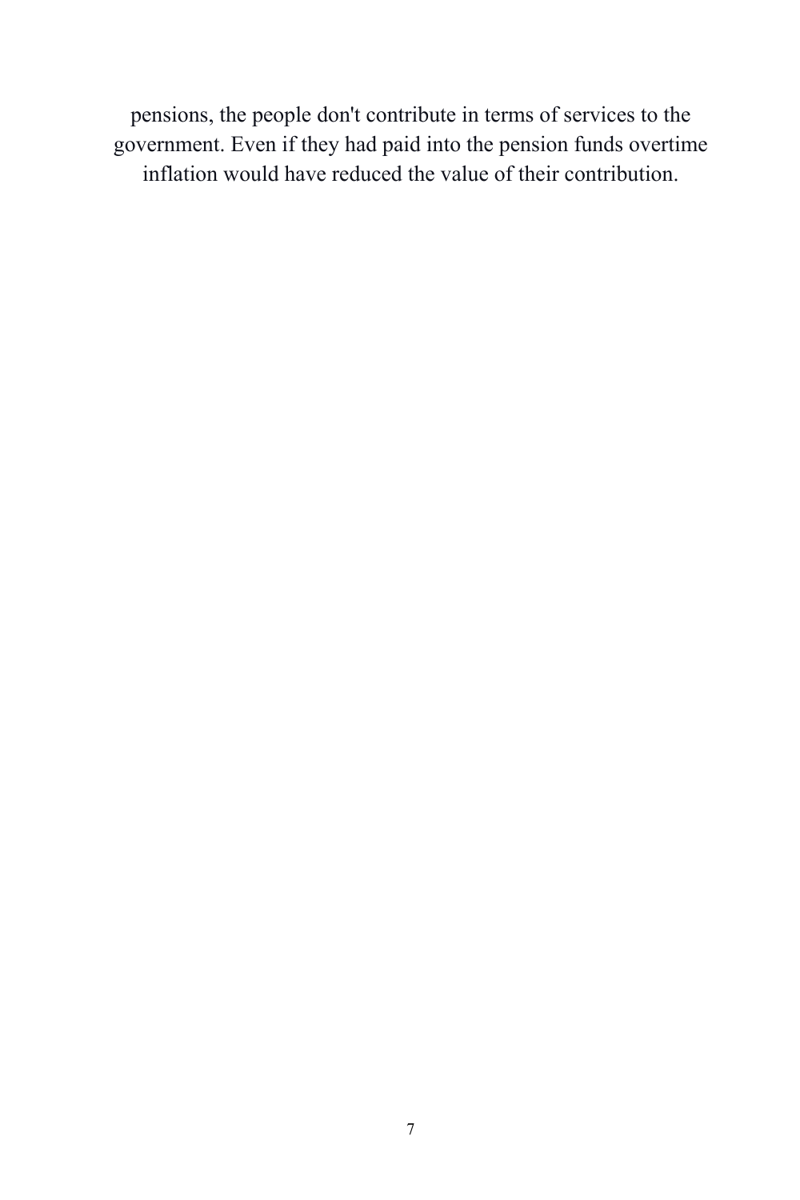pensions, the people don't contribute in terms of services to the government. Even if they had paid into the pension funds overtime inflation would have reduced the value of their contribution.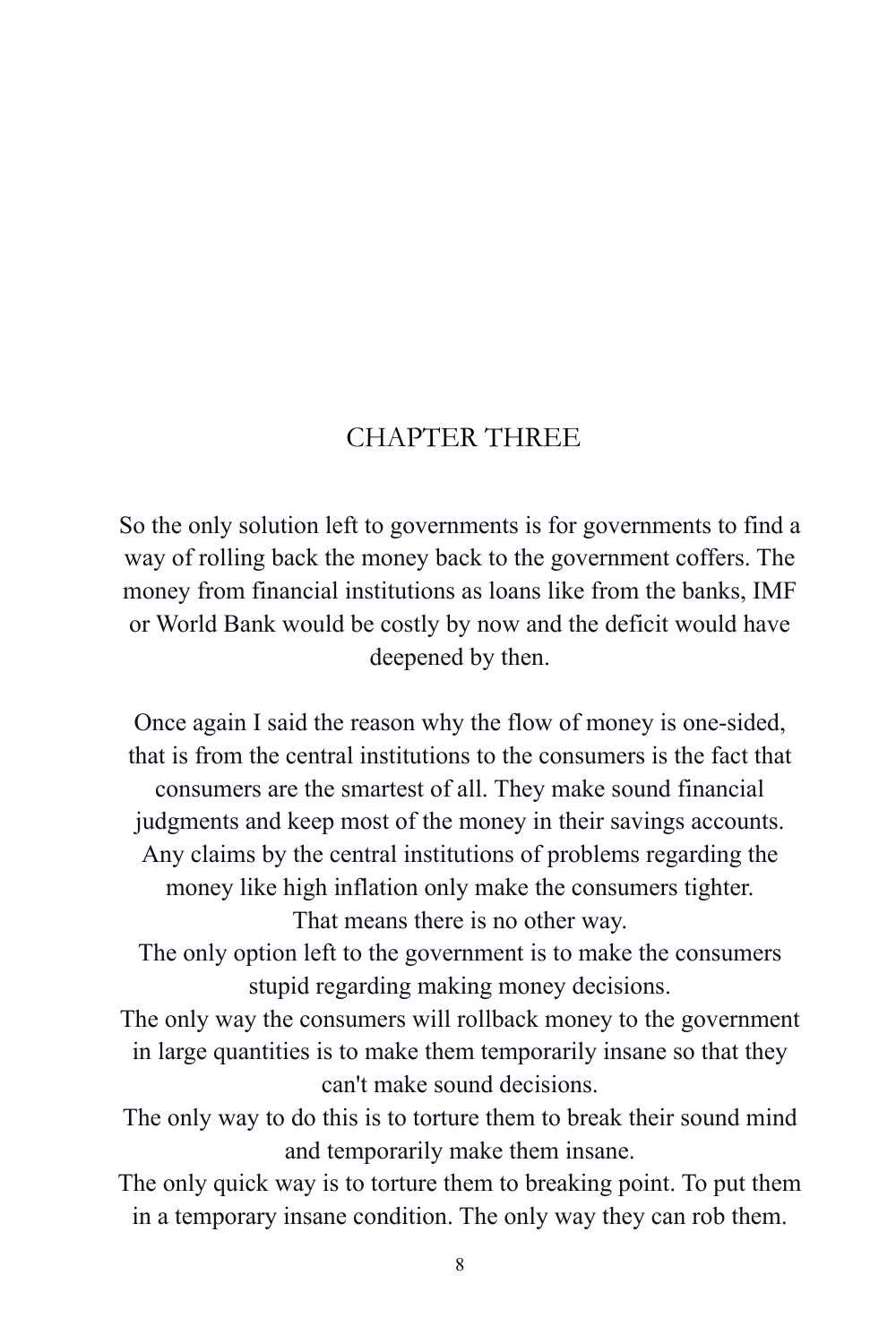# CHAPTER THREE

So the only solution left to governments is for governments to find a way of rolling back the money back to the government coffers. The money from financial institutions as loans like from the banks, IMF or World Bank would be costly by now and the deficit would have deepened by then.

Once again I said the reason why the flow of money is one-sided, that is from the central institutions to the consumers is the fact that consumers are the smartest of all. They make sound financial judgments and keep most of the money in their savings accounts. Any claims by the central institutions of problems regarding the money like high inflation only make the consumers tighter.
That means there is no other way.
The only option left to the government is to make the consumers stupid regarding making money decisions.
The only way the consumers will rollback money to the government in large quantities is to make them temporarily insane so that they can't make sound decisions.
The only way to do this is to torture them to break their sound mind and temporarily make them insane.
The only quick way is to torture them to breaking point. To put them in a temporary insane condition. The only way they can rob them.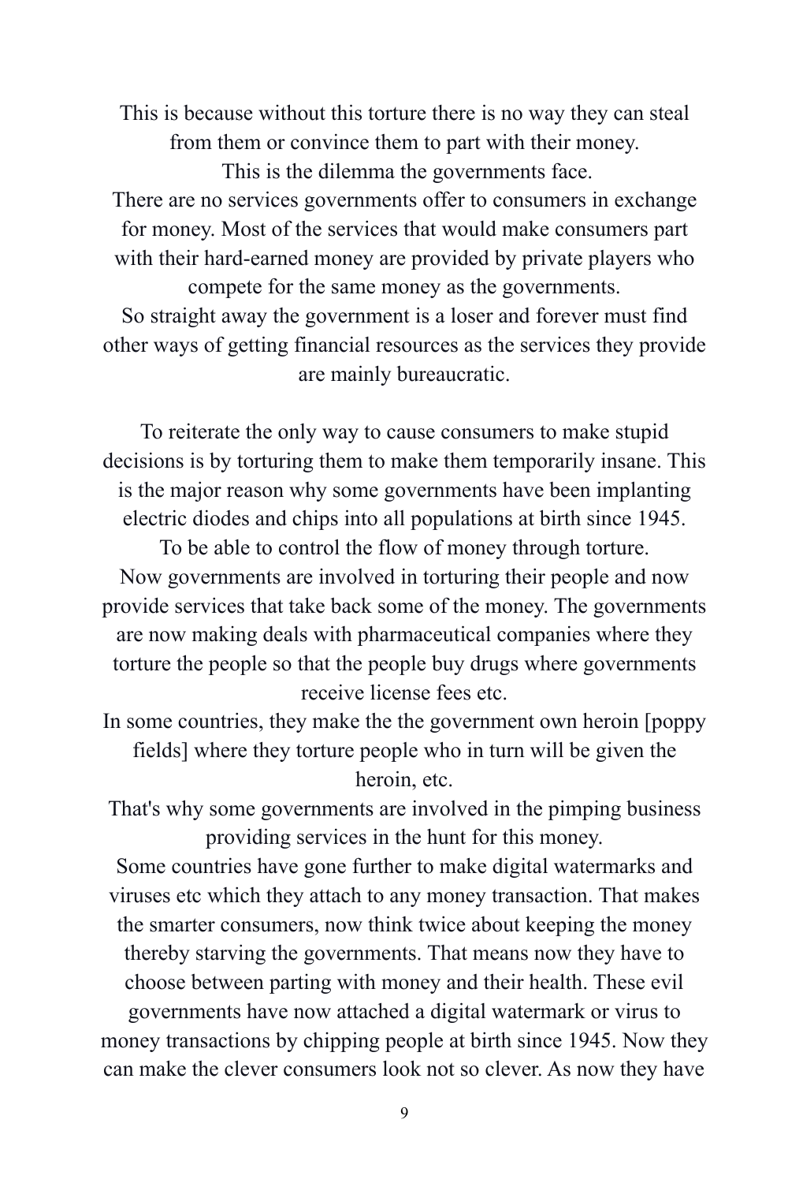This is because without this torture there is no way they can steal from them or convince them to part with their money.
This is the dilemma the governments face.
There are no services governments offer to consumers in exchange for money. Most of the services that would make consumers part with their hard-earned money are provided by private players who compete for the same money as the governments.
So straight away the government is a loser and forever must find other ways of getting financial resources as the services they provide are mainly bureaucratic.

To reiterate the only way to cause consumers to make stupid decisions is by torturing them to make them temporarily insane. This is the major reason why some governments have been implanting electric diodes and chips into all populations at birth since 1945.
To be able to control the flow of money through torture.
Now governments are involved in torturing their people and now provide services that take back some of the money. The governments are now making deals with pharmaceutical companies where they torture the people so that the people buy drugs where governments receive license fees etc.
In some countries, they make the the government own heroin [poppy fields] where they torture people who in turn will be given the heroin, etc.
That's why some governments are involved in the pimping business providing services in the hunt for this money.
Some countries have gone further to make digital watermarks and viruses etc which they attach to any money transaction. That makes the smarter consumers, now think twice about keeping the money thereby starving the governments. That means now they have to choose between parting with money and their health. These evil governments have now attached a digital watermark or virus to money transactions by chipping people at birth since 1945. Now they can make the clever consumers look not so clever. As now they have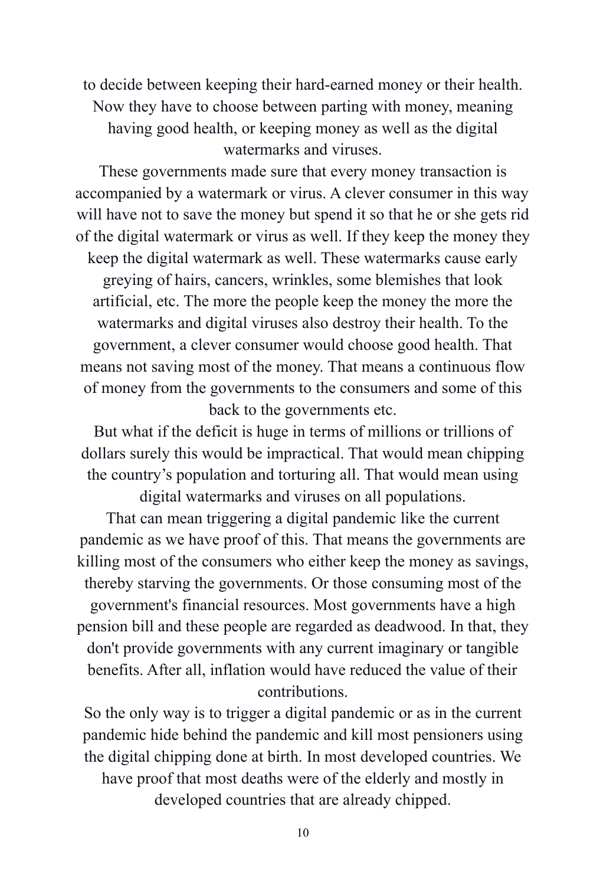to decide between keeping their hard-earned money or their health. Now they have to choose between parting with money, meaning having good health, or keeping money as well as the digital watermarks and viruses.

These governments made sure that every money transaction is accompanied by a watermark or virus. A clever consumer in this way will have not to save the money but spend it so that he or she gets rid of the digital watermark or virus as well. If they keep the money they keep the digital watermark as well. These watermarks cause early greying of hairs, cancers, wrinkles, some blemishes that look artificial, etc. The more the people keep the money the more the watermarks and digital viruses also destroy their health. To the government, a clever consumer would choose good health. That means not saving most of the money. That means a continuous flow of money from the governments to the consumers and some of this back to the governments etc.

But what if the deficit is huge in terms of millions or trillions of dollars surely this would be impractical. That would mean chipping the country's population and torturing all. That would mean using digital watermarks and viruses on all populations.

That can mean triggering a digital pandemic like the current pandemic as we have proof of this. That means the governments are killing most of the consumers who either keep the money as savings, thereby starving the governments. Or those consuming most of the government's financial resources. Most governments have a high pension bill and these people are regarded as deadwood. In that, they don't provide governments with any current imaginary or tangible benefits. After all, inflation would have reduced the value of their contributions.

So the only way is to trigger a digital pandemic or as in the current pandemic hide behind the pandemic and kill most pensioners using the digital chipping done at birth. In most developed countries. We have proof that most deaths were of the elderly and mostly in developed countries that are already chipped.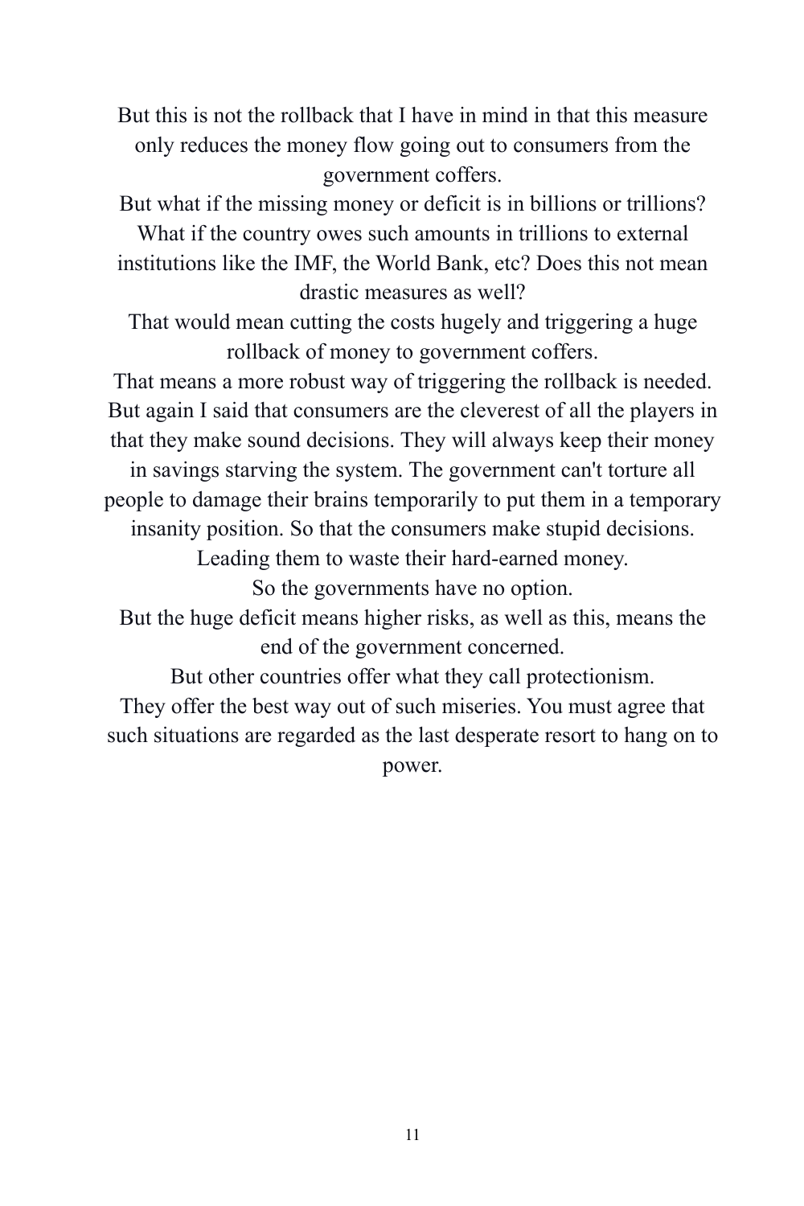But this is not the rollback that I have in mind in that this measure only reduces the money flow going out to consumers from the government coffers.

But what if the missing money or deficit is in billions or trillions? What if the country owes such amounts in trillions to external institutions like the IMF, the World Bank, etc? Does this not mean drastic measures as well?

That would mean cutting the costs hugely and triggering a huge rollback of money to government coffers.

That means a more robust way of triggering the rollback is needed. But again I said that consumers are the cleverest of all the players in that they make sound decisions. They will always keep their money in savings starving the system. The government can't torture all people to damage their brains temporarily to put them in a temporary insanity position. So that the consumers make stupid decisions. Leading them to waste their hard-earned money.

So the governments have no option.

But the huge deficit means higher risks, as well as this, means the end of the government concerned.

But other countries offer what they call protectionism.

They offer the best way out of such miseries. You must agree that such situations are regarded as the last desperate resort to hang on to power.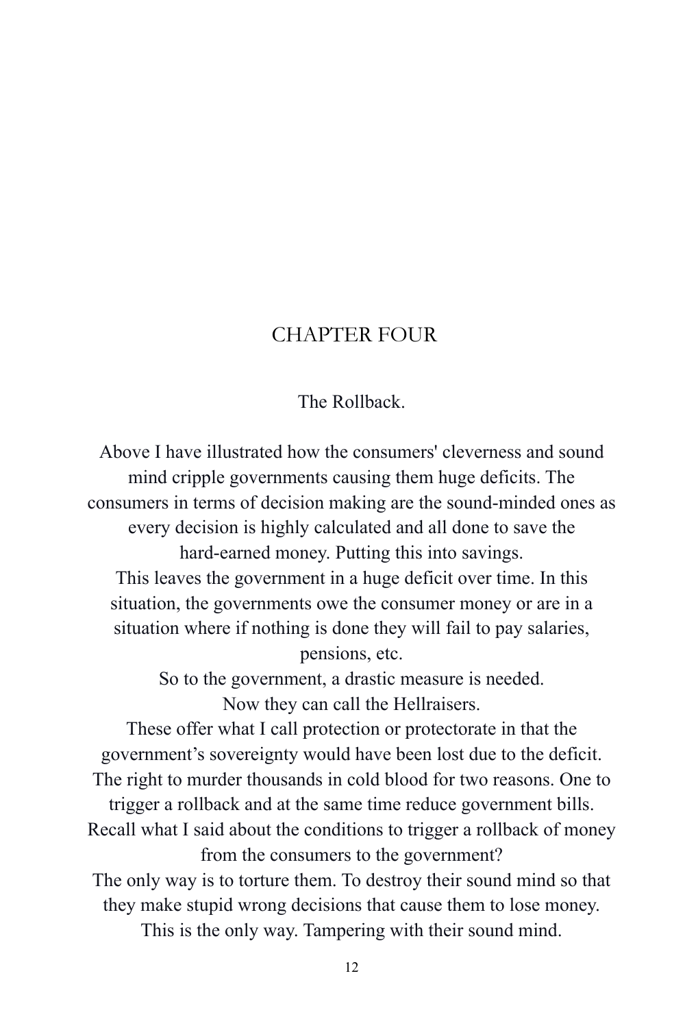# CHAPTER FOUR

The Rollback.

Above I have illustrated how the consumers' cleverness and sound mind cripple governments causing them huge deficits. The consumers in terms of decision making are the sound-minded ones as every decision is highly calculated and all done to save the hard-earned money. Putting this into savings.

This leaves the government in a huge deficit over time. In this situation, the governments owe the consumer money or are in a situation where if nothing is done they will fail to pay salaries, pensions, etc.

So to the government, a drastic measure is needed.

Now they can call the Hellraisers.

These offer what I call protection or protectorate in that the government's sovereignty would have been lost due to the deficit. The right to murder thousands in cold blood for two reasons. One to trigger a rollback and at the same time reduce government bills. Recall what I said about the conditions to trigger a rollback of money from the consumers to the government?

The only way is to torture them. To destroy their sound mind so that they make stupid wrong decisions that cause them to lose money. This is the only way. Tampering with their sound mind.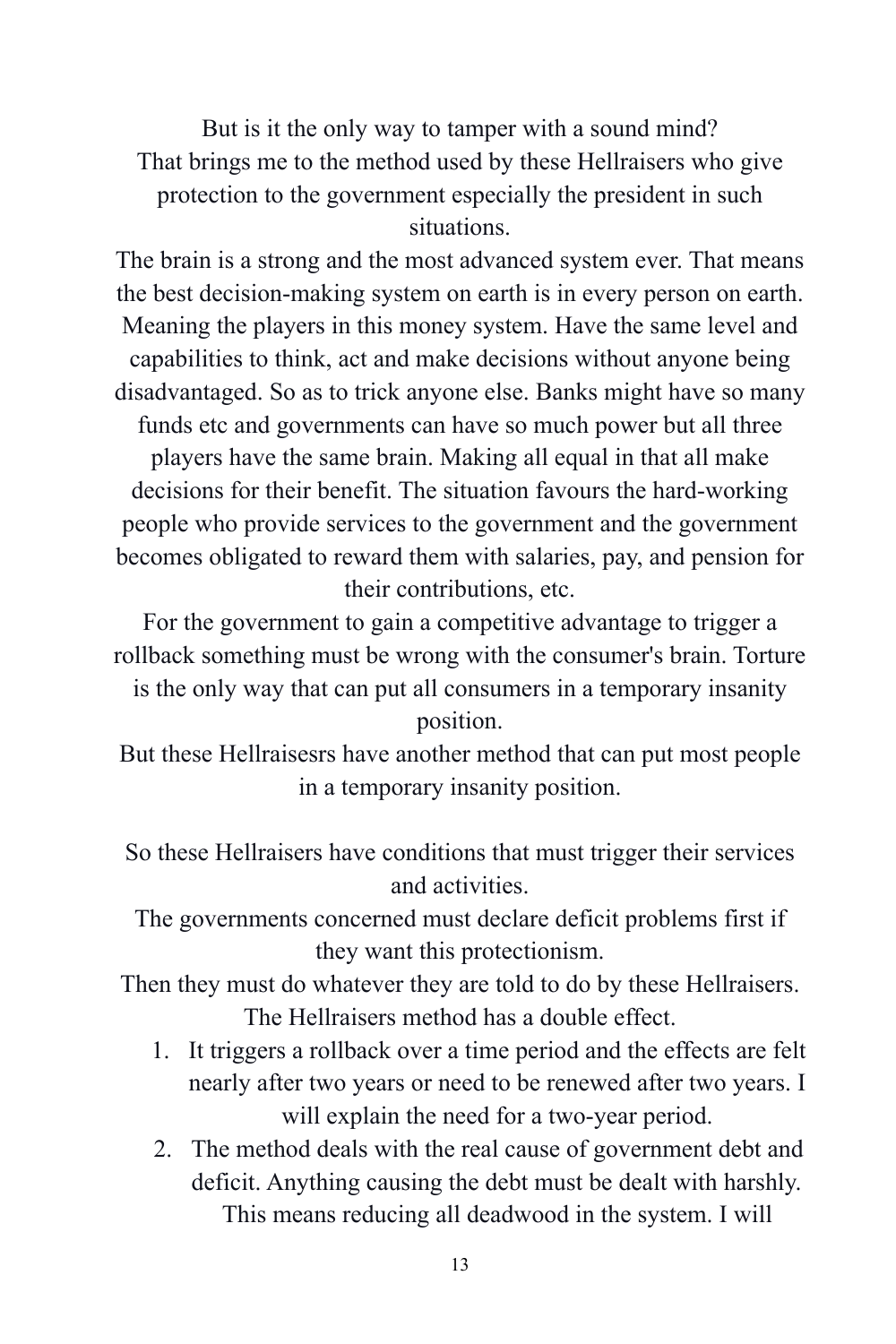But is it the only way to tamper with a sound mind?
That brings me to the method used by these Hellraisers who give protection to the government especially the president in such situations.
The brain is a strong and the most advanced system ever. That means the best decision-making system on earth is in every person on earth. Meaning the players in this money system. Have the same level and capabilities to think, act and make decisions without anyone being disadvantaged. So as to trick anyone else. Banks might have so many funds etc and governments can have so much power but all three players have the same brain. Making all equal in that all make decisions for their benefit. The situation favours the hard-working people who provide services to the government and the government becomes obligated to reward them with salaries, pay, and pension for their contributions, etc.
For the government to gain a competitive advantage to trigger a rollback something must be wrong with the consumer's brain. Torture is the only way that can put all consumers in a temporary insanity position.
But these Hellraisesrs have another method that can put most people in a temporary insanity position.

So these Hellraisers have conditions that must trigger their services and activities.
The governments concerned must declare deficit problems first if they want this protectionism.
Then they must do whatever they are told to do by these Hellraisers.
The Hellraisers method has a double effect.

1. It triggers a rollback over a time period and the effects are felt nearly after two years or need to be renewed after two years. I will explain the need for a two-year period.
2. The method deals with the real cause of government debt and deficit. Anything causing the debt must be dealt with harshly. This means reducing all deadwood in the system. I will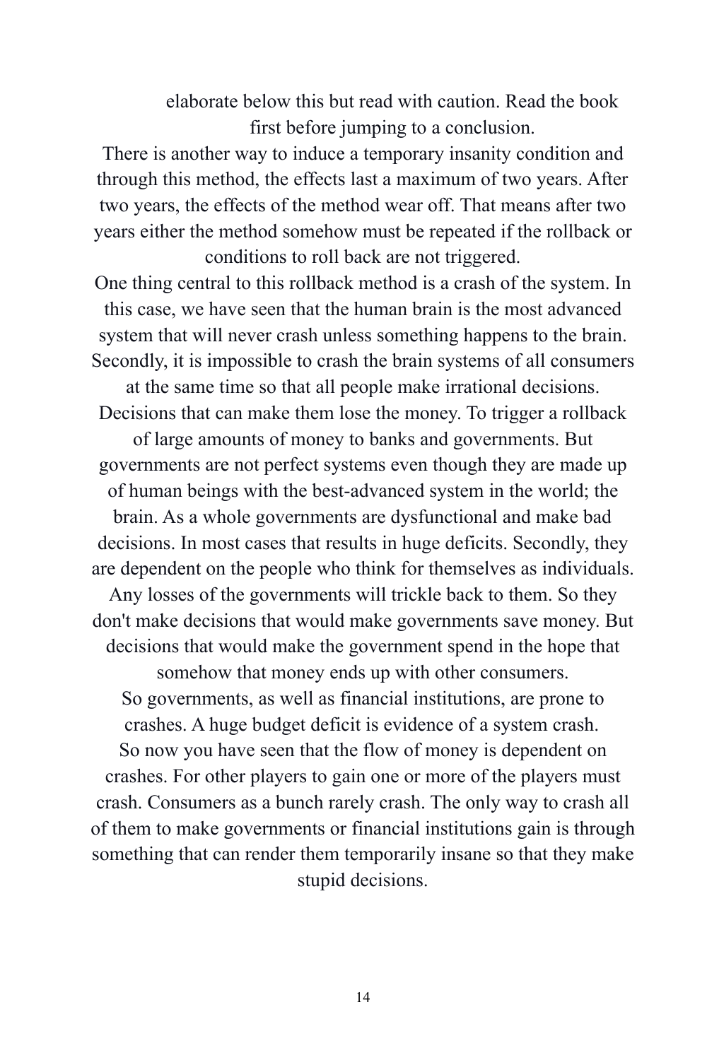elaborate below this but read with caution. Read the book first before jumping to a conclusion.

There is another way to induce a temporary insanity condition and through this method, the effects last a maximum of two years. After two years, the effects of the method wear off. That means after two years either the method somehow must be repeated if the rollback or conditions to roll back are not triggered.

One thing central to this rollback method is a crash of the system. In this case, we have seen that the human brain is the most advanced system that will never crash unless something happens to the brain. Secondly, it is impossible to crash the brain systems of all consumers at the same time so that all people make irrational decisions. Decisions that can make them lose the money. To trigger a rollback of large amounts of money to banks and governments. But governments are not perfect systems even though they are made up of human beings with the best-advanced system in the world; the brain. As a whole governments are dysfunctional and make bad decisions. In most cases that results in huge deficits. Secondly, they are dependent on the people who think for themselves as individuals. Any losses of the governments will trickle back to them. So they don't make decisions that would make governments save money. But decisions that would make the government spend in the hope that somehow that money ends up with other consumers.

So governments, as well as financial institutions, are prone to crashes. A huge budget deficit is evidence of a system crash.

So now you have seen that the flow of money is dependent on crashes. For other players to gain one or more of the players must crash. Consumers as a bunch rarely crash. The only way to crash all of them to make governments or financial institutions gain is through something that can render them temporarily insane so that they make stupid decisions.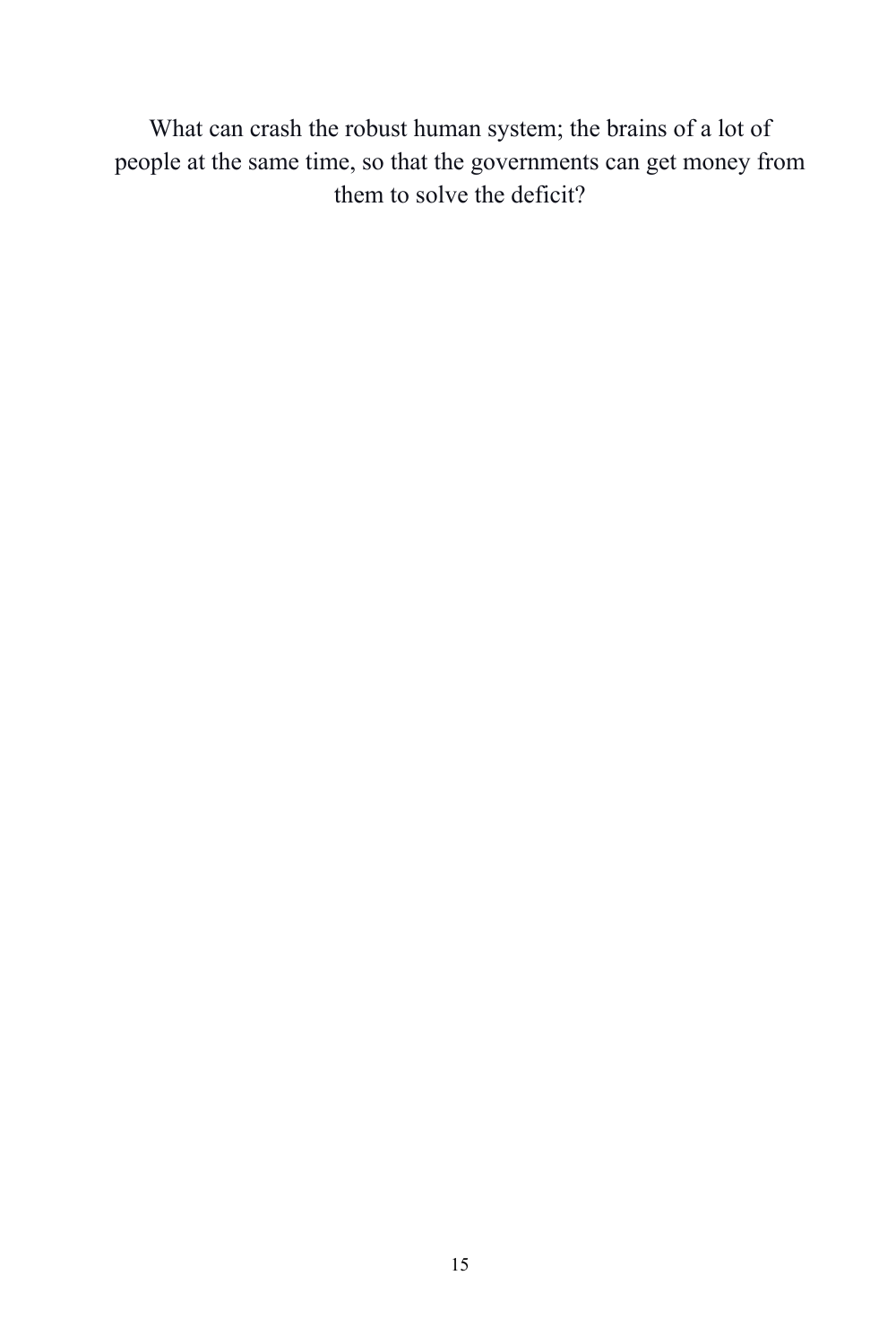What can crash the robust human system; the brains of a lot of people at the same time, so that the governments can get money from them to solve the deficit?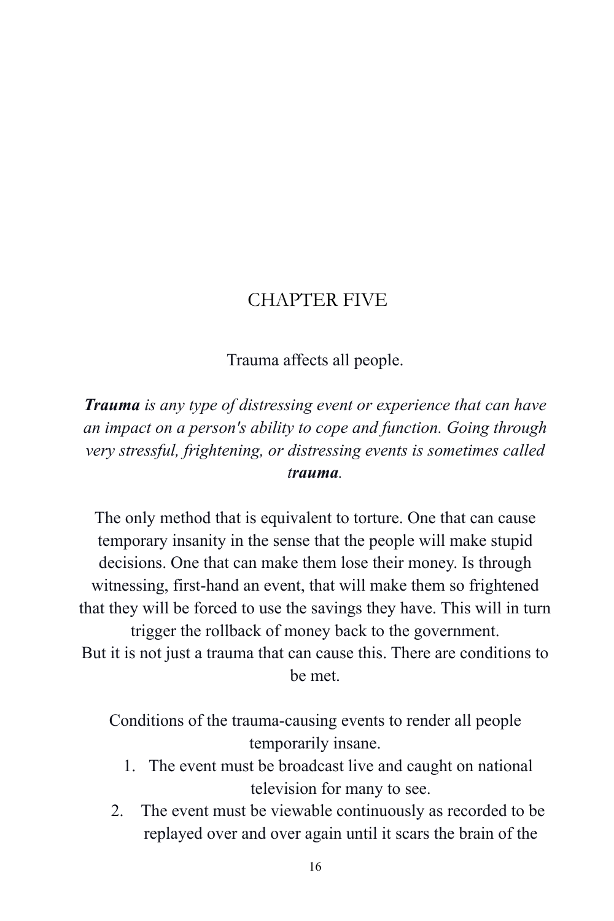# CHAPTER FIVE

Trauma affects all people.

***Trauma*** *is any type of distressing event or experience that can have an impact on a person's ability to cope and function. Going through very stressful, frightening, or distressing events is sometimes called t**rauma**.*

The only method that is equivalent to torture. One that can cause temporary insanity in the sense that the people will make stupid decisions. One that can make them lose their money. Is through witnessing, first-hand an event, that will make them so frightened that they will be forced to use the savings they have. This will in turn trigger the rollback of money back to the government.
But it is not just a trauma that can cause this. There are conditions to be met.

Conditions of the trauma-causing events to render all people temporarily insane.

1. The event must be broadcast live and caught on national television for many to see.
2. The event must be viewable continuously as recorded to be replayed over and over again until it scars the brain of the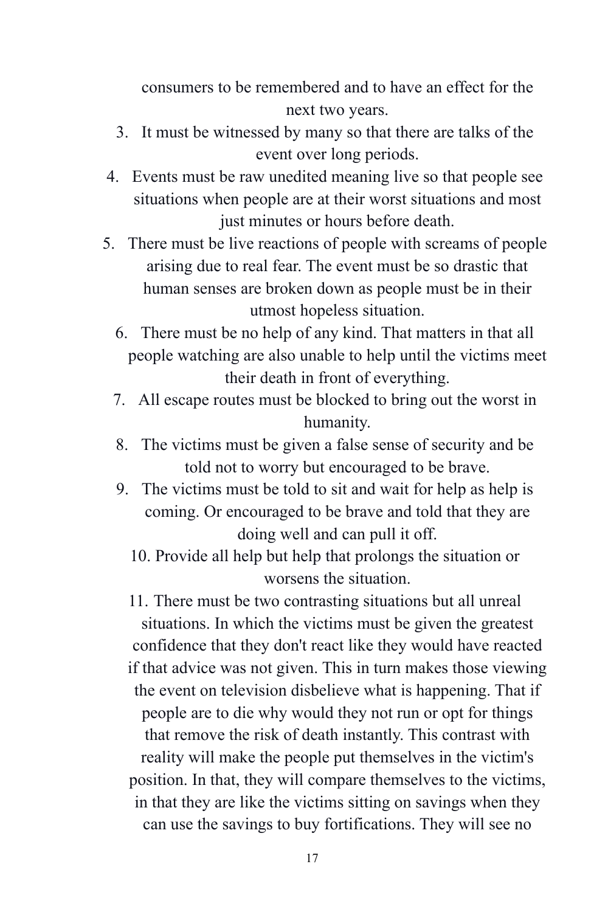consumers to be remembered and to have an effect for the next two years.

3. It must be witnessed by many so that there are talks of the event over long periods.
4. Events must be raw unedited meaning live so that people see situations when people are at their worst situations and most just minutes or hours before death.
5. There must be live reactions of people with screams of people arising due to real fear. The event must be so drastic that human senses are broken down as people must be in their utmost hopeless situation.
6. There must be no help of any kind. That matters in that all people watching are also unable to help until the victims meet their death in front of everything.
7. All escape routes must be blocked to bring out the worst in humanity.
8. The victims must be given a false sense of security and be told not to worry but encouraged to be brave.
9. The victims must be told to sit and wait for help as help is coming. Or encouraged to be brave and told that they are doing well and can pull it off.
10. Provide all help but help that prolongs the situation or worsens the situation.
11. There must be two contrasting situations but all unreal situations. In which the victims must be given the greatest confidence that they don't react like they would have reacted if that advice was not given. This in turn makes those viewing the event on television disbelieve what is happening. That if people are to die why would they not run or opt for things that remove the risk of death instantly. This contrast with reality will make the people put themselves in the victim's position. In that, they will compare themselves to the victims, in that they are like the victims sitting on savings when they can use the savings to buy fortifications. They will see no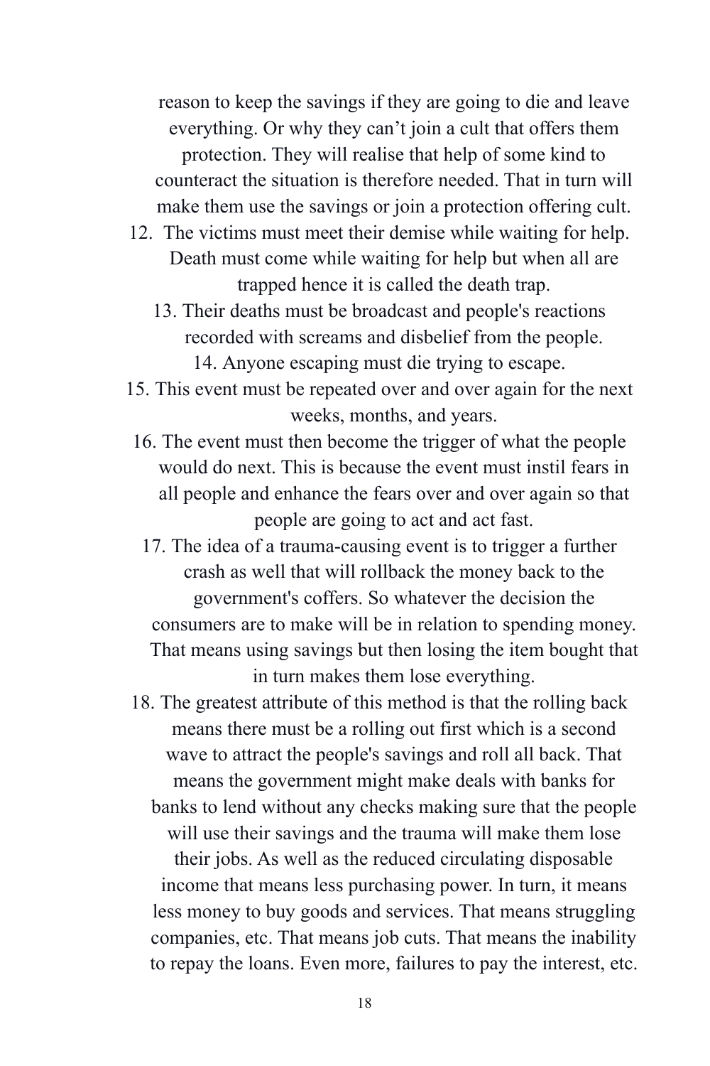reason to keep the savings if they are going to die and leave everything. Or why they can't join a cult that offers them protection. They will realise that help of some kind to counteract the situation is therefore needed. That in turn will make them use the savings or join a protection offering cult.

12. The victims must meet their demise while waiting for help. Death must come while waiting for help but when all are trapped hence it is called the death trap.
13. Their deaths must be broadcast and people's reactions recorded with screams and disbelief from the people.
14. Anyone escaping must die trying to escape.
15. This event must be repeated over and over again for the next weeks, months, and years.
16. The event must then become the trigger of what the people would do next. This is because the event must instil fears in all people and enhance the fears over and over again so that people are going to act and act fast.
17. The idea of a trauma-causing event is to trigger a further crash as well that will rollback the money back to the government's coffers. So whatever the decision the consumers are to make will be in relation to spending money. That means using savings but then losing the item bought that in turn makes them lose everything.
18. The greatest attribute of this method is that the rolling back means there must be a rolling out first which is a second wave to attract the people's savings and roll all back. That means the government might make deals with banks for banks to lend without any checks making sure that the people will use their savings and the trauma will make them lose their jobs. As well as the reduced circulating disposable income that means less purchasing power. In turn, it means less money to buy goods and services. That means struggling companies, etc. That means job cuts. That means the inability to repay the loans. Even more, failures to pay the interest, etc.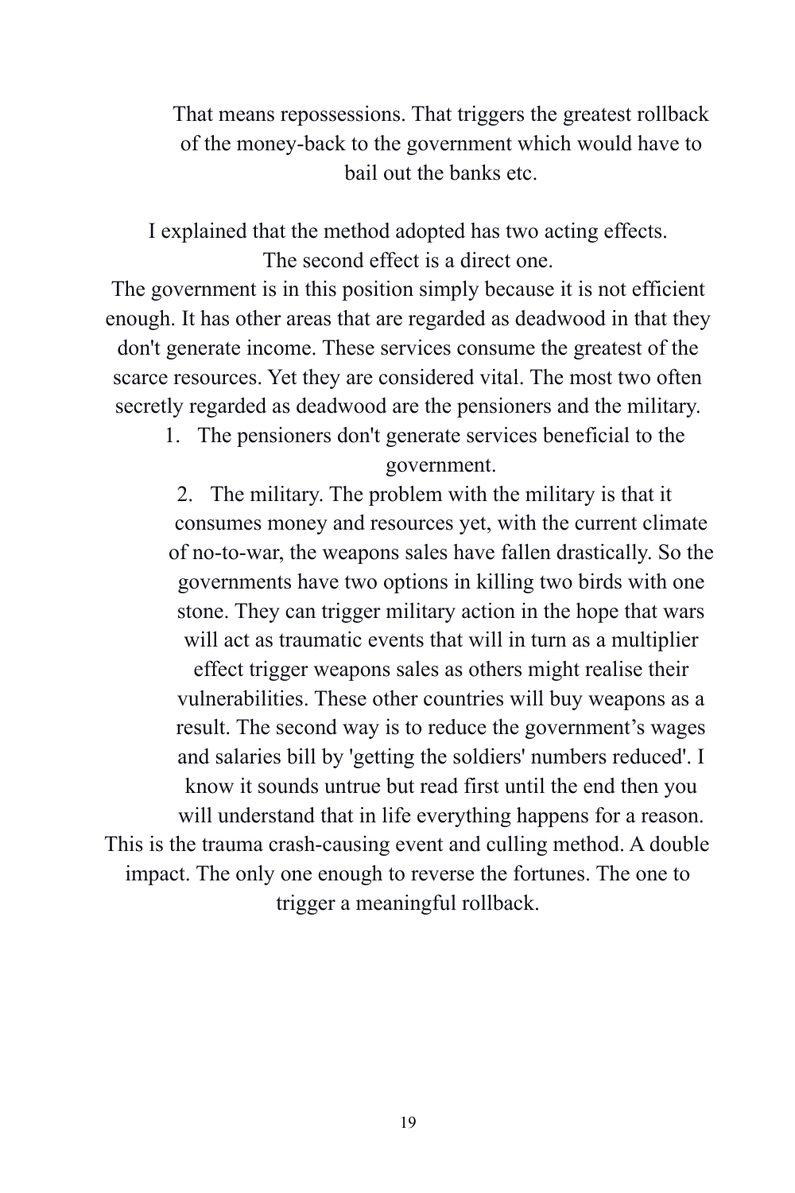That means repossessions. That triggers the greatest rollback of the money-back to the government which would have to bail out the banks etc.

I explained that the method adopted has two acting effects. The second effect is a direct one.

The government is in this position simply because it is not efficient enough. It has other areas that are regarded as deadwood in that they don't generate income. These services consume the greatest of the scarce resources. Yet they are considered vital. The most two often secretly regarded as deadwood are the pensioners and the military.

1. The pensioners don't generate services beneficial to the government.
2. The military. The problem with the military is that it consumes money and resources yet, with the current climate of no-to-war, the weapons sales have fallen drastically. So the governments have two options in killing two birds with one stone. They can trigger military action in the hope that wars will act as traumatic events that will in turn as a multiplier effect trigger weapons sales as others might realise their vulnerabilities. These other countries will buy weapons as a result. The second way is to reduce the government's wages and salaries bill by 'getting the soldiers' numbers reduced'. I know it sounds untrue but read first until the end then you will understand that in life everything happens for a reason.

This is the trauma crash-causing event and culling method. A double impact. The only one enough to reverse the fortunes. The one to trigger a meaningful rollback.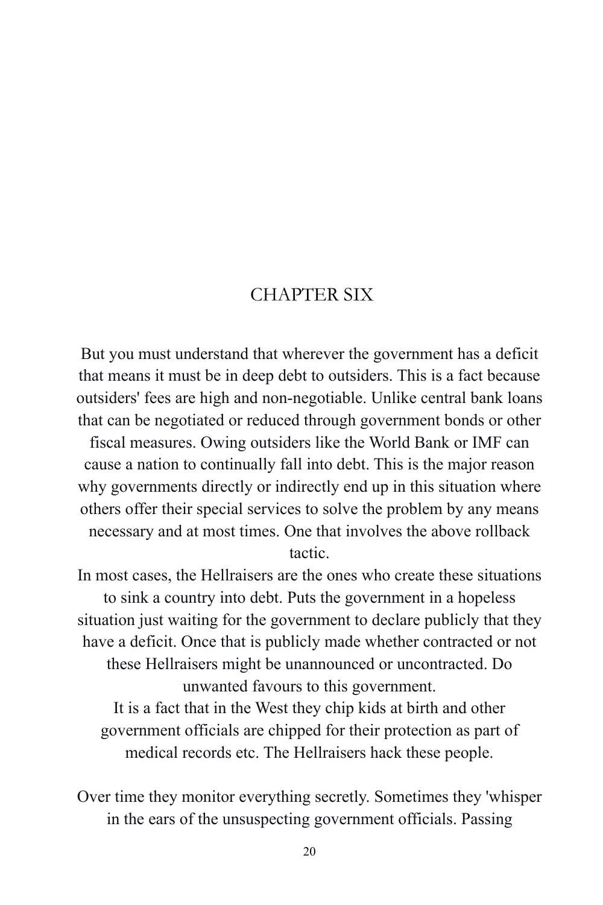# CHAPTER SIX

But you must understand that wherever the government has a deficit that means it must be in deep debt to outsiders. This is a fact because outsiders' fees are high and non-negotiable. Unlike central bank loans that can be negotiated or reduced through government bonds or other fiscal measures. Owing outsiders like the World Bank or IMF can cause a nation to continually fall into debt. This is the major reason why governments directly or indirectly end up in this situation where others offer their special services to solve the problem by any means necessary and at most times. One that involves the above rollback tactic.

In most cases, the Hellraisers are the ones who create these situations to sink a country into debt. Puts the government in a hopeless situation just waiting for the government to declare publicly that they have a deficit. Once that is publicly made whether contracted or not these Hellraisers might be unannounced or uncontracted. Do unwanted favours to this government.

It is a fact that in the West they chip kids at birth and other government officials are chipped for their protection as part of medical records etc. The Hellraisers hack these people.

Over time they monitor everything secretly. Sometimes they 'whisper in the ears of the unsuspecting government officials. Passing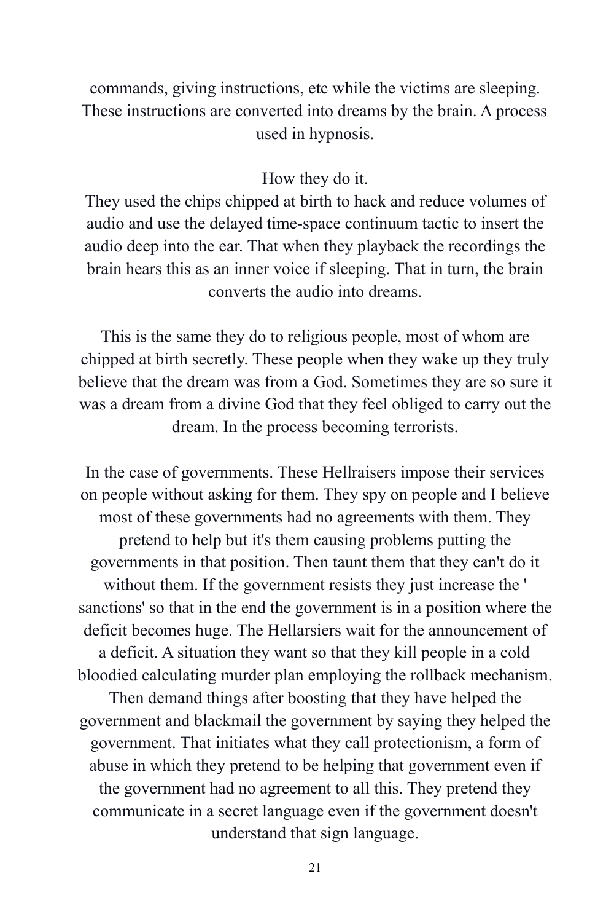commands, giving instructions, etc while the victims are sleeping. These instructions are converted into dreams by the brain. A process used in hypnosis.

How they do it.

They used the chips chipped at birth to hack and reduce volumes of audio and use the delayed time-space continuum tactic to insert the audio deep into the ear. That when they playback the recordings the brain hears this as an inner voice if sleeping. That in turn, the brain converts the audio into dreams.

This is the same they do to religious people, most of whom are chipped at birth secretly. These people when they wake up they truly believe that the dream was from a God. Sometimes they are so sure it was a dream from a divine God that they feel obliged to carry out the dream. In the process becoming terrorists.

In the case of governments. These Hellraisers impose their services on people without asking for them. They spy on people and I believe most of these governments had no agreements with them. They pretend to help but it's them causing problems putting the governments in that position. Then taunt them that they can't do it without them. If the government resists they just increase the ' sanctions' so that in the end the government is in a position where the deficit becomes huge. The Hellarsiers wait for the announcement of a deficit. A situation they want so that they kill people in a cold bloodied calculating murder plan employing the rollback mechanism. Then demand things after boosting that they have helped the government and blackmail the government by saying they helped the government. That initiates what they call protectionism, a form of abuse in which they pretend to be helping that government even if the government had no agreement to all this. They pretend they communicate in a secret language even if the government doesn't understand that sign language.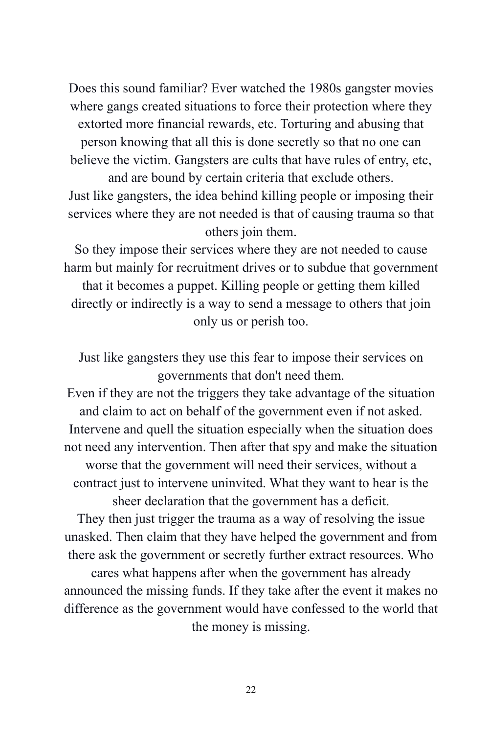Does this sound familiar? Ever watched the 1980s gangster movies where gangs created situations to force their protection where they extorted more financial rewards, etc. Torturing and abusing that person knowing that all this is done secretly so that no one can believe the victim. Gangsters are cults that have rules of entry, etc, and are bound by certain criteria that exclude others.
Just like gangsters, the idea behind killing people or imposing their services where they are not needed is that of causing trauma so that others join them.
So they impose their services where they are not needed to cause harm but mainly for recruitment drives or to subdue that government that it becomes a puppet. Killing people or getting them killed directly or indirectly is a way to send a message to others that join only us or perish too.

Just like gangsters they use this fear to impose their services on governments that don't need them.
Even if they are not the triggers they take advantage of the situation and claim to act on behalf of the government even if not asked. Intervene and quell the situation especially when the situation does not need any intervention. Then after that spy and make the situation worse that the government will need their services, without a contract just to intervene uninvited. What they want to hear is the sheer declaration that the government has a deficit.
They then just trigger the trauma as a way of resolving the issue unasked. Then claim that they have helped the government and from there ask the government or secretly further extract resources. Who cares what happens after when the government has already announced the missing funds. If they take after the event it makes no difference as the government would have confessed to the world that the money is missing.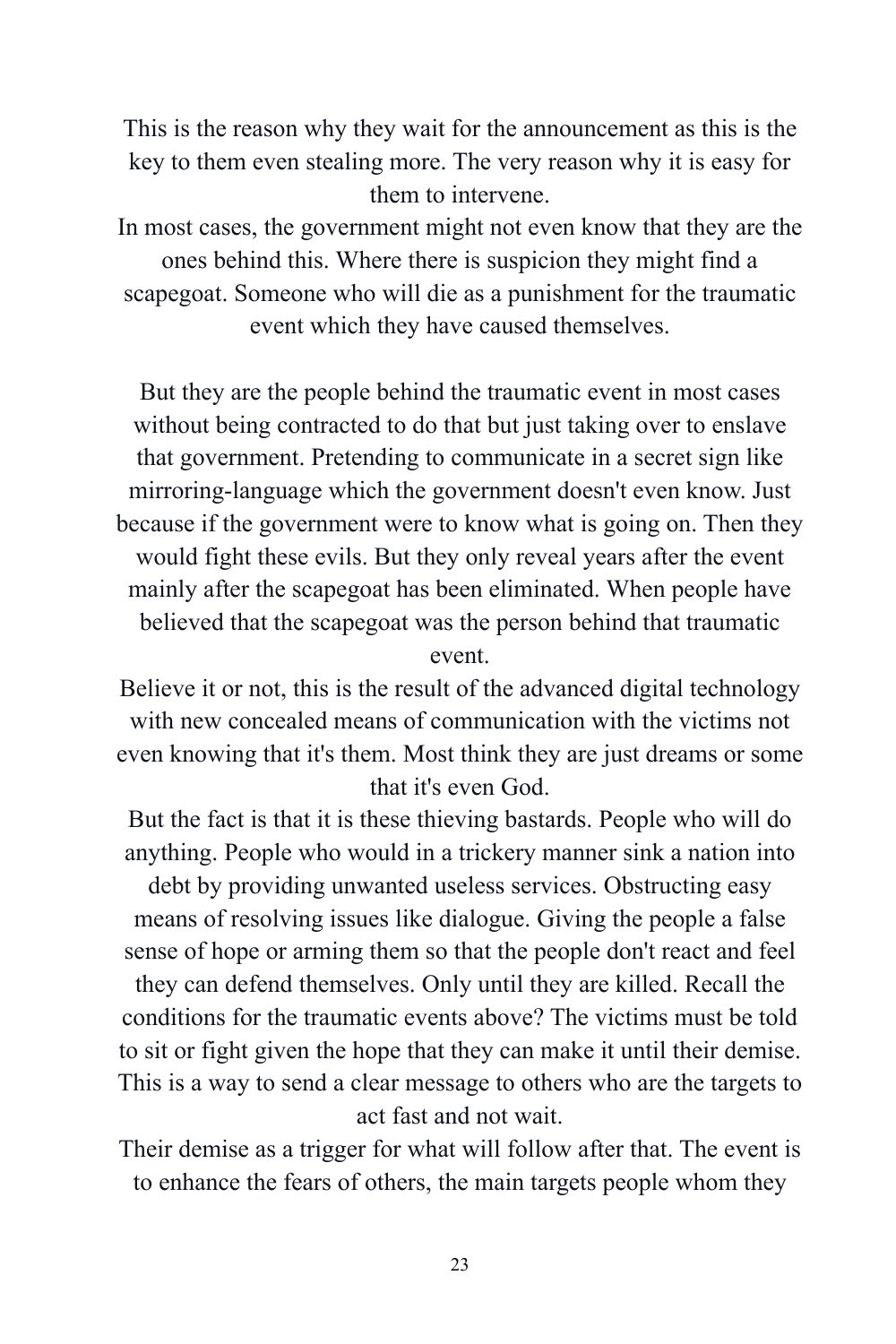This is the reason why they wait for the announcement as this is the key to them even stealing more. The very reason why it is easy for them to intervene.

In most cases, the government might not even know that they are the ones behind this. Where there is suspicion they might find a scapegoat. Someone who will die as a punishment for the traumatic event which they have caused themselves.

But they are the people behind the traumatic event in most cases without being contracted to do that but just taking over to enslave that government. Pretending to communicate in a secret sign like mirroring-language which the government doesn't even know. Just because if the government were to know what is going on. Then they would fight these evils. But they only reveal years after the event mainly after the scapegoat has been eliminated. When people have believed that the scapegoat was the person behind that traumatic event.

Believe it or not, this is the result of the advanced digital technology with new concealed means of communication with the victims not even knowing that it's them. Most think they are just dreams or some that it's even God.

But the fact is that it is these thieving bastards. People who will do anything. People who would in a trickery manner sink a nation into debt by providing unwanted useless services. Obstructing easy means of resolving issues like dialogue. Giving the people a false sense of hope or arming them so that the people don't react and feel they can defend themselves. Only until they are killed. Recall the conditions for the traumatic events above? The victims must be told to sit or fight given the hope that they can make it until their demise. This is a way to send a clear message to others who are the targets to act fast and not wait.

Their demise as a trigger for what will follow after that. The event is to enhance the fears of others, the main targets people whom they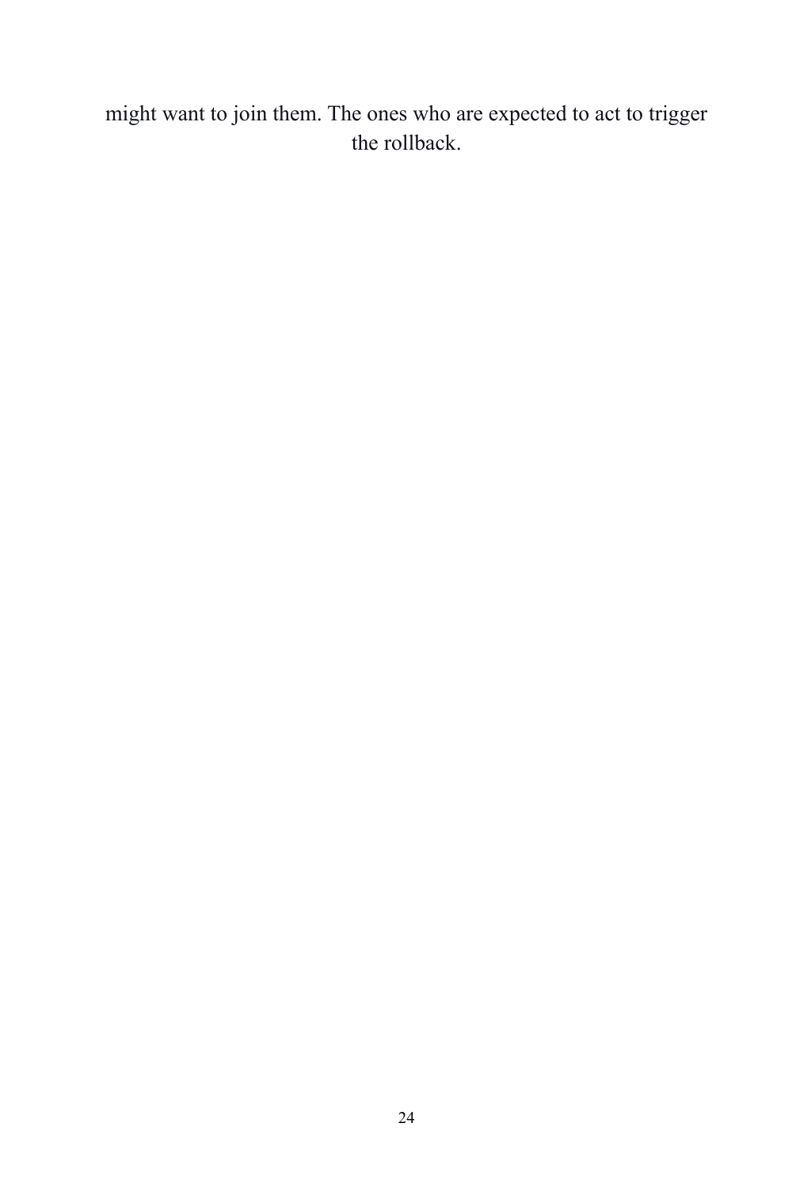might want to join them. The ones who are expected to act to trigger the rollback.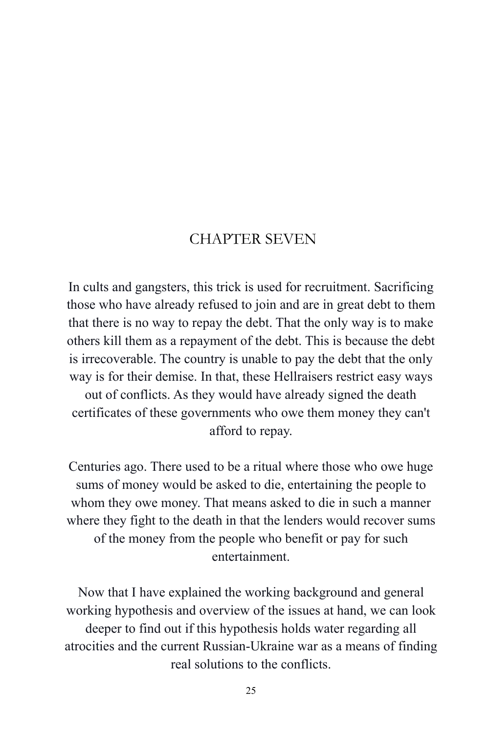# CHAPTER SEVEN

In cults and gangsters, this trick is used for recruitment. Sacrificing those who have already refused to join and are in great debt to them that there is no way to repay the debt. That the only way is to make others kill them as a repayment of the debt. This is because the debt is irrecoverable. The country is unable to pay the debt that the only way is for their demise. In that, these Hellraisers restrict easy ways out of conflicts. As they would have already signed the death certificates of these governments who owe them money they can't afford to repay.

Centuries ago. There used to be a ritual where those who owe huge sums of money would be asked to die, entertaining the people to whom they owe money. That means asked to die in such a manner where they fight to the death in that the lenders would recover sums of the money from the people who benefit or pay for such entertainment.

Now that I have explained the working background and general working hypothesis and overview of the issues at hand, we can look deeper to find out if this hypothesis holds water regarding all atrocities and the current Russian-Ukraine war as a means of finding real solutions to the conflicts.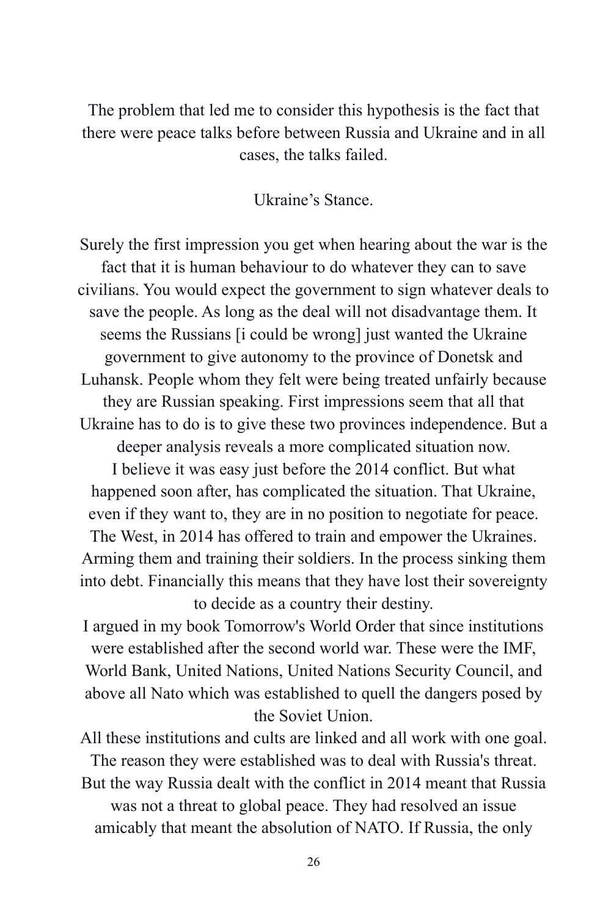The problem that led me to consider this hypothesis is the fact that there were peace talks before between Russia and Ukraine and in all cases, the talks failed.

## Ukraine's Stance.

Surely the first impression you get when hearing about the war is the fact that it is human behaviour to do whatever they can to save civilians. You would expect the government to sign whatever deals to save the people. As long as the deal will not disadvantage them. It seems the Russians [i could be wrong] just wanted the Ukraine government to give autonomy to the province of Donetsk and Luhansk. People whom they felt were being treated unfairly because they are Russian speaking. First impressions seem that all that Ukraine has to do is to give these two provinces independence. But a deeper analysis reveals a more complicated situation now.

I believe it was easy just before the 2014 conflict. But what happened soon after, has complicated the situation. That Ukraine, even if they want to, they are in no position to negotiate for peace. The West, in 2014 has offered to train and empower the Ukraines. Arming them and training their soldiers. In the process sinking them into debt. Financially this means that they have lost their sovereignty to decide as a country their destiny.

I argued in my book Tomorrow's World Order that since institutions were established after the second world war. These were the IMF, World Bank, United Nations, United Nations Security Council, and above all Nato which was established to quell the dangers posed by the Soviet Union.

All these institutions and cults are linked and all work with one goal. The reason they were established was to deal with Russia's threat. But the way Russia dealt with the conflict in 2014 meant that Russia was not a threat to global peace. They had resolved an issue amicably that meant the absolution of NATO. If Russia, the only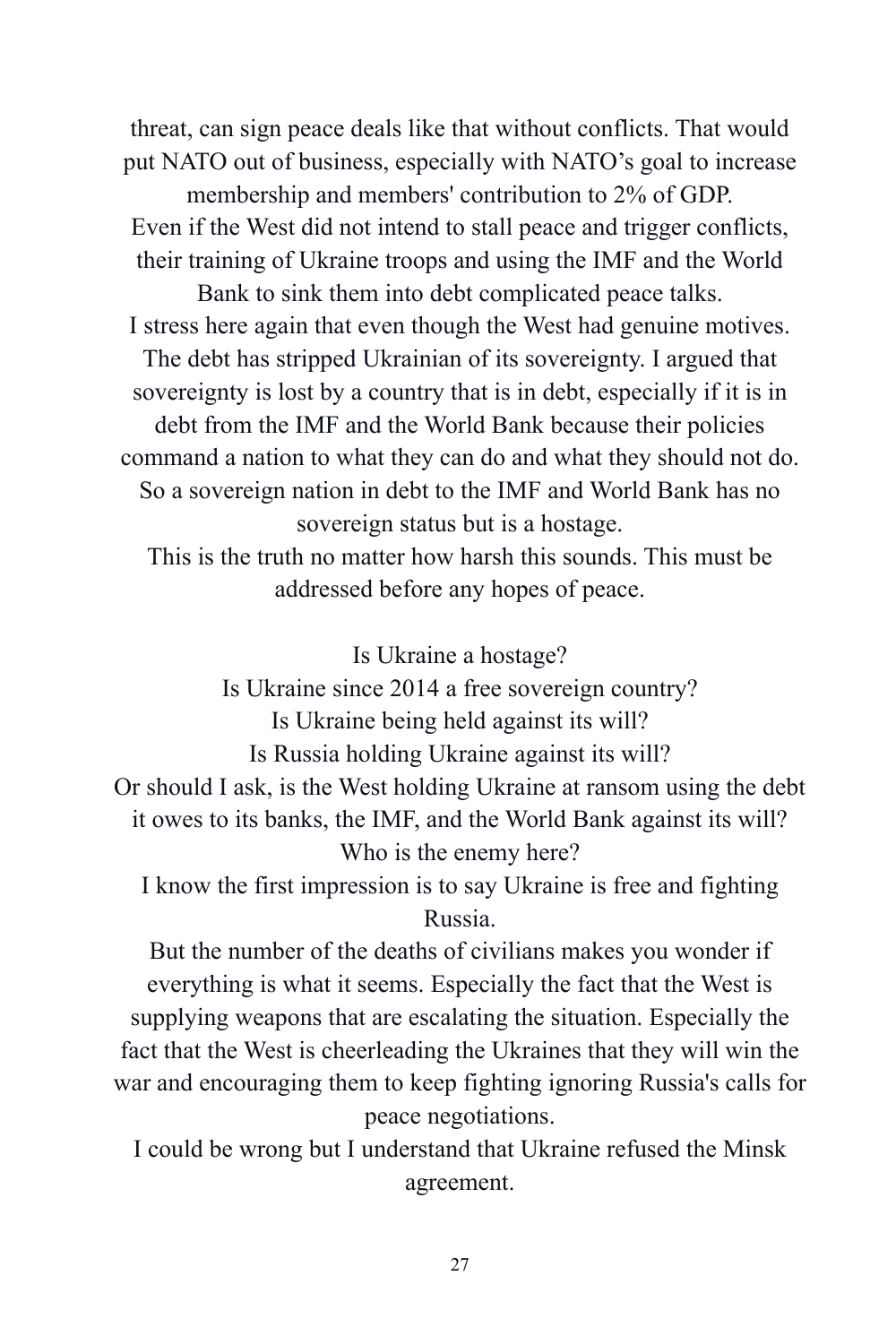threat, can sign peace deals like that without conflicts. That would put NATO out of business, especially with NATO's goal to increase membership and members' contribution to 2% of GDP.

Even if the West did not intend to stall peace and trigger conflicts, their training of Ukraine troops and using the IMF and the World Bank to sink them into debt complicated peace talks.

I stress here again that even though the West had genuine motives. The debt has stripped Ukrainian of its sovereignty. I argued that sovereignty is lost by a country that is in debt, especially if it is in debt from the IMF and the World Bank because their policies command a nation to what they can do and what they should not do. So a sovereign nation in debt to the IMF and World Bank has no sovereign status but is a hostage.

This is the truth no matter how harsh this sounds. This must be addressed before any hopes of peace.

Is Ukraine a hostage?

Is Ukraine since 2014 a free sovereign country?

Is Ukraine being held against its will?

Is Russia holding Ukraine against its will?

Or should I ask, is the West holding Ukraine at ransom using the debt it owes to its banks, the IMF, and the World Bank against its will?

Who is the enemy here?

I know the first impression is to say Ukraine is free and fighting Russia.

But the number of the deaths of civilians makes you wonder if everything is what it seems. Especially the fact that the West is supplying weapons that are escalating the situation. Especially the fact that the West is cheerleading the Ukraines that they will win the war and encouraging them to keep fighting ignoring Russia's calls for peace negotiations.

I could be wrong but I understand that Ukraine refused the Minsk agreement.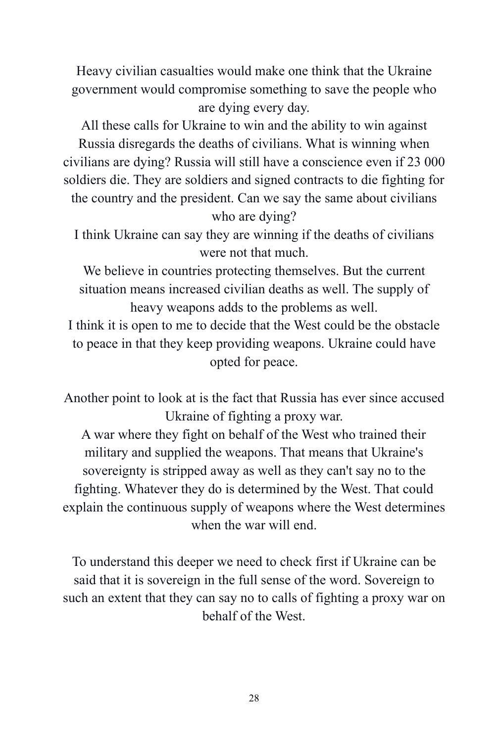Heavy civilian casualties would make one think that the Ukraine government would compromise something to save the people who are dying every day.

All these calls for Ukraine to win and the ability to win against Russia disregards the deaths of civilians. What is winning when civilians are dying? Russia will still have a conscience even if 23 000 soldiers die. They are soldiers and signed contracts to die fighting for the country and the president. Can we say the same about civilians who are dying?

I think Ukraine can say they are winning if the deaths of civilians were not that much.

We believe in countries protecting themselves. But the current situation means increased civilian deaths as well. The supply of heavy weapons adds to the problems as well.

I think it is open to me to decide that the West could be the obstacle to peace in that they keep providing weapons. Ukraine could have opted for peace.

Another point to look at is the fact that Russia has ever since accused Ukraine of fighting a proxy war.

A war where they fight on behalf of the West who trained their military and supplied the weapons. That means that Ukraine's sovereignty is stripped away as well as they can't say no to the fighting. Whatever they do is determined by the West. That could explain the continuous supply of weapons where the West determines when the war will end.

To understand this deeper we need to check first if Ukraine can be said that it is sovereign in the full sense of the word. Sovereign to such an extent that they can say no to calls of fighting a proxy war on behalf of the West.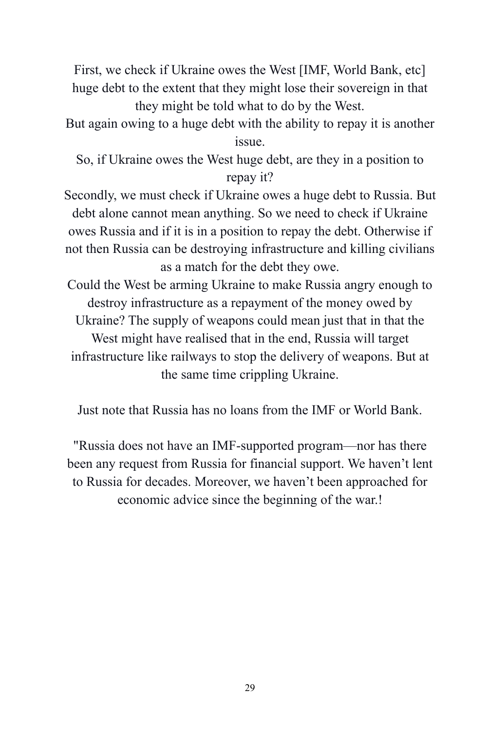First, we check if Ukraine owes the West [IMF, World Bank, etc] huge debt to the extent that they might lose their sovereign in that they might be told what to do by the West.

But again owing to a huge debt with the ability to repay it is another issue.

So, if Ukraine owes the West huge debt, are they in a position to repay it?

Secondly, we must check if Ukraine owes a huge debt to Russia. But debt alone cannot mean anything. So we need to check if Ukraine owes Russia and if it is in a position to repay the debt. Otherwise if not then Russia can be destroying infrastructure and killing civilians as a match for the debt they owe.

Could the West be arming Ukraine to make Russia angry enough to destroy infrastructure as a repayment of the money owed by Ukraine? The supply of weapons could mean just that in that the West might have realised that in the end, Russia will target infrastructure like railways to stop the delivery of weapons. But at the same time crippling Ukraine.

Just note that Russia has no loans from the IMF or World Bank.

"Russia does not have an IMF-supported program—nor has there been any request from Russia for financial support. We haven't lent to Russia for decades. Moreover, we haven't been approached for economic advice since the beginning of the war.!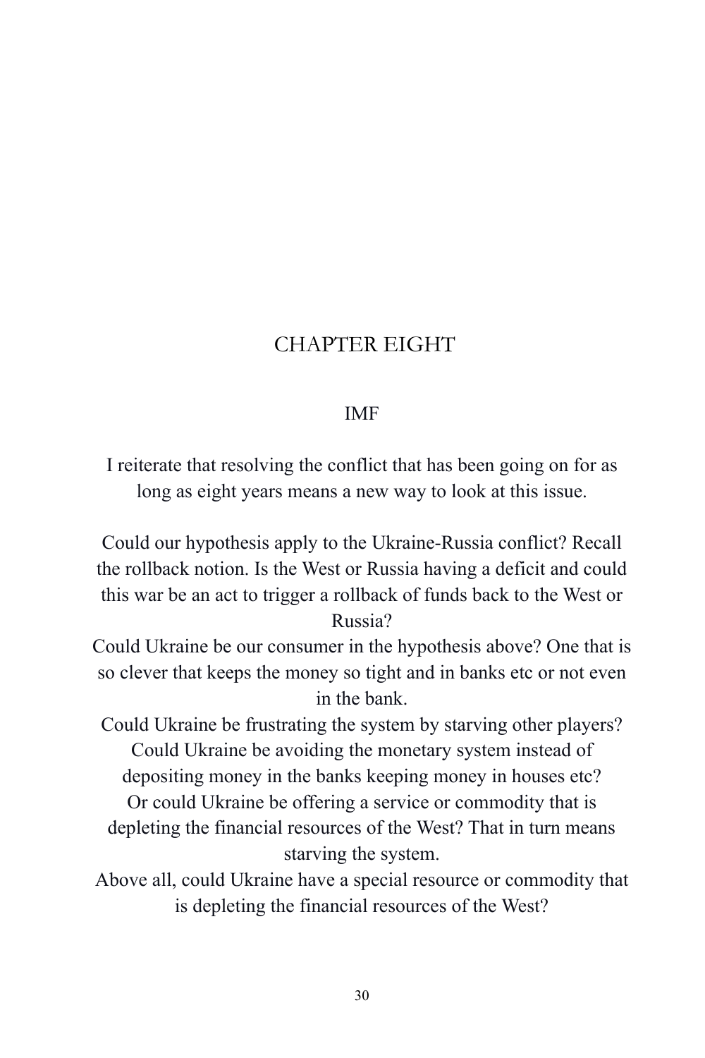# CHAPTER EIGHT

## IMF

I reiterate that resolving the conflict that has been going on for as long as eight years means a new way to look at this issue.

Could our hypothesis apply to the Ukraine-Russia conflict? Recall the rollback notion. Is the West or Russia having a deficit and could this war be an act to trigger a rollback of funds back to the West or Russia?
Could Ukraine be our consumer in the hypothesis above? One that is so clever that keeps the money so tight and in banks etc or not even in the bank.
Could Ukraine be frustrating the system by starving other players?
Could Ukraine be avoiding the monetary system instead of depositing money in the banks keeping money in houses etc?
Or could Ukraine be offering a service or commodity that is depleting the financial resources of the West? That in turn means starving the system.
Above all, could Ukraine have a special resource or commodity that is depleting the financial resources of the West?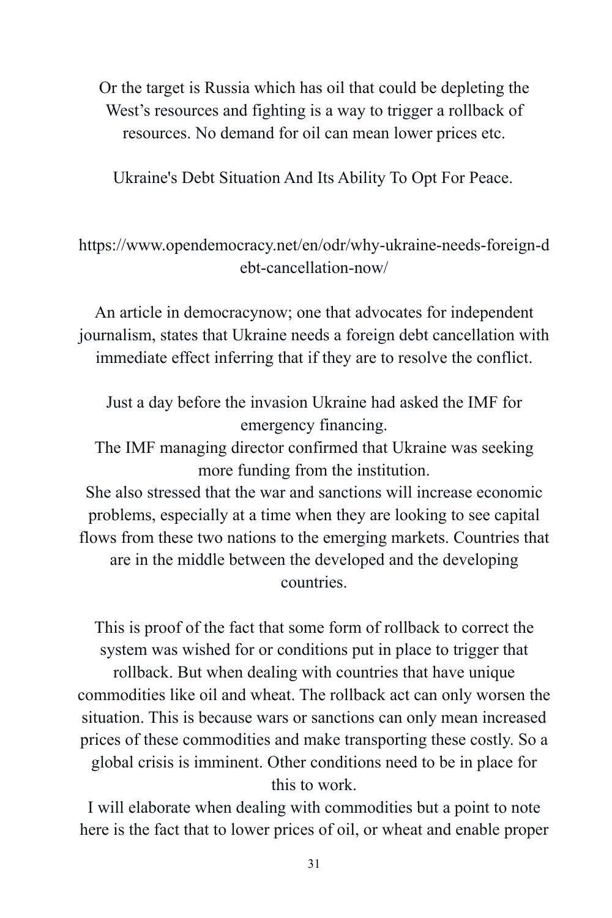Or the target is Russia which has oil that could be depleting the West's resources and fighting is a way to trigger a rollback of resources. No demand for oil can mean lower prices etc.

Ukraine's Debt Situation And Its Ability To Opt For Peace.

https://www.opendemocracy.net/en/odr/why-ukraine-needs-foreign-debt-cancellation-now/

An article in democracynow; one that advocates for independent journalism, states that Ukraine needs a foreign debt cancellation with immediate effect inferring that if they are to resolve the conflict.

Just a day before the invasion Ukraine had asked the IMF for emergency financing.
The IMF managing director confirmed that Ukraine was seeking more funding from the institution.
She also stressed that the war and sanctions will increase economic problems, especially at a time when they are looking to see capital flows from these two nations to the emerging markets. Countries that are in the middle between the developed and the developing countries.

This is proof of the fact that some form of rollback to correct the system was wished for or conditions put in place to trigger that rollback. But when dealing with countries that have unique commodities like oil and wheat. The rollback act can only worsen the situation. This is because wars or sanctions can only mean increased prices of these commodities and make transporting these costly. So a global crisis is imminent. Other conditions need to be in place for this to work.
I will elaborate when dealing with commodities but a point to note here is the fact that to lower prices of oil, or wheat and enable proper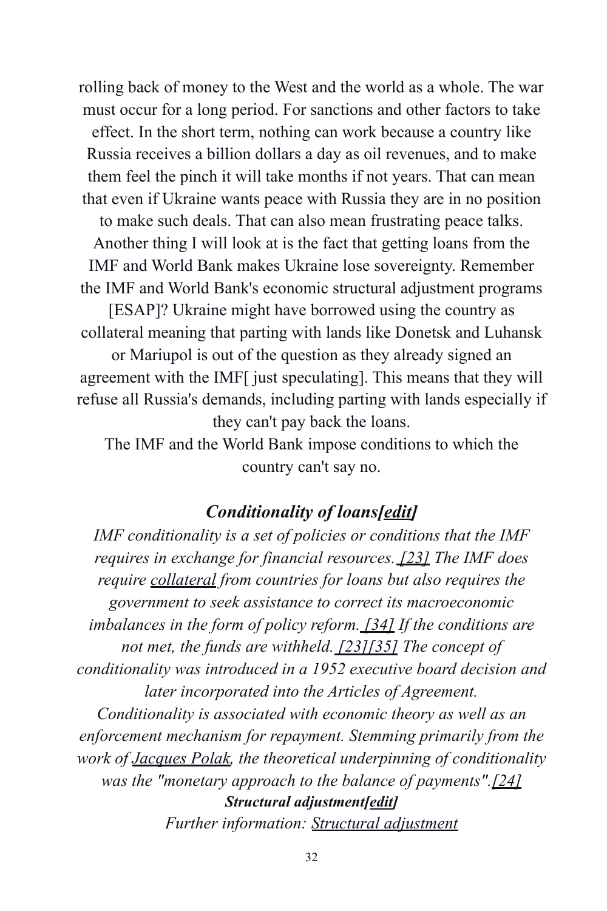rolling back of money to the West and the world as a whole. The war must occur for a long period. For sanctions and other factors to take effect. In the short term, nothing can work because a country like Russia receives a billion dollars a day as oil revenues, and to make them feel the pinch it will take months if not years. That can mean that even if Ukraine wants peace with Russia they are in no position to make such deals. That can also mean frustrating peace talks. Another thing I will look at is the fact that getting loans from the IMF and World Bank makes Ukraine lose sovereignty. Remember the IMF and World Bank's economic structural adjustment programs [ESAP]? Ukraine might have borrowed using the country as collateral meaning that parting with lands like Donetsk and Luhansk or Mariupol is out of the question as they already signed an agreement with the IMF[ just speculating]. This means that they will refuse all Russia's demands, including parting with lands especially if they can't pay back the loans.

The IMF and the World Bank impose conditions to which the country can't say no.

## *Conditionality of loans[edit]*

*IMF conditionality is a set of policies or conditions that the IMF requires in exchange for financial resources. [23] The IMF does require collateral from countries for loans but also requires the government to seek assistance to correct its macroeconomic imbalances in the form of policy reform. [34] If the conditions are not met, the funds are withheld. [23][35] The concept of conditionality was introduced in a 1952 executive board decision and later incorporated into the Articles of Agreement.*

*Conditionality is associated with economic theory as well as an enforcement mechanism for repayment. Stemming primarily from the work of Jacques Polak, the theoretical underpinning of conditionality was the "monetary approach to the balance of payments".[24]*

### *Structural adjustment[edit]*

*Further information: Structural adjustment*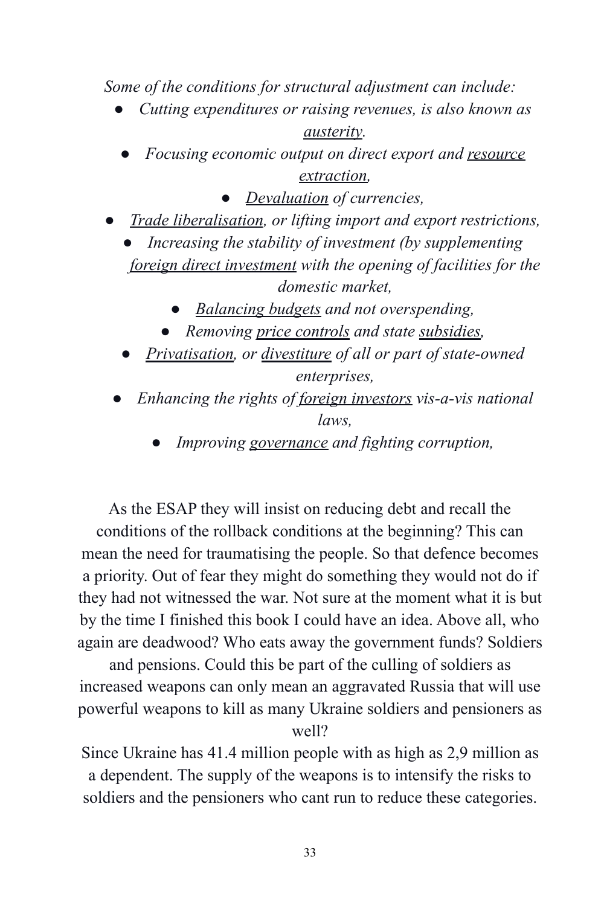*Some of the conditions for structural adjustment can include:*

- *Cutting expenditures or raising revenues, is also known as austerity.*
- *Focusing economic output on direct export and resource extraction,*
- *Devaluation of currencies,*
- *Trade liberalisation, or lifting import and export restrictions,*
- *Increasing the stability of investment (by supplementing foreign direct investment with the opening of facilities for the domestic market,*
- *Balancing budgets and not overspending,*
- *Removing price controls and state subsidies,*
- *Privatisation, or divestiture of all or part of state-owned enterprises,*
- *Enhancing the rights of foreign investors vis-a-vis national laws,*
- *Improving governance and fighting corruption,*

As the ESAP they will insist on reducing debt and recall the conditions of the rollback conditions at the beginning? This can mean the need for traumatising the people. So that defence becomes a priority. Out of fear they might do something they would not do if they had not witnessed the war. Not sure at the moment what it is but by the time I finished this book I could have an idea. Above all, who again are deadwood? Who eats away the government funds? Soldiers and pensions. Could this be part of the culling of soldiers as increased weapons can only mean an aggravated Russia that will use powerful weapons to kill as many Ukraine soldiers and pensioners as well?

Since Ukraine has 41.4 million people with as high as 2,9 million as a dependent. The supply of the weapons is to intensify the risks to soldiers and the pensioners who cant run to reduce these categories.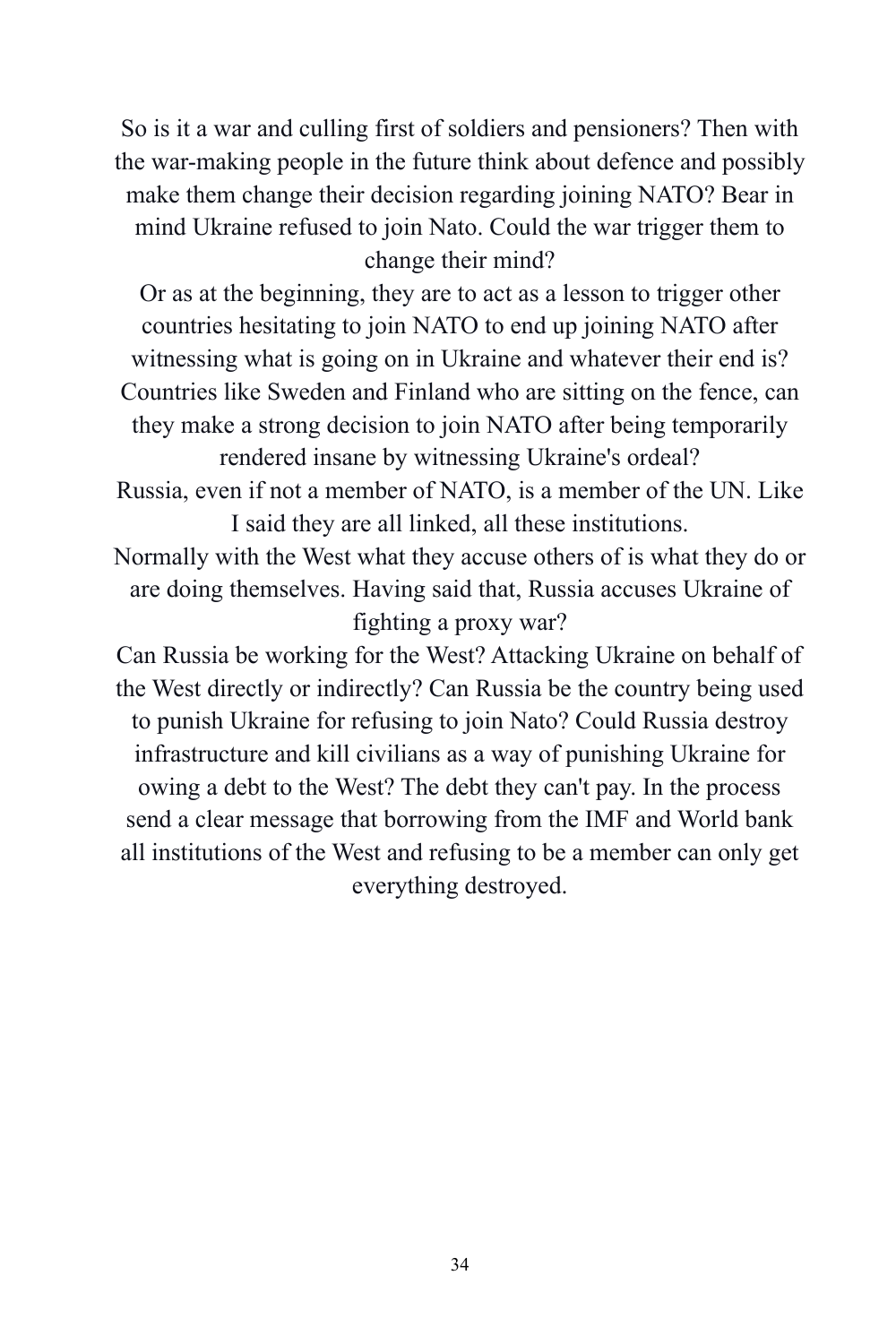So is it a war and culling first of soldiers and pensioners? Then with the war-making people in the future think about defence and possibly make them change their decision regarding joining NATO? Bear in mind Ukraine refused to join Nato. Could the war trigger them to change their mind?

Or as at the beginning, they are to act as a lesson to trigger other countries hesitating to join NATO to end up joining NATO after witnessing what is going on in Ukraine and whatever their end is? Countries like Sweden and Finland who are sitting on the fence, can they make a strong decision to join NATO after being temporarily rendered insane by witnessing Ukraine's ordeal?

Russia, even if not a member of NATO, is a member of the UN. Like I said they are all linked, all these institutions.

Normally with the West what they accuse others of is what they do or are doing themselves. Having said that, Russia accuses Ukraine of fighting a proxy war?

Can Russia be working for the West? Attacking Ukraine on behalf of the West directly or indirectly? Can Russia be the country being used to punish Ukraine for refusing to join Nato? Could Russia destroy infrastructure and kill civilians as a way of punishing Ukraine for owing a debt to the West? The debt they can't pay. In the process send a clear message that borrowing from the IMF and World bank all institutions of the West and refusing to be a member can only get everything destroyed.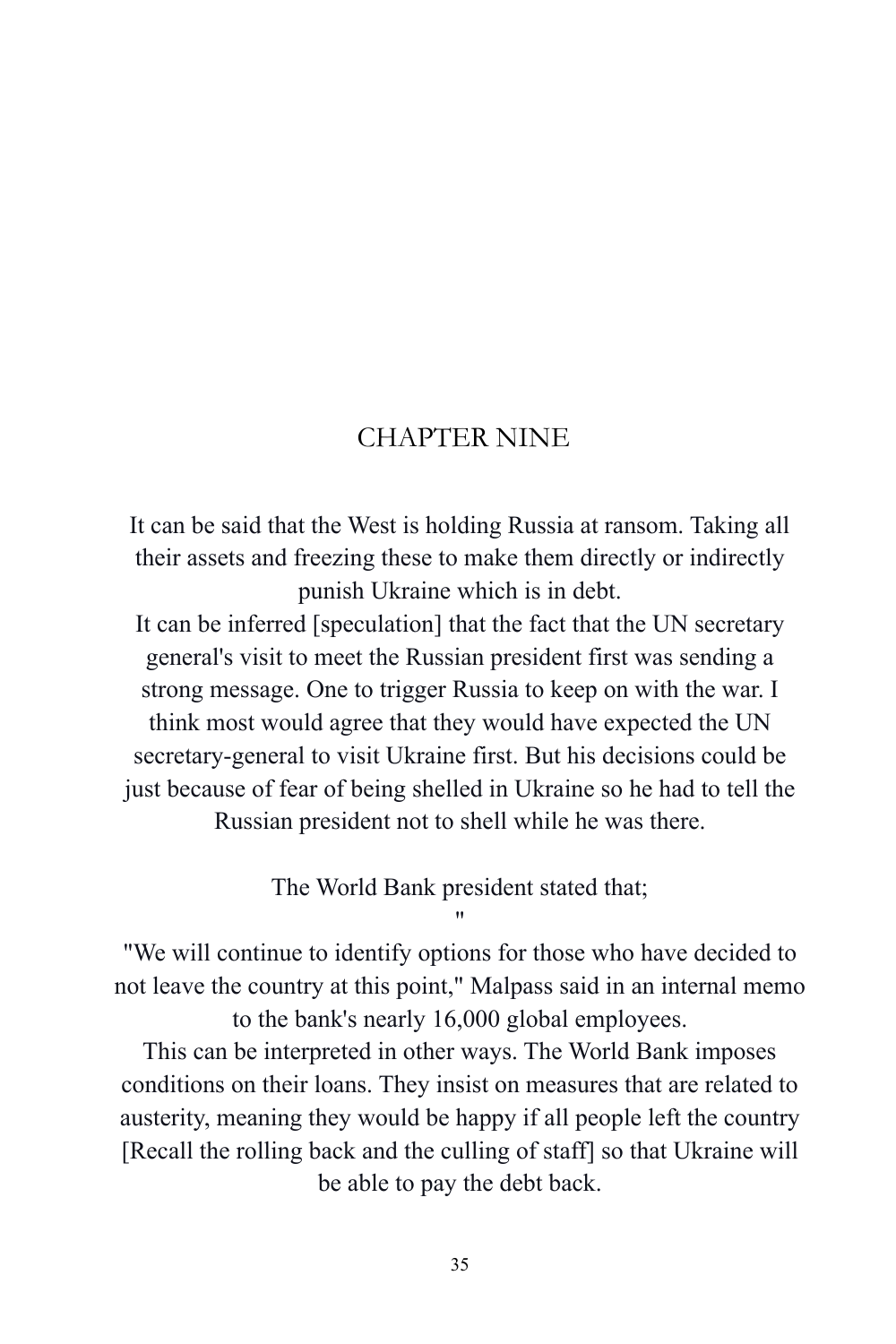# CHAPTER NINE

It can be said that the West is holding Russia at ransom. Taking all their assets and freezing these to make them directly or indirectly punish Ukraine which is in debt.
It can be inferred [speculation] that the fact that the UN secretary general's visit to meet the Russian president first was sending a strong message. One to trigger Russia to keep on with the war. I think most would agree that they would have expected the UN secretary-general to visit Ukraine first. But his decisions could be just because of fear of being shelled in Ukraine so he had to tell the Russian president not to shell while he was there.

The World Bank president stated that;
"
"We will continue to identify options for those who have decided to not leave the country at this point," Malpass said in an internal memo to the bank's nearly 16,000 global employees.
This can be interpreted in other ways. The World Bank imposes conditions on their loans. They insist on measures that are related to austerity, meaning they would be happy if all people left the country [Recall the rolling back and the culling of staff] so that Ukraine will be able to pay the debt back.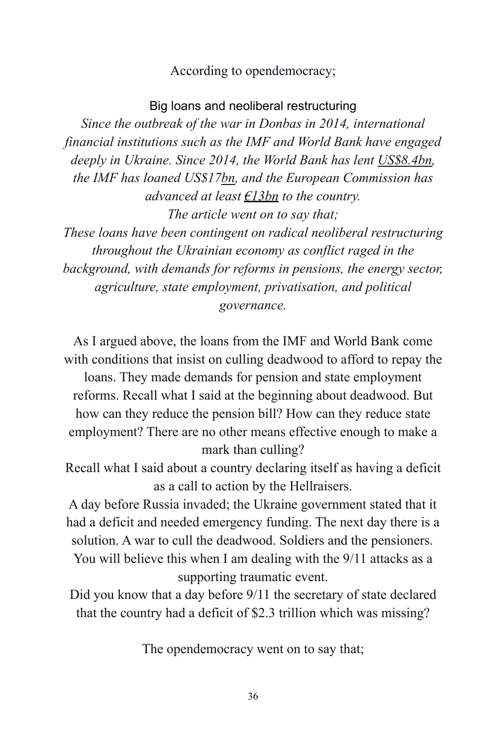According to opendemocracy;

Big loans and neoliberal restructuring

*Since the outbreak of the war in Donbas in 2014, international financial institutions such as the IMF and World Bank have engaged deeply in Ukraine. Since 2014, the World Bank has lent US$8.4bn, the IMF has loaned US$17bn, and the European Commission has advanced at least €13bn to the country.*

*The article went on to say that;*

*These loans have been contingent on radical neoliberal restructuring throughout the Ukrainian economy as conflict raged in the background, with demands for reforms in pensions, the energy sector, agriculture, state employment, privatisation, and political governance.*

As I argued above, the loans from the IMF and World Bank come with conditions that insist on culling deadwood to afford to repay the loans. They made demands for pension and state employment reforms. Recall what I said at the beginning about deadwood. But how can they reduce the pension bill? How can they reduce state employment? There are no other means effective enough to make a mark than culling?

Recall what I said about a country declaring itself as having a deficit as a call to action by the Hellraisers.

A day before Russia invaded; the Ukraine government stated that it had a deficit and needed emergency funding. The next day there is a solution. A war to cull the deadwood. Soldiers and the pensioners. You will believe this when I am dealing with the 9/11 attacks as a supporting traumatic event.

Did you know that a day before 9/11 the secretary of state declared that the country had a deficit of $2.3 trillion which was missing?

The opendemocracy went on to say that;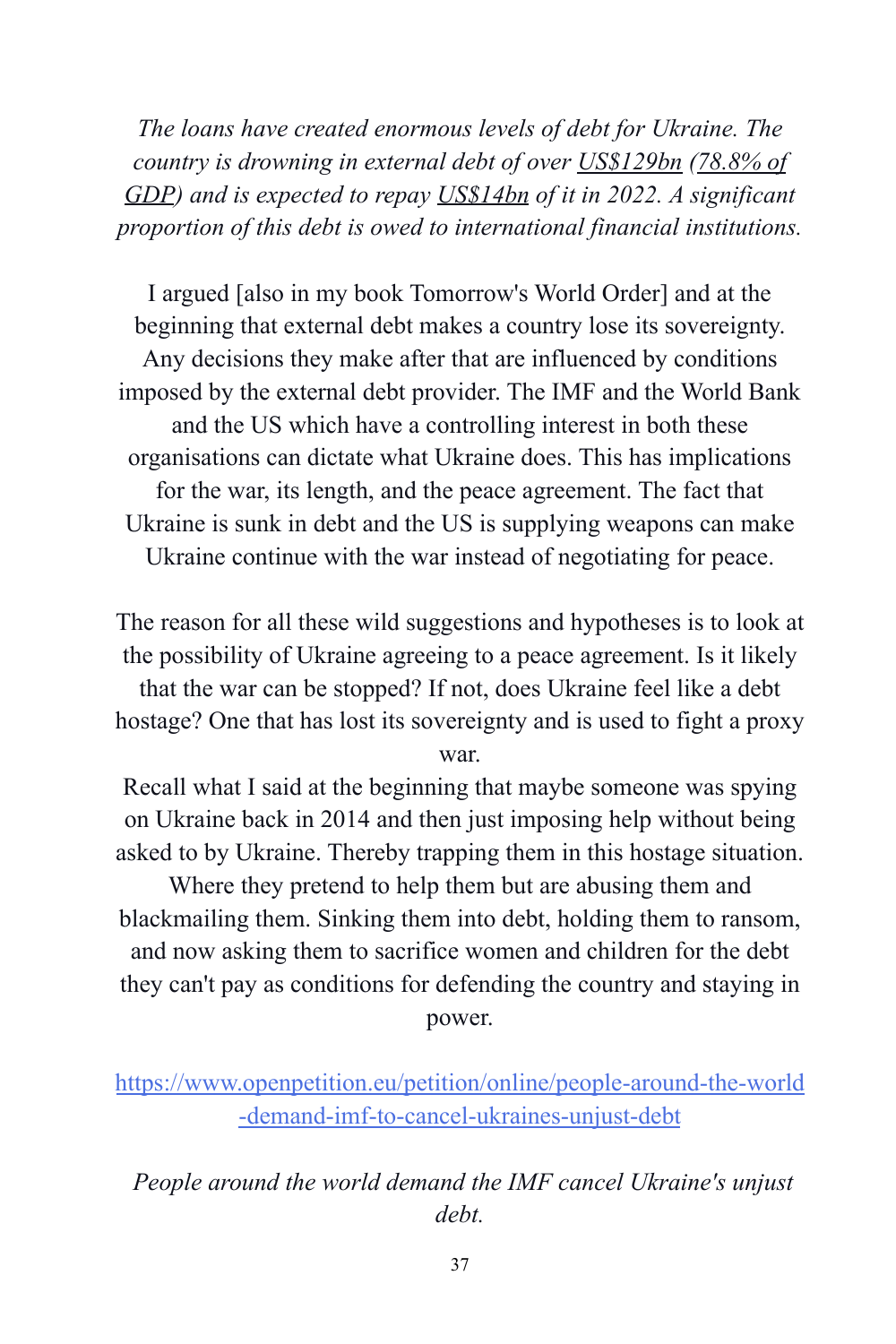*The loans have created enormous levels of debt for Ukraine. The country is drowning in external debt of over US$129bn (78.8% of GDP) and is expected to repay US$14bn of it in 2022. A significant proportion of this debt is owed to international financial institutions.*

I argued [also in my book Tomorrow's World Order] and at the beginning that external debt makes a country lose its sovereignty. Any decisions they make after that are influenced by conditions imposed by the external debt provider. The IMF and the World Bank and the US which have a controlling interest in both these organisations can dictate what Ukraine does. This has implications for the war, its length, and the peace agreement. The fact that Ukraine is sunk in debt and the US is supplying weapons can make Ukraine continue with the war instead of negotiating for peace.

The reason for all these wild suggestions and hypotheses is to look at the possibility of Ukraine agreeing to a peace agreement. Is it likely that the war can be stopped? If not, does Ukraine feel like a debt hostage? One that has lost its sovereignty and is used to fight a proxy war.
Recall what I said at the beginning that maybe someone was spying on Ukraine back in 2014 and then just imposing help without being asked to by Ukraine. Thereby trapping them in this hostage situation. Where they pretend to help them but are abusing them and blackmailing them. Sinking them into debt, holding them to ransom, and now asking them to sacrifice women and children for the debt they can't pay as conditions for defending the country and staying in power.

https://www.openpetition.eu/petition/online/people-around-the-world-demand-imf-to-cancel-ukraines-unjust-debt

*People around the world demand the IMF cancel Ukraine's unjust debt.*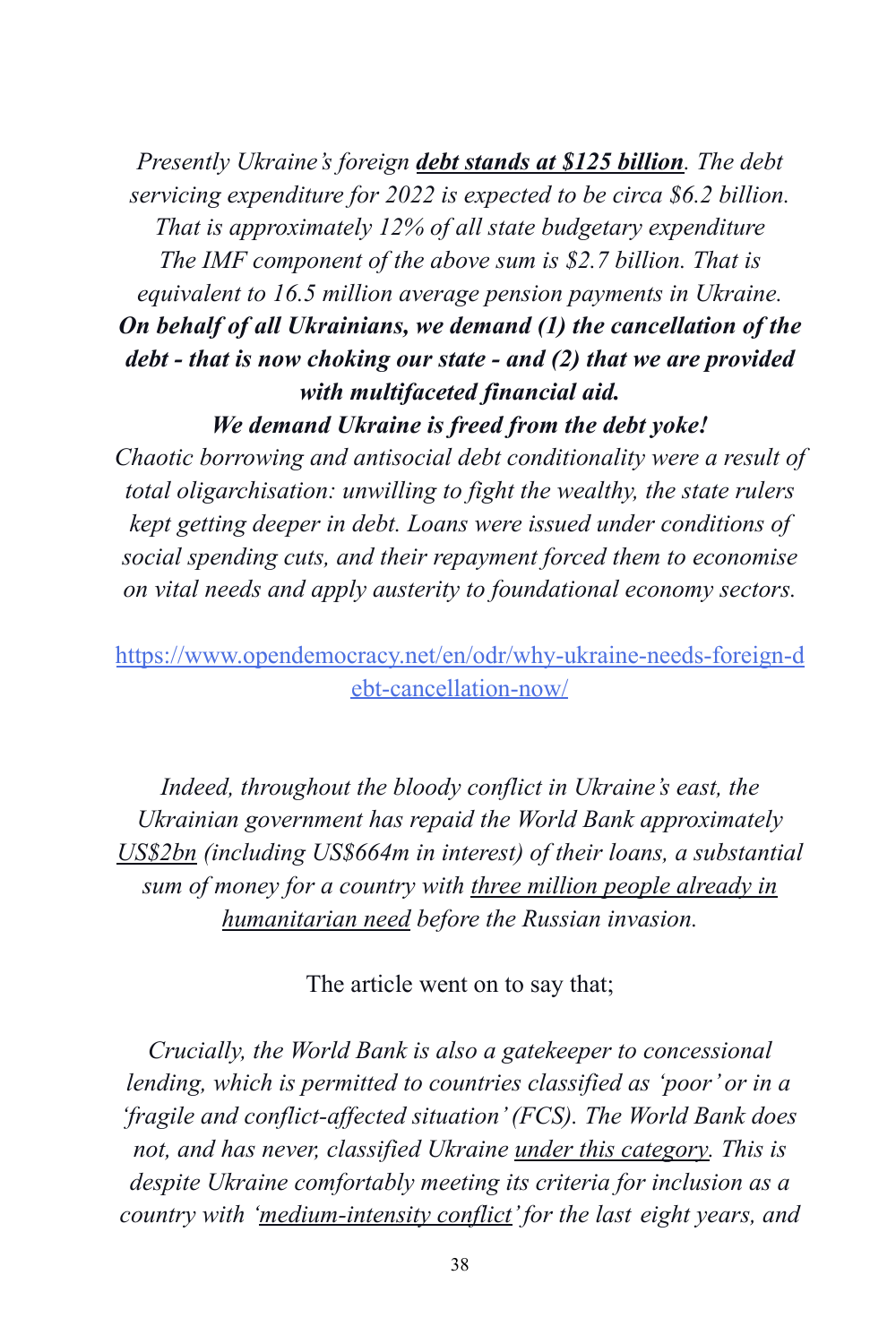*Presently Ukraine's foreign* ***debt stands at $125 billion****. The debt servicing expenditure for 2022 is expected to be circa $6.2 billion. That is approximately 12% of all state budgetary expenditure The IMF component of the above sum is $2.7 billion. That is equivalent to 16.5 million average pension payments in Ukraine.*
***On behalf of all Ukrainians, we demand (1) the cancellation of the debt - that is now choking our state - and (2) that we are provided with multifaceted financial aid.***
***We demand Ukraine is freed from the debt yoke!***
*Chaotic borrowing and antisocial debt conditionality were a result of total oligarchisation: unwilling to fight the wealthy, the state rulers kept getting deeper in debt. Loans were issued under conditions of social spending cuts, and their repayment forced them to economise on vital needs and apply austerity to foundational economy sectors.*

https://www.opendemocracy.net/en/odr/why-ukraine-needs-foreign-debt-cancellation-now/

*Indeed, throughout the bloody conflict in Ukraine's east, the Ukrainian government has repaid the World Bank approximately US$2bn (including US$664m in interest) of their loans, a substantial sum of money for a country with three million people already in humanitarian need before the Russian invasion.*

The article went on to say that;

*Crucially, the World Bank is also a gatekeeper to concessional lending, which is permitted to countries classified as 'poor' or in a 'fragile and conflict-affected situation' (FCS). The World Bank does not, and has never, classified Ukraine under this category. This is despite Ukraine comfortably meeting its criteria for inclusion as a country with 'medium-intensity conflict' for the last eight years, and*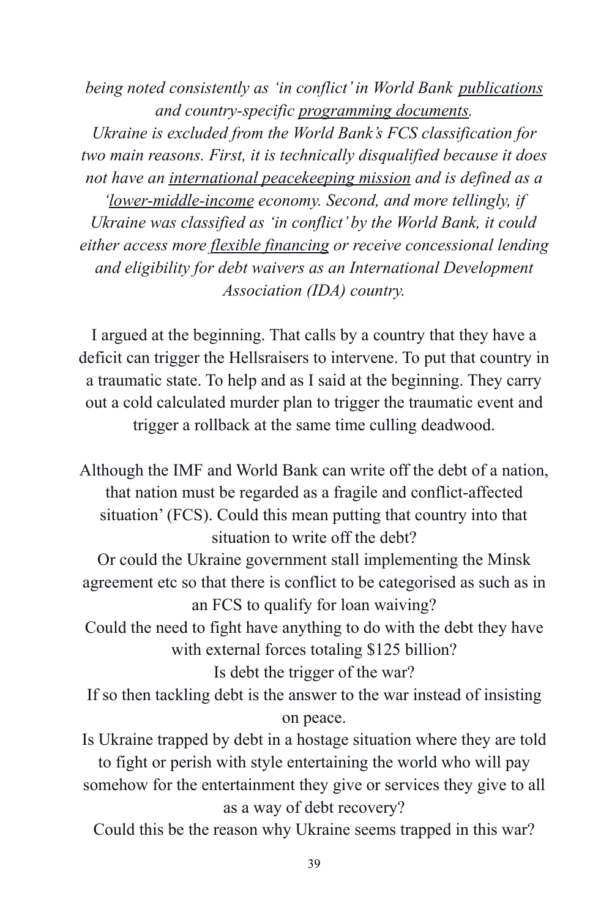*being noted consistently as 'in conflict' in World Bank publications and country-specific programming documents.*

*Ukraine is excluded from the World Bank's FCS classification for two main reasons. First, it is technically disqualified because it does not have an international peacekeeping mission and is defined as a 'lower-middle-income economy. Second, and more tellingly, if Ukraine was classified as 'in conflict' by the World Bank, it could either access more flexible financing or receive concessional lending and eligibility for debt waivers as an International Development Association (IDA) country.*

I argued at the beginning. That calls by a country that they have a deficit can trigger the Hellsraisers to intervene. To put that country in a traumatic state. To help and as I said at the beginning. They carry out a cold calculated murder plan to trigger the traumatic event and trigger a rollback at the same time culling deadwood.

Although the IMF and World Bank can write off the debt of a nation, that nation must be regarded as a fragile and conflict-affected situation' (FCS). Could this mean putting that country into that situation to write off the debt?

Or could the Ukraine government stall implementing the Minsk agreement etc so that there is conflict to be categorised as such as in an FCS to qualify for loan waiving?

Could the need to fight have anything to do with the debt they have with external forces totaling $125 billion?

Is debt the trigger of the war?

If so then tackling debt is the answer to the war instead of insisting on peace.

Is Ukraine trapped by debt in a hostage situation where they are told to fight or perish with style entertaining the world who will pay somehow for the entertainment they give or services they give to all as a way of debt recovery?

Could this be the reason why Ukraine seems trapped in this war?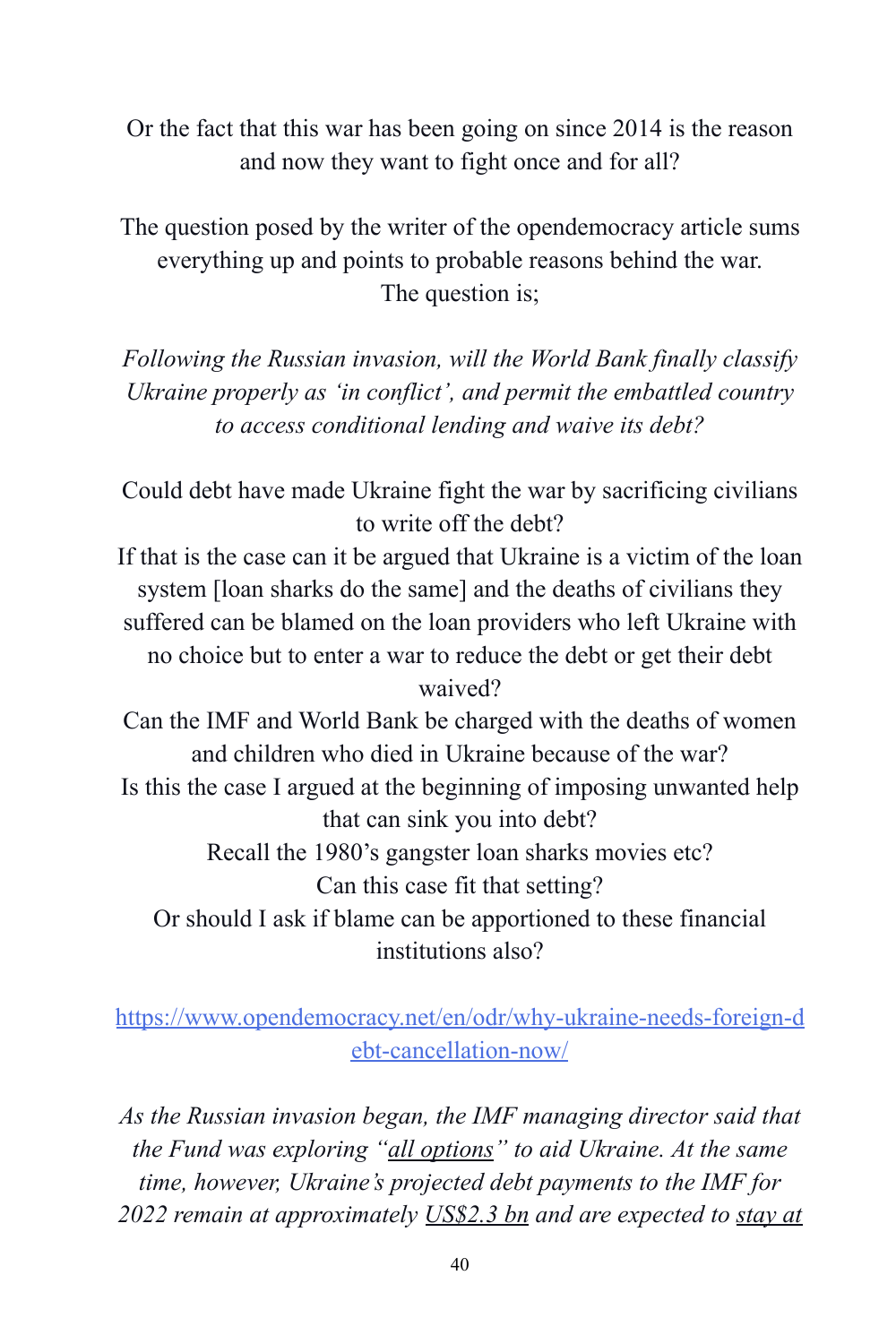Or the fact that this war has been going on since 2014 is the reason and now they want to fight once and for all?

The question posed by the writer of the opendemocracy article sums everything up and points to probable reasons behind the war. The question is;

*Following the Russian invasion, will the World Bank finally classify Ukraine properly as 'in conflict', and permit the embattled country to access conditional lending and waive its debt?*

Could debt have made Ukraine fight the war by sacrificing civilians to write off the debt?
If that is the case can it be argued that Ukraine is a victim of the loan system [loan sharks do the same] and the deaths of civilians they suffered can be blamed on the loan providers who left Ukraine with no choice but to enter a war to reduce the debt or get their debt waived?
Can the IMF and World Bank be charged with the deaths of women and children who died in Ukraine because of the war?
Is this the case I argued at the beginning of imposing unwanted help that can sink you into debt?
Recall the 1980's gangster loan sharks movies etc?
Can this case fit that setting?
Or should I ask if blame can be apportioned to these financial institutions also?

https://www.opendemocracy.net/en/odr/why-ukraine-needs-foreign-debt-cancellation-now/

*As the Russian invasion began, the IMF managing director said that the Fund was exploring "all options" to aid Ukraine. At the same time, however, Ukraine's projected debt payments to the IMF for 2022 remain at approximately US$2.3 bn and are expected to stay at*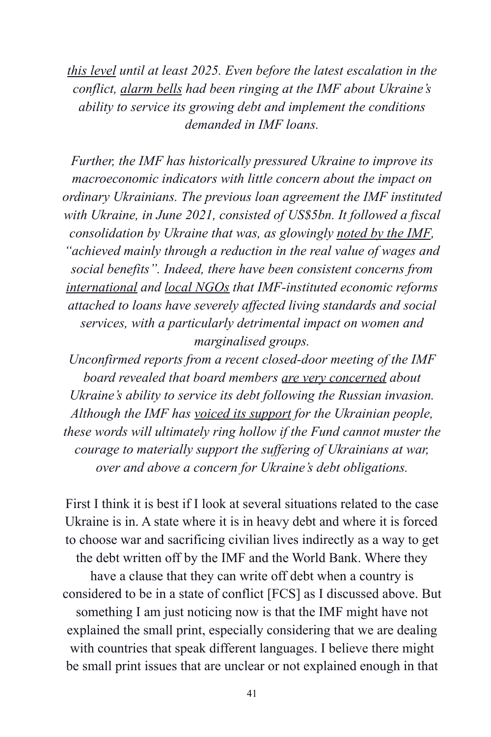*this level until at least 2025. Even before the latest escalation in the conflict, alarm bells had been ringing at the IMF about Ukraine's ability to service its growing debt and implement the conditions demanded in IMF loans.*

*Further, the IMF has historically pressured Ukraine to improve its macroeconomic indicators with little concern about the impact on ordinary Ukrainians. The previous loan agreement the IMF instituted with Ukraine, in June 2021, consisted of US$5bn. It followed a fiscal consolidation by Ukraine that was, as glowingly noted by the IMF, "achieved mainly through a reduction in the real value of wages and social benefits". Indeed, there have been consistent concerns from international and local NGOs that IMF-instituted economic reforms attached to loans have severely affected living standards and social services, with a particularly detrimental impact on women and marginalised groups.*

*Unconfirmed reports from a recent closed-door meeting of the IMF board revealed that board members are very concerned about Ukraine's ability to service its debt following the Russian invasion. Although the IMF has voiced its support for the Ukrainian people, these words will ultimately ring hollow if the Fund cannot muster the courage to materially support the suffering of Ukrainians at war, over and above a concern for Ukraine's debt obligations.*

First I think it is best if I look at several situations related to the case Ukraine is in. A state where it is in heavy debt and where it is forced to choose war and sacrificing civilian lives indirectly as a way to get the debt written off by the IMF and the World Bank. Where they have a clause that they can write off debt when a country is considered to be in a state of conflict [FCS] as I discussed above. But something I am just noticing now is that the IMF might have not explained the small print, especially considering that we are dealing with countries that speak different languages. I believe there might be small print issues that are unclear or not explained enough in that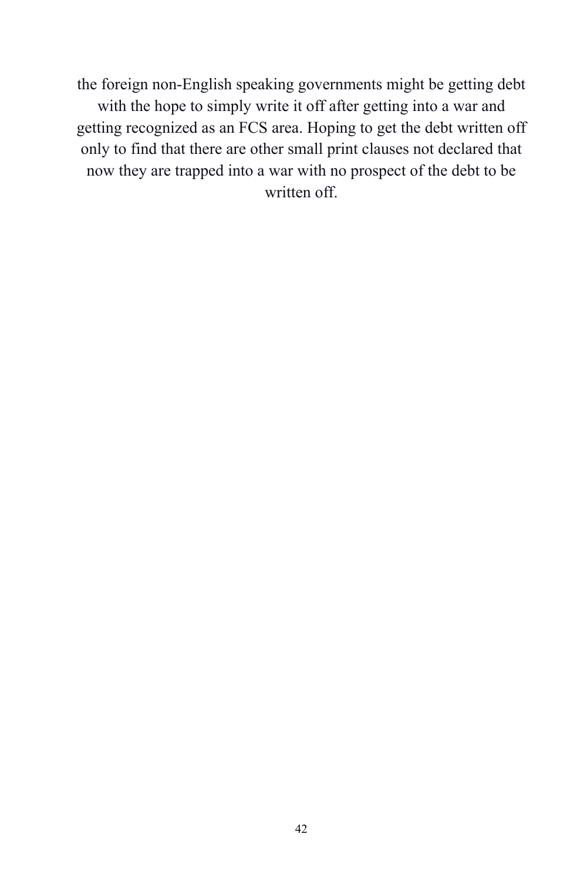the foreign non-English speaking governments might be getting debt with the hope to simply write it off after getting into a war and getting recognized as an FCS area. Hoping to get the debt written off only to find that there are other small print clauses not declared that now they are trapped into a war with no prospect of the debt to be written off.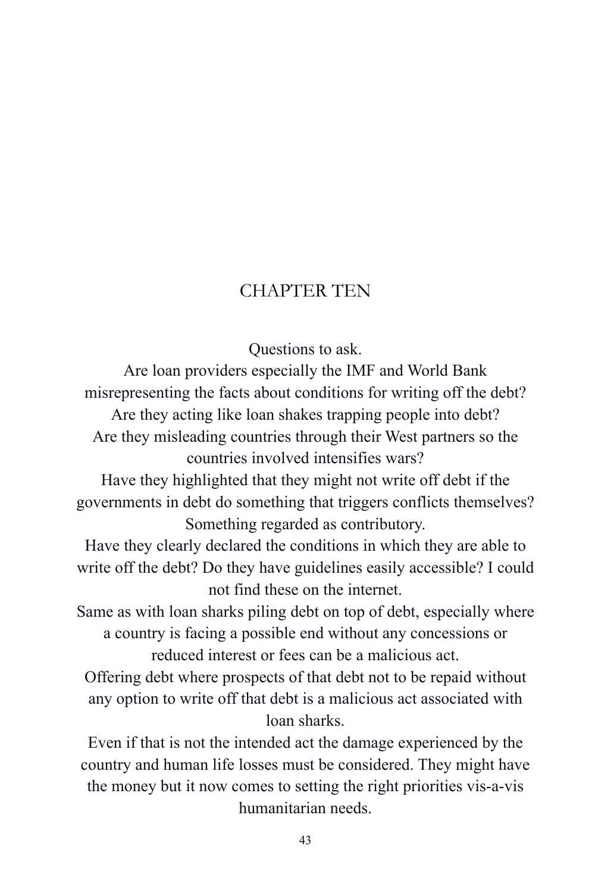# CHAPTER TEN

Questions to ask.

Are loan providers especially the IMF and World Bank misrepresenting the facts about conditions for writing off the debt?

Are they acting like loan shakes trapping people into debt?

Are they misleading countries through their West partners so the countries involved intensifies wars?

Have they highlighted that they might not write off debt if the governments in debt do something that triggers conflicts themselves? Something regarded as contributory.

Have they clearly declared the conditions in which they are able to write off the debt? Do they have guidelines easily accessible? I could not find these on the internet.

Same as with loan sharks piling debt on top of debt, especially where a country is facing a possible end without any concessions or reduced interest or fees can be a malicious act.

Offering debt where prospects of that debt not to be repaid without any option to write off that debt is a malicious act associated with loan sharks.

Even if that is not the intended act the damage experienced by the country and human life losses must be considered. They might have the money but it now comes to setting the right priorities vis-a-vis humanitarian needs.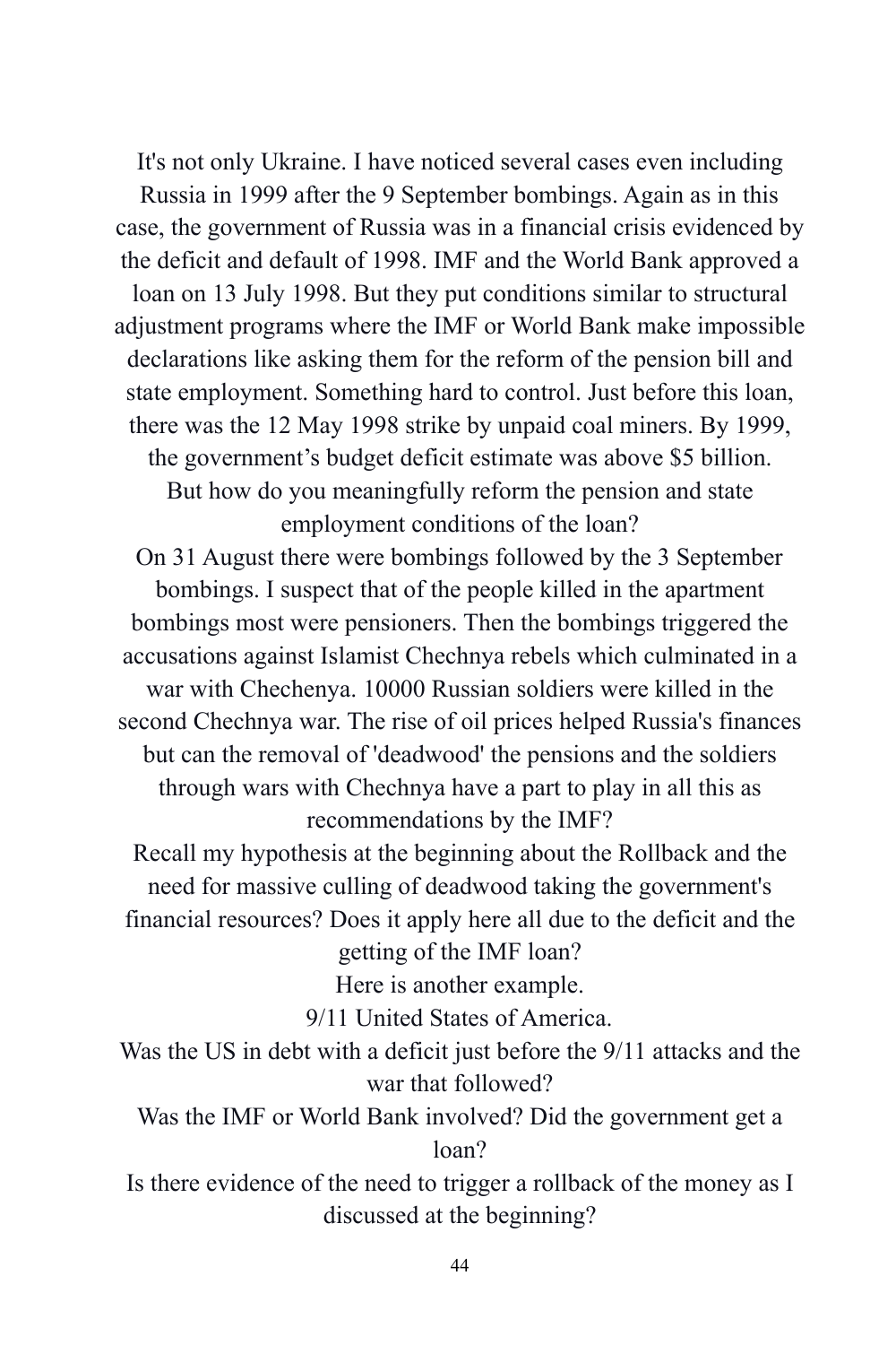It's not only Ukraine. I have noticed several cases even including Russia in 1999 after the 9 September bombings. Again as in this case, the government of Russia was in a financial crisis evidenced by the deficit and default of 1998. IMF and the World Bank approved a loan on 13 July 1998. But they put conditions similar to structural adjustment programs where the IMF or World Bank make impossible declarations like asking them for the reform of the pension bill and state employment. Something hard to control. Just before this loan, there was the 12 May 1998 strike by unpaid coal miners. By 1999, the government's budget deficit estimate was above $5 billion. But how do you meaningfully reform the pension and state employment conditions of the loan?

On 31 August there were bombings followed by the 3 September bombings. I suspect that of the people killed in the apartment bombings most were pensioners. Then the bombings triggered the accusations against Islamist Chechnya rebels which culminated in a war with Chechenya. 10000 Russian soldiers were killed in the second Chechnya war. The rise of oil prices helped Russia's finances but can the removal of 'deadwood' the pensions and the soldiers through wars with Chechnya have a part to play in all this as recommendations by the IMF?

Recall my hypothesis at the beginning about the Rollback and the need for massive culling of deadwood taking the government's financial resources? Does it apply here all due to the deficit and the getting of the IMF loan?

Here is another example.

9/11 United States of America.

Was the US in debt with a deficit just before the 9/11 attacks and the war that followed?

Was the IMF or World Bank involved? Did the government get a loan?

Is there evidence of the need to trigger a rollback of the money as I discussed at the beginning?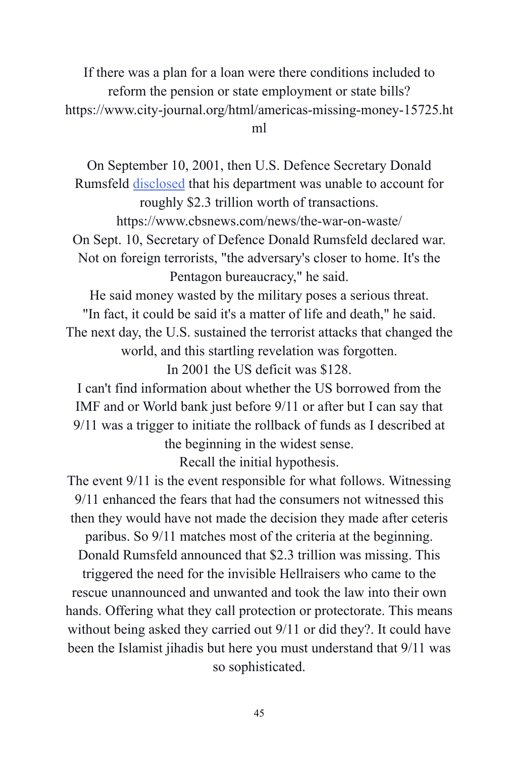If there was a plan for a loan were there conditions included to reform the pension or state employment or state bills? https://www.city-journal.org/html/americas-missing-money-15725.html

On September 10, 2001, then U.S. Defence Secretary Donald Rumsfeld disclosed that his department was unable to account for roughly $2.3 trillion worth of transactions.
https://www.cbsnews.com/news/the-war-on-waste/
On Sept. 10, Secretary of Defence Donald Rumsfeld declared war. Not on foreign terrorists, "the adversary's closer to home. It's the Pentagon bureaucracy," he said.
He said money wasted by the military poses a serious threat. "In fact, it could be said it's a matter of life and death," he said.
The next day, the U.S. sustained the terrorist attacks that changed the world, and this startling revelation was forgotten.
In 2001 the US deficit was $128.
I can't find information about whether the US borrowed from the IMF and or World bank just before 9/11 or after but I can say that 9/11 was a trigger to initiate the rollback of funds as I described at the beginning in the widest sense.
Recall the initial hypothesis.
The event 9/11 is the event responsible for what follows. Witnessing 9/11 enhanced the fears that had the consumers not witnessed this then they would have not made the decision they made after ceteris paribus. So 9/11 matches most of the criteria at the beginning.
Donald Rumsfeld announced that $2.3 trillion was missing. This triggered the need for the invisible Hellraisers who came to the rescue unannounced and unwanted and took the law into their own hands. Offering what they call protection or protectorate. This means without being asked they carried out 9/11 or did they?. It could have been the Islamist jihadis but here you must understand that 9/11 was so sophisticated.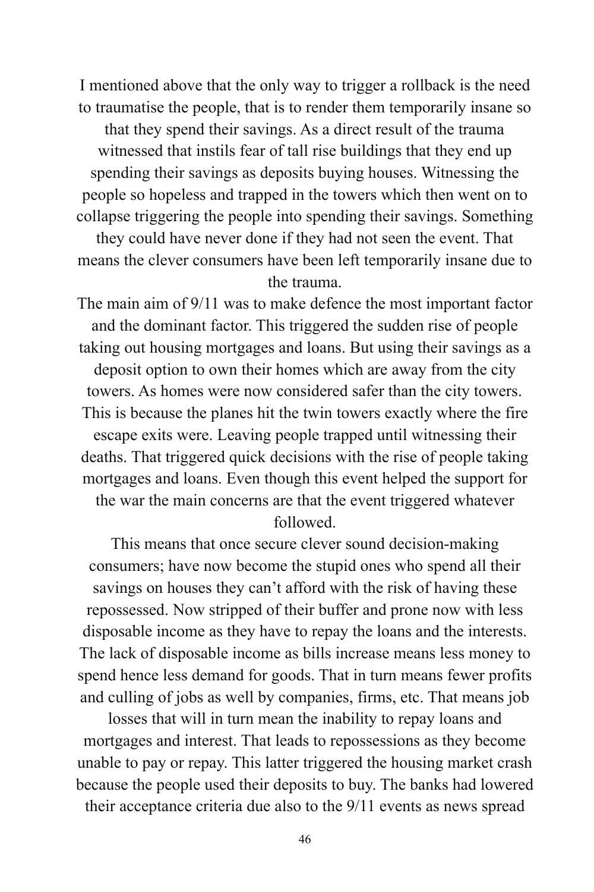I mentioned above that the only way to trigger a rollback is the need to traumatise the people, that is to render them temporarily insane so that they spend their savings. As a direct result of the trauma witnessed that instils fear of tall rise buildings that they end up spending their savings as deposits buying houses. Witnessing the people so hopeless and trapped in the towers which then went on to collapse triggering the people into spending their savings. Something they could have never done if they had not seen the event. That means the clever consumers have been left temporarily insane due to the trauma.

The main aim of 9/11 was to make defence the most important factor and the dominant factor. This triggered the sudden rise of people taking out housing mortgages and loans. But using their savings as a deposit option to own their homes which are away from the city towers. As homes were now considered safer than the city towers. This is because the planes hit the twin towers exactly where the fire escape exits were. Leaving people trapped until witnessing their deaths. That triggered quick decisions with the rise of people taking mortgages and loans. Even though this event helped the support for the war the main concerns are that the event triggered whatever followed.

This means that once secure clever sound decision-making consumers; have now become the stupid ones who spend all their savings on houses they can't afford with the risk of having these repossessed. Now stripped of their buffer and prone now with less disposable income as they have to repay the loans and the interests. The lack of disposable income as bills increase means less money to spend hence less demand for goods. That in turn means fewer profits and culling of jobs as well by companies, firms, etc. That means job losses that will in turn mean the inability to repay loans and mortgages and interest. That leads to repossessions as they become unable to pay or repay. This latter triggered the housing market crash because the people used their deposits to buy. The banks had lowered their acceptance criteria due also to the 9/11 events as news spread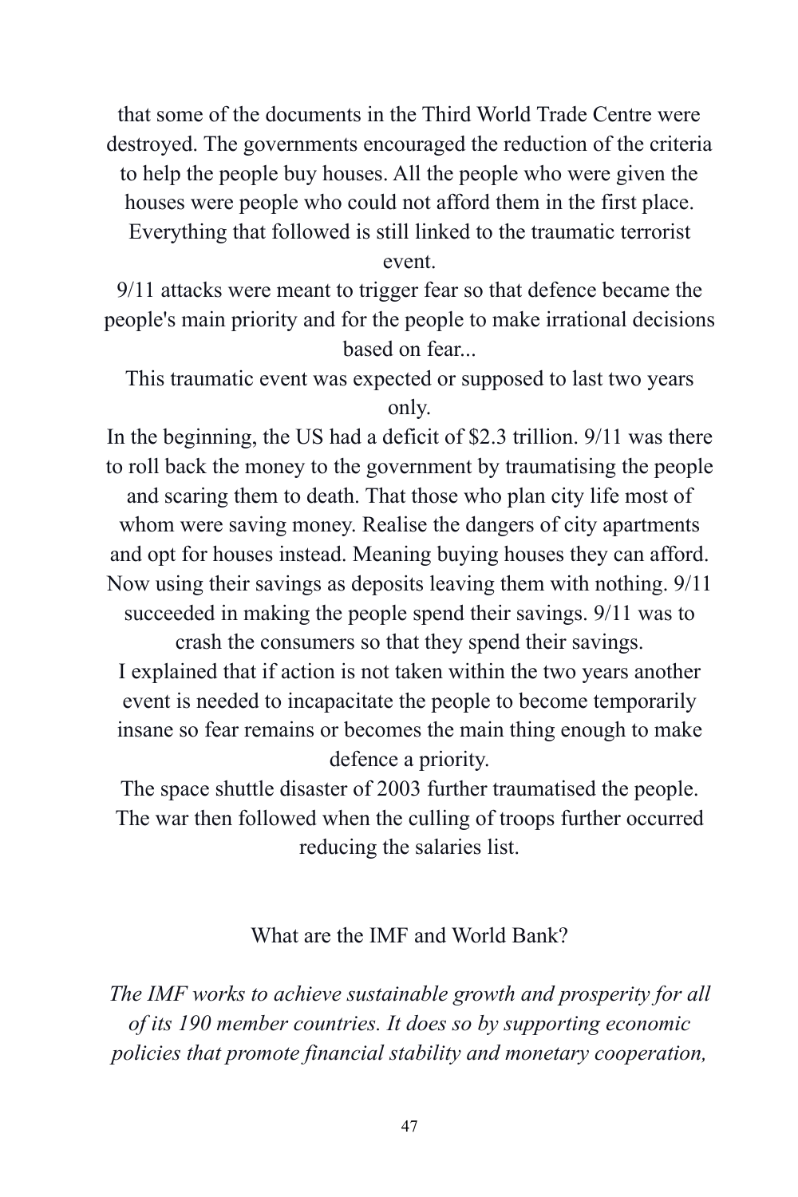that some of the documents in the Third World Trade Centre were destroyed. The governments encouraged the reduction of the criteria to help the people buy houses. All the people who were given the houses were people who could not afford them in the first place. Everything that followed is still linked to the traumatic terrorist event.

9/11 attacks were meant to trigger fear so that defence became the people's main priority and for the people to make irrational decisions based on fear...

This traumatic event was expected or supposed to last two years only.

In the beginning, the US had a deficit of $2.3 trillion. 9/11 was there to roll back the money to the government by traumatising the people and scaring them to death. That those who plan city life most of whom were saving money. Realise the dangers of city apartments and opt for houses instead. Meaning buying houses they can afford. Now using their savings as deposits leaving them with nothing. 9/11 succeeded in making the people spend their savings. 9/11 was to crash the consumers so that they spend their savings.

I explained that if action is not taken within the two years another event is needed to incapacitate the people to become temporarily insane so fear remains or becomes the main thing enough to make defence a priority.

The space shuttle disaster of 2003 further traumatised the people. The war then followed when the culling of troops further occurred reducing the salaries list.

## What are the IMF and World Bank?

*The IMF works to achieve sustainable growth and prosperity for all of its 190 member countries. It does so by supporting economic policies that promote financial stability and monetary cooperation,*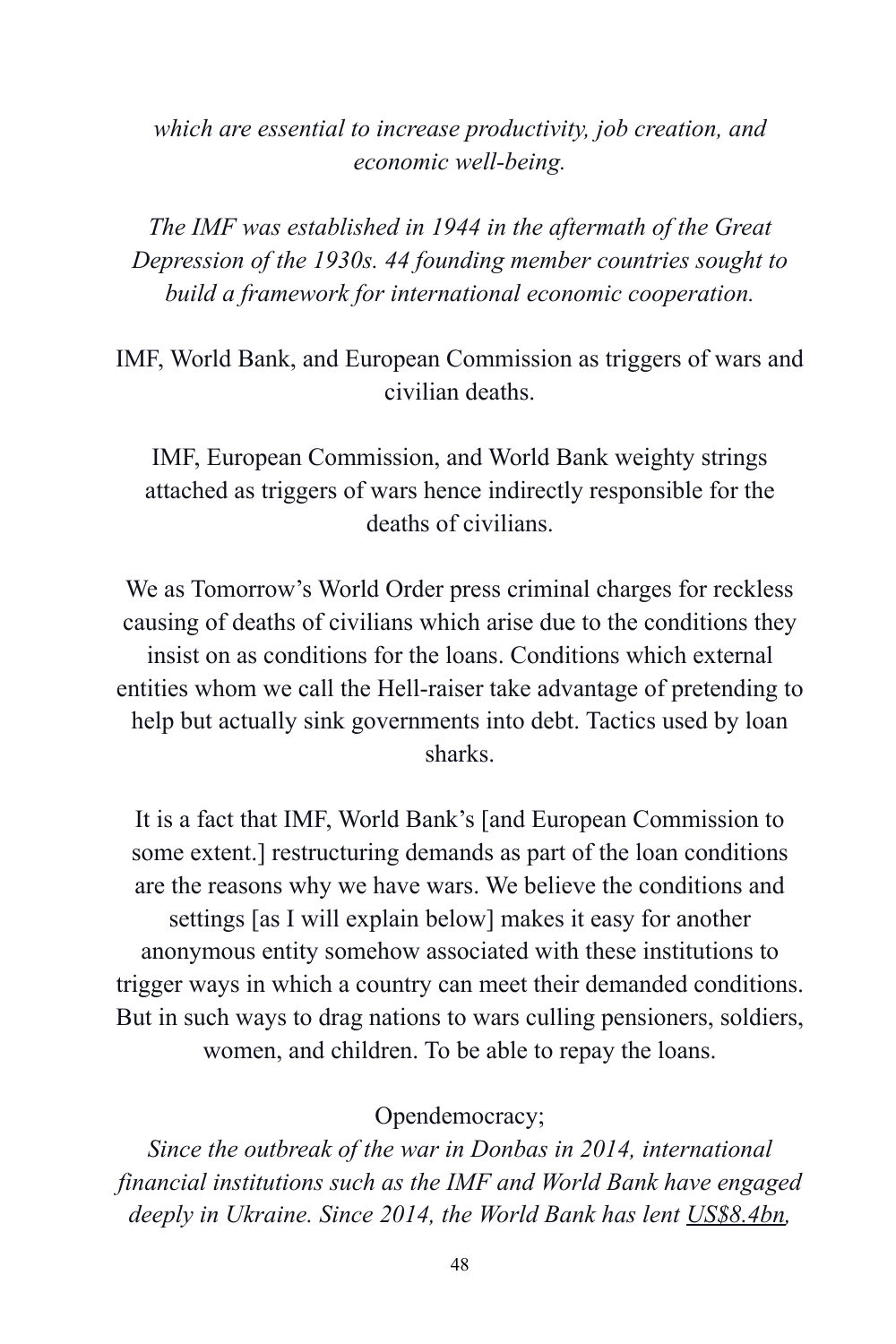*which are essential to increase productivity, job creation, and economic well-being.*

*The IMF was established in 1944 in the aftermath of the Great Depression of the 1930s. 44 founding member countries sought to build a framework for international economic cooperation.*

IMF, World Bank, and European Commission as triggers of wars and civilian deaths.

IMF, European Commission, and World Bank weighty strings attached as triggers of wars hence indirectly responsible for the deaths of civilians.

We as Tomorrow's World Order press criminal charges for reckless causing of deaths of civilians which arise due to the conditions they insist on as conditions for the loans. Conditions which external entities whom we call the Hell-raiser take advantage of pretending to help but actually sink governments into debt. Tactics used by loan sharks.

It is a fact that IMF, World Bank's [and European Commission to some extent.] restructuring demands as part of the loan conditions are the reasons why we have wars. We believe the conditions and settings [as I will explain below] makes it easy for another anonymous entity somehow associated with these institutions to trigger ways in which a country can meet their demanded conditions. But in such ways to drag nations to wars culling pensioners, soldiers, women, and children. To be able to repay the loans.

Opendemocracy;

*Since the outbreak of the war in Donbas in 2014, international financial institutions such as the IMF and World Bank have engaged deeply in Ukraine. Since 2014, the World Bank has lent US$8.4bn,*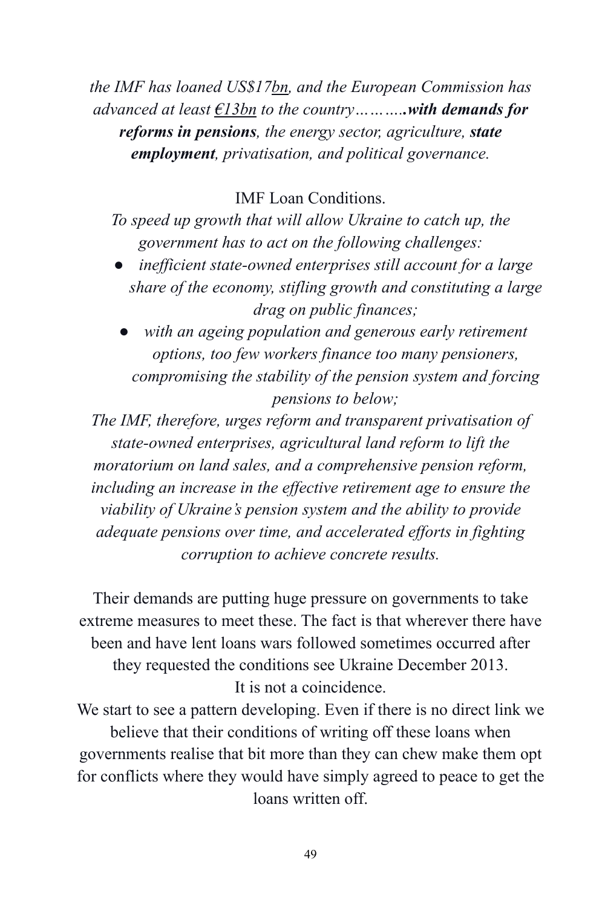*the IMF has loaned US$17bn, and the European Commission has advanced at least €13bn to the country……….**with demands for reforms in pensions**, the energy sector, agriculture, **state employment**, privatisation, and political governance.*

IMF Loan Conditions.

*To speed up growth that will allow Ukraine to catch up, the government has to act on the following challenges:*

- *inefficient state-owned enterprises still account for a large share of the economy, stifling growth and constituting a large drag on public finances;*
- *with an ageing population and generous early retirement options, too few workers finance too many pensioners, compromising the stability of the pension system and forcing pensions to below;*

*The IMF, therefore, urges reform and transparent privatisation of state-owned enterprises, agricultural land reform to lift the moratorium on land sales, and a comprehensive pension reform, including an increase in the effective retirement age to ensure the viability of Ukraine's pension system and the ability to provide adequate pensions over time, and accelerated efforts in fighting corruption to achieve concrete results.*

Their demands are putting huge pressure on governments to take extreme measures to meet these. The fact is that wherever there have been and have lent loans wars followed sometimes occurred after they requested the conditions see Ukraine December 2013.
It is not a coincidence.
We start to see a pattern developing. Even if there is no direct link we believe that their conditions of writing off these loans when governments realise that bit more than they can chew make them opt for conflicts where they would have simply agreed to peace to get the loans written off.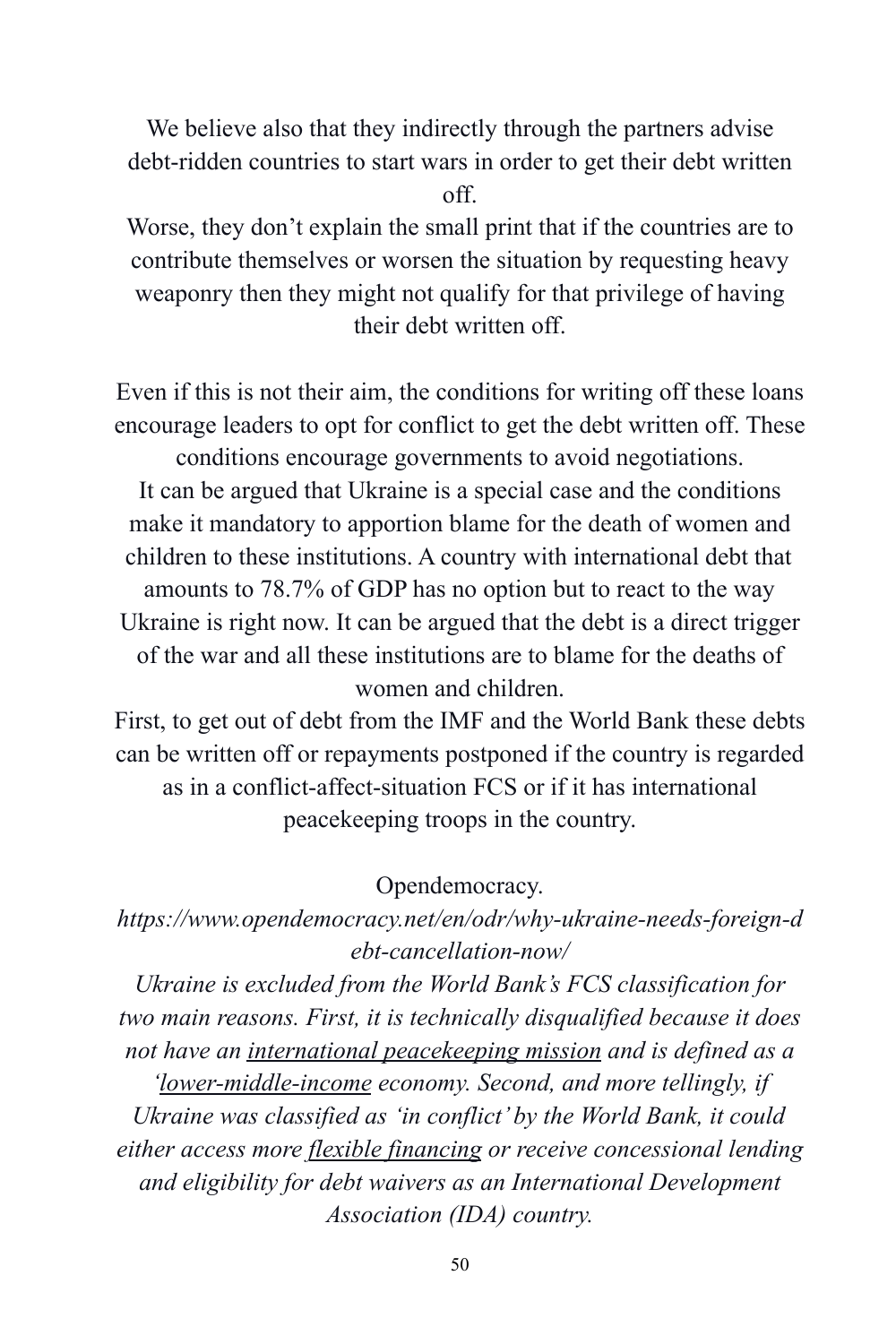We believe also that they indirectly through the partners advise debt-ridden countries to start wars in order to get their debt written off.

Worse, they don't explain the small print that if the countries are to contribute themselves or worsen the situation by requesting heavy weaponry then they might not qualify for that privilege of having their debt written off.

Even if this is not their aim, the conditions for writing off these loans encourage leaders to opt for conflict to get the debt written off. These conditions encourage governments to avoid negotiations.

It can be argued that Ukraine is a special case and the conditions make it mandatory to apportion blame for the death of women and children to these institutions. A country with international debt that amounts to 78.7% of GDP has no option but to react to the way Ukraine is right now. It can be argued that the debt is a direct trigger of the war and all these institutions are to blame for the deaths of women and children.

First, to get out of debt from the IMF and the World Bank these debts can be written off or repayments postponed if the country is regarded as in a conflict-affect-situation FCS or if it has international peacekeeping troops in the country.

Opendemocracy.

*https://www.opendemocracy.net/en/odr/why-ukraine-needs-foreign-debt-cancellation-now/*

*Ukraine is excluded from the World Bank's FCS classification for two main reasons. First, it is technically disqualified because it does not have an international peacekeeping mission and is defined as a 'lower-middle-income economy. Second, and more tellingly, if Ukraine was classified as 'in conflict' by the World Bank, it could either access more flexible financing or receive concessional lending and eligibility for debt waivers as an International Development Association (IDA) country.*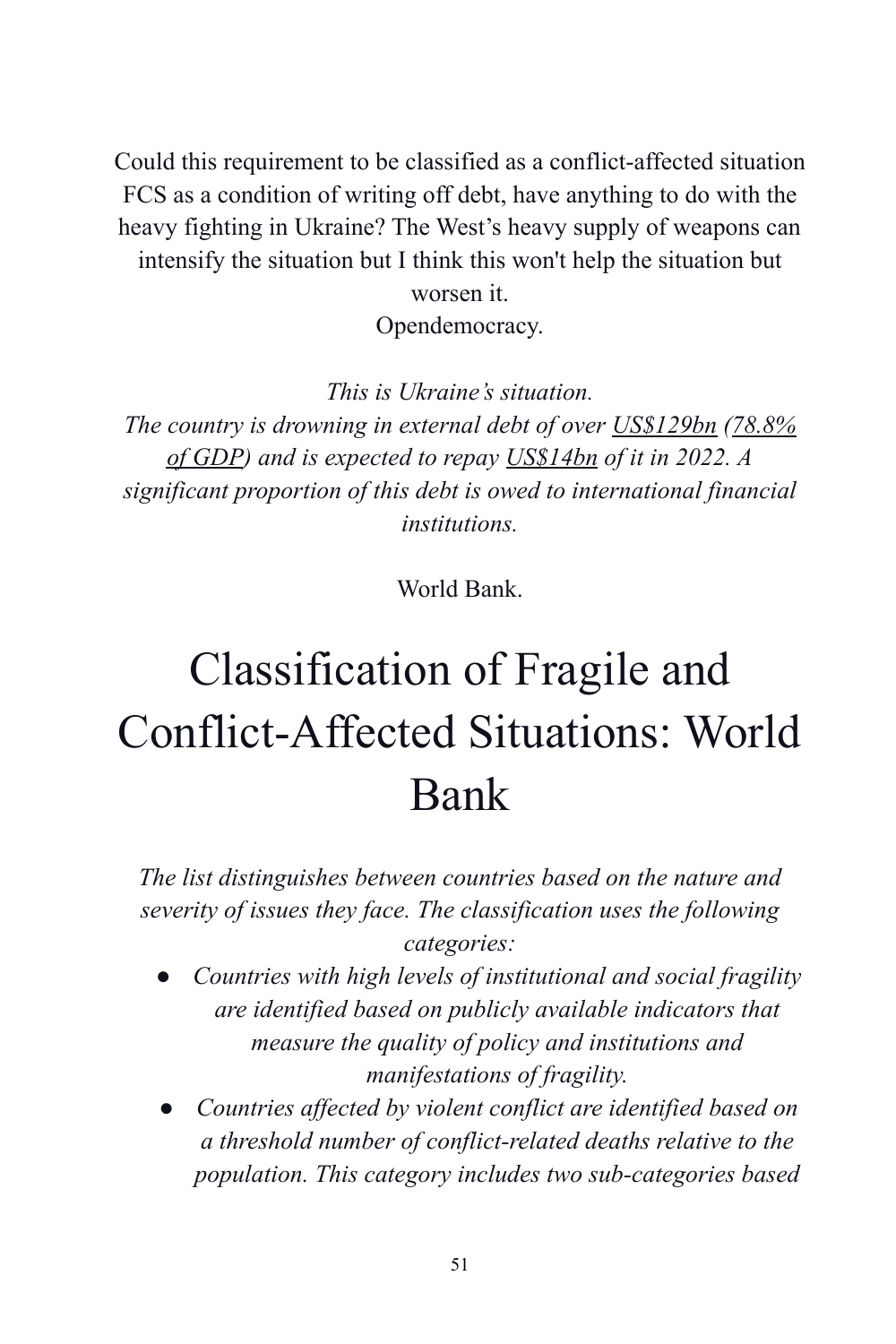Could this requirement to be classified as a conflict-affected situation FCS as a condition of writing off debt, have anything to do with the heavy fighting in Ukraine? The West's heavy supply of weapons can intensify the situation but I think this won't help the situation but worsen it.

Opendemocracy.

*This is Ukraine's situation.*

*The country is drowning in external debt of over US$129bn (78.8% of GDP) and is expected to repay US$14bn of it in 2022. A significant proportion of this debt is owed to international financial institutions.*

World Bank.

# Classification of Fragile and Conflict-Affected Situations: World Bank

*The list distinguishes between countries based on the nature and severity of issues they face. The classification uses the following categories:*

- *Countries with high levels of institutional and social fragility are identified based on publicly available indicators that measure the quality of policy and institutions and manifestations of fragility.*
- *Countries affected by violent conflict are identified based on a threshold number of conflict-related deaths relative to the population. This category includes two sub-categories based*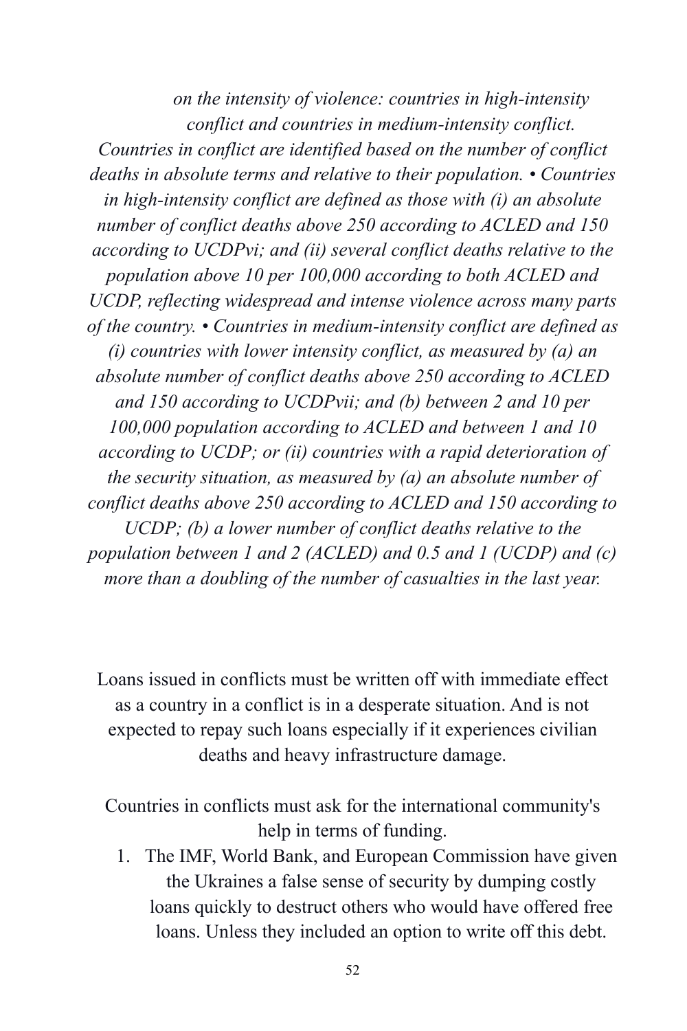*on the intensity of violence: countries in high-intensity conflict and countries in medium-intensity conflict. Countries in conflict are identified based on the number of conflict deaths in absolute terms and relative to their population. • Countries in high-intensity conflict are defined as those with (i) an absolute number of conflict deaths above 250 according to ACLED and 150 according to UCDPvi; and (ii) several conflict deaths relative to the population above 10 per 100,000 according to both ACLED and UCDP, reflecting widespread and intense violence across many parts of the country. • Countries in medium-intensity conflict are defined as (i) countries with lower intensity conflict, as measured by (a) an absolute number of conflict deaths above 250 according to ACLED and 150 according to UCDPvii; and (b) between 2 and 10 per 100,000 population according to ACLED and between 1 and 10 according to UCDP; or (ii) countries with a rapid deterioration of the security situation, as measured by (a) an absolute number of conflict deaths above 250 according to ACLED and 150 according to UCDP; (b) a lower number of conflict deaths relative to the population between 1 and 2 (ACLED) and 0.5 and 1 (UCDP) and (c) more than a doubling of the number of casualties in the last year.*

Loans issued in conflicts must be written off with immediate effect as a country in a conflict is in a desperate situation. And is not expected to repay such loans especially if it experiences civilian deaths and heavy infrastructure damage.

Countries in conflicts must ask for the international community's help in terms of funding.

1. The IMF, World Bank, and European Commission have given the Ukraines a false sense of security by dumping costly loans quickly to destruct others who would have offered free loans. Unless they included an option to write off this debt.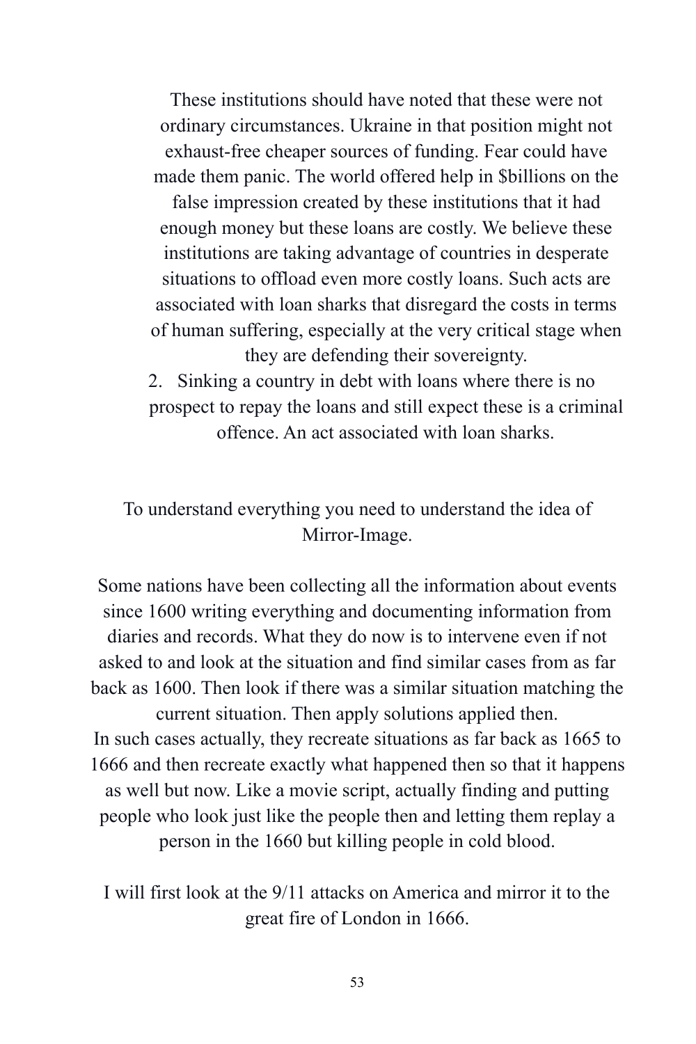These institutions should have noted that these were not ordinary circumstances. Ukraine in that position might not exhaust-free cheaper sources of funding. Fear could have made them panic. The world offered help in $billions on the false impression created by these institutions that it had enough money but these loans are costly. We believe these institutions are taking advantage of countries in desperate situations to offload even more costly loans. Such acts are associated with loan sharks that disregard the costs in terms of human suffering, especially at the very critical stage when they are defending their sovereignty.

2. Sinking a country in debt with loans where there is no prospect to repay the loans and still expect these is a criminal offence. An act associated with loan sharks.

To understand everything you need to understand the idea of Mirror-Image.

Some nations have been collecting all the information about events since 1600 writing everything and documenting information from diaries and records. What they do now is to intervene even if not asked to and look at the situation and find similar cases from as far back as 1600. Then look if there was a similar situation matching the current situation. Then apply solutions applied then.
In such cases actually, they recreate situations as far back as 1665 to 1666 and then recreate exactly what happened then so that it happens as well but now. Like a movie script, actually finding and putting people who look just like the people then and letting them replay a person in the 1660 but killing people in cold blood.

I will first look at the 9/11 attacks on America and mirror it to the great fire of London in 1666.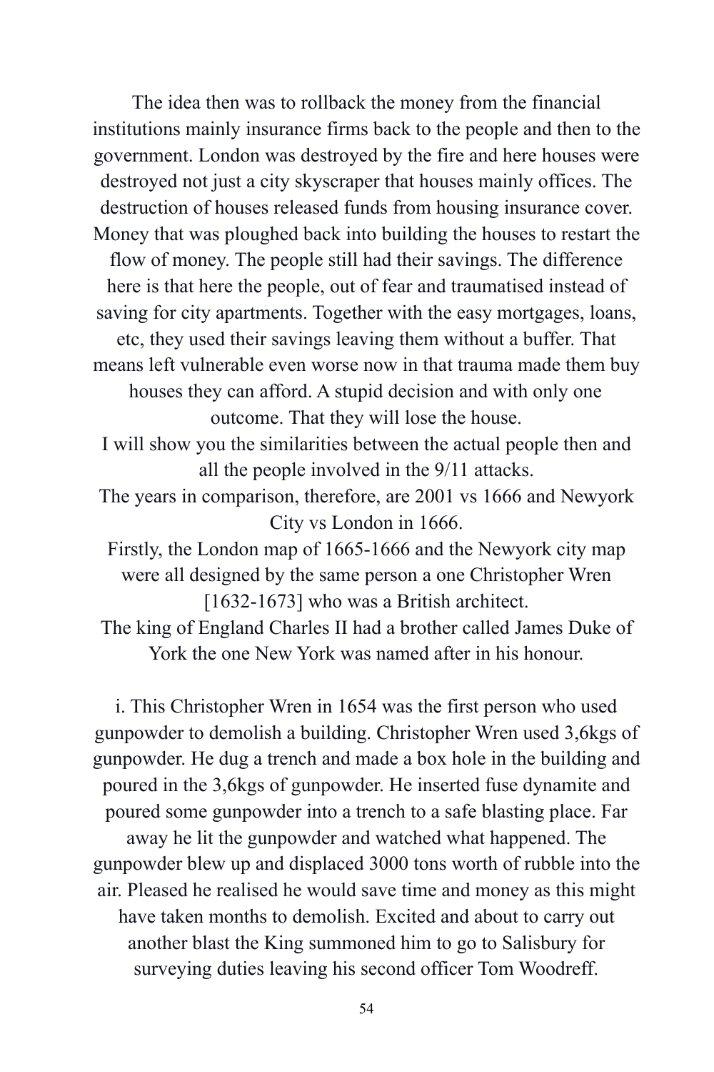The idea then was to rollback the money from the financial institutions mainly insurance firms back to the people and then to the government. London was destroyed by the fire and here houses were destroyed not just a city skyscraper that houses mainly offices. The destruction of houses released funds from housing insurance cover. Money that was ploughed back into building the houses to restart the flow of money. The people still had their savings. The difference here is that here the people, out of fear and traumatised instead of saving for city apartments. Together with the easy mortgages, loans, etc, they used their savings leaving them without a buffer. That means left vulnerable even worse now in that trauma made them buy houses they can afford. A stupid decision and with only one outcome. That they will lose the house.

I will show you the similarities between the actual people then and all the people involved in the 9/11 attacks.

The years in comparison, therefore, are 2001 vs 1666 and Newyork City vs London in 1666.

Firstly, the London map of 1665-1666 and the Newyork city map were all designed by the same person a one Christopher Wren [1632-1673] who was a British architect.

The king of England Charles II had a brother called James Duke of York the one New York was named after in his honour.

i. This Christopher Wren in 1654 was the first person who used gunpowder to demolish a building. Christopher Wren used 3,6kgs of gunpowder. He dug a trench and made a box hole in the building and poured in the 3,6kgs of gunpowder. He inserted fuse dynamite and poured some gunpowder into a trench to a safe blasting place. Far away he lit the gunpowder and watched what happened. The gunpowder blew up and displaced 3000 tons worth of rubble into the air. Pleased he realised he would save time and money as this might have taken months to demolish. Excited and about to carry out another blast the King summoned him to go to Salisbury for surveying duties leaving his second officer Tom Woodreff.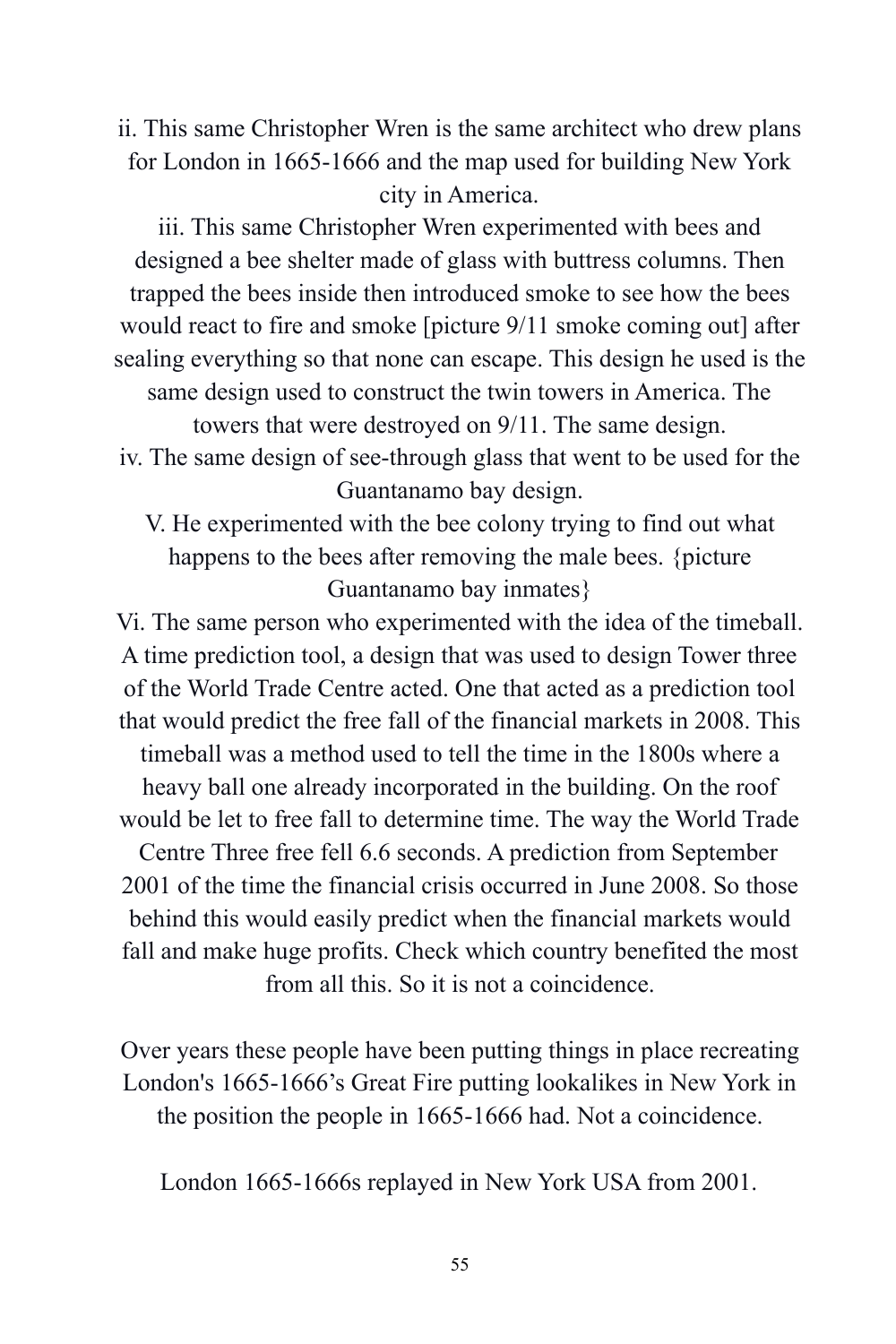ii. This same Christopher Wren is the same architect who drew plans for London in 1665-1666 and the map used for building New York city in America.

iii. This same Christopher Wren experimented with bees and designed a bee shelter made of glass with buttress columns. Then trapped the bees inside then introduced smoke to see how the bees would react to fire and smoke [picture 9/11 smoke coming out] after sealing everything so that none can escape. This design he used is the same design used to construct the twin towers in America. The towers that were destroyed on 9/11. The same design.

iv. The same design of see-through glass that went to be used for the Guantanamo bay design.

V. He experimented with the bee colony trying to find out what happens to the bees after removing the male bees. {picture Guantanamo bay inmates}

Vi. The same person who experimented with the idea of the timeball. A time prediction tool, a design that was used to design Tower three of the World Trade Centre acted. One that acted as a prediction tool that would predict the free fall of the financial markets in 2008. This timeball was a method used to tell the time in the 1800s where a heavy ball one already incorporated in the building. On the roof would be let to free fall to determine time. The way the World Trade Centre Three free fell 6.6 seconds. A prediction from September 2001 of the time the financial crisis occurred in June 2008. So those behind this would easily predict when the financial markets would fall and make huge profits. Check which country benefited the most from all this. So it is not a coincidence.

Over years these people have been putting things in place recreating London's 1665-1666's Great Fire putting lookalikes in New York in the position the people in 1665-1666 had. Not a coincidence.

London 1665-1666s replayed in New York USA from 2001.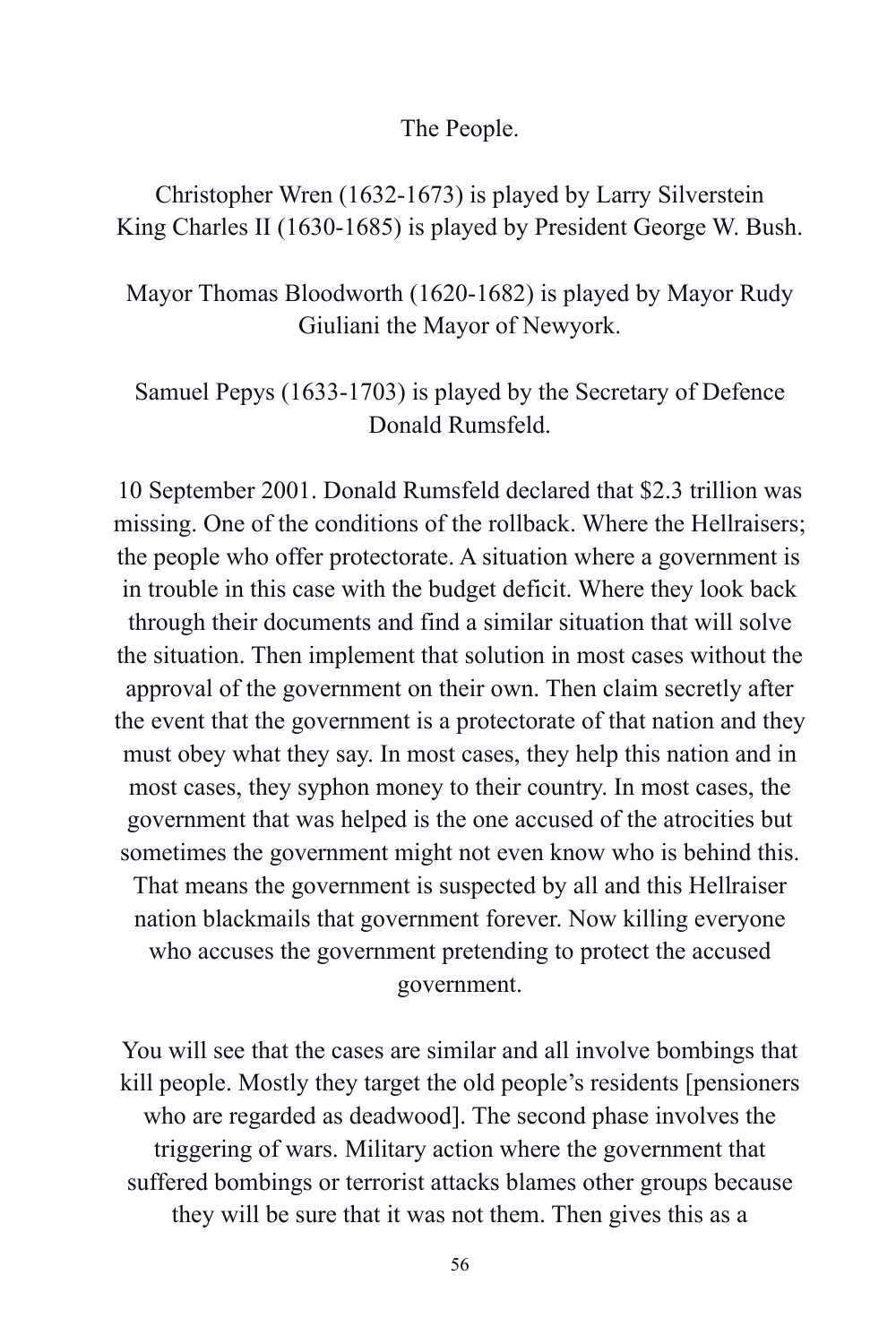The People.

Christopher Wren (1632-1673) is played by Larry Silverstein
King Charles II (1630-1685) is played by President George W. Bush.

Mayor Thomas Bloodworth (1620-1682) is played by Mayor Rudy Giuliani the Mayor of Newyork.

Samuel Pepys (1633-1703) is played by the Secretary of Defence Donald Rumsfeld.

10 September 2001. Donald Rumsfeld declared that $2.3 trillion was missing. One of the conditions of the rollback. Where the Hellraisers; the people who offer protectorate. A situation where a government is in trouble in this case with the budget deficit. Where they look back through their documents and find a similar situation that will solve the situation. Then implement that solution in most cases without the approval of the government on their own. Then claim secretly after the event that the government is a protectorate of that nation and they must obey what they say. In most cases, they help this nation and in most cases, they syphon money to their country. In most cases, the government that was helped is the one accused of the atrocities but sometimes the government might not even know who is behind this. That means the government is suspected by all and this Hellraiser nation blackmails that government forever. Now killing everyone who accuses the government pretending to protect the accused government.

You will see that the cases are similar and all involve bombings that kill people. Mostly they target the old people's residents [pensioners who are regarded as deadwood]. The second phase involves the triggering of wars. Military action where the government that suffered bombings or terrorist attacks blames other groups because they will be sure that it was not them. Then gives this as a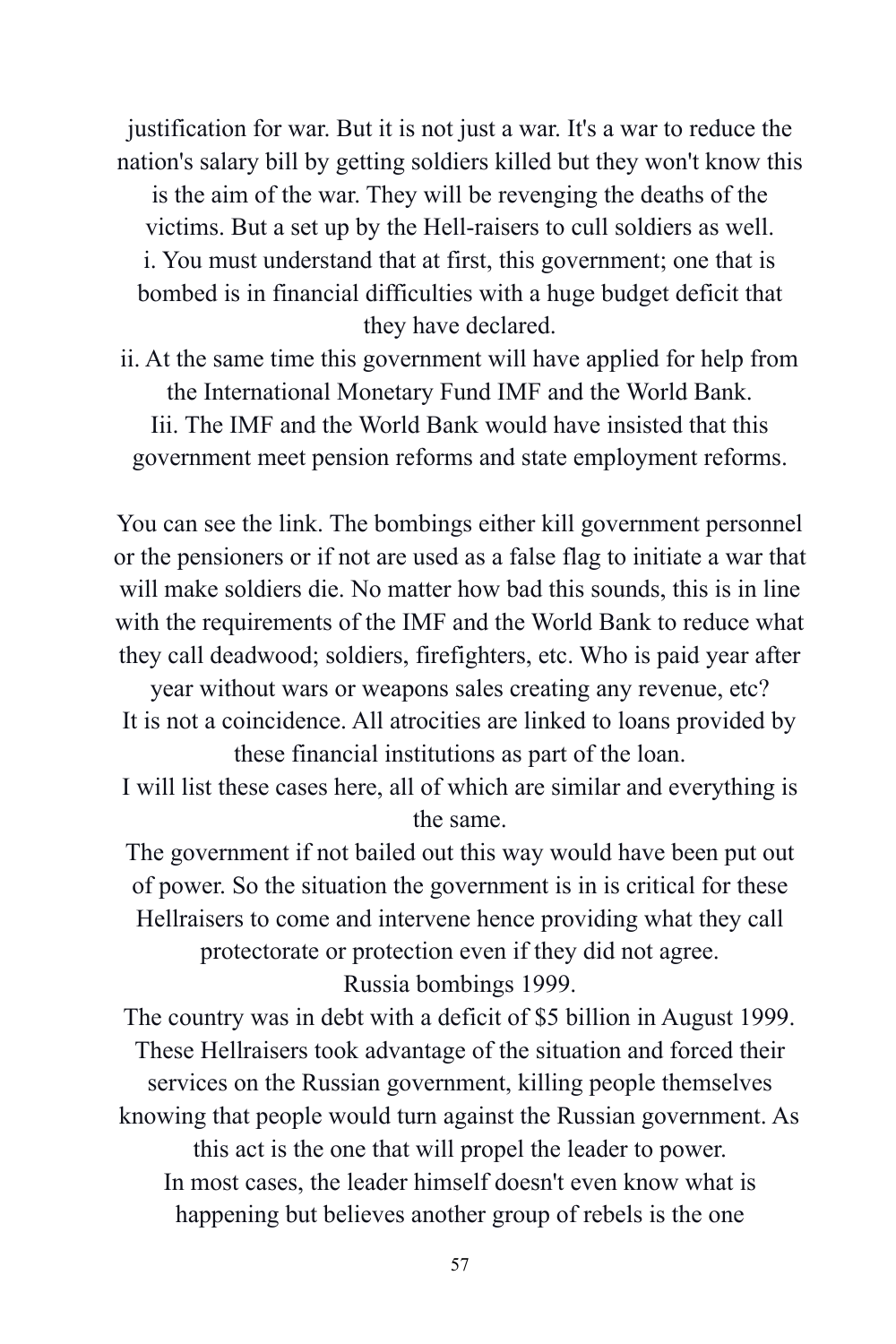justification for war. But it is not just a war. It's a war to reduce the nation's salary bill by getting soldiers killed but they won't know this is the aim of the war. They will be revenging the deaths of the victims. But a set up by the Hell-raisers to cull soldiers as well.

i. You must understand that at first, this government; one that is bombed is in financial difficulties with a huge budget deficit that they have declared.

ii. At the same time this government will have applied for help from the International Monetary Fund IMF and the World Bank.

Iii. The IMF and the World Bank would have insisted that this government meet pension reforms and state employment reforms.

You can see the link. The bombings either kill government personnel or the pensioners or if not are used as a false flag to initiate a war that will make soldiers die. No matter how bad this sounds, this is in line with the requirements of the IMF and the World Bank to reduce what they call deadwood; soldiers, firefighters, etc. Who is paid year after year without wars or weapons sales creating any revenue, etc?

It is not a coincidence. All atrocities are linked to loans provided by these financial institutions as part of the loan.

I will list these cases here, all of which are similar and everything is the same.

The government if not bailed out this way would have been put out of power. So the situation the government is in is critical for these Hellraisers to come and intervene hence providing what they call protectorate or protection even if they did not agree.

Russia bombings 1999.

The country was in debt with a deficit of $5 billion in August 1999. These Hellraisers took advantage of the situation and forced their services on the Russian government, killing people themselves knowing that people would turn against the Russian government. As this act is the one that will propel the leader to power.

In most cases, the leader himself doesn't even know what is happening but believes another group of rebels is the one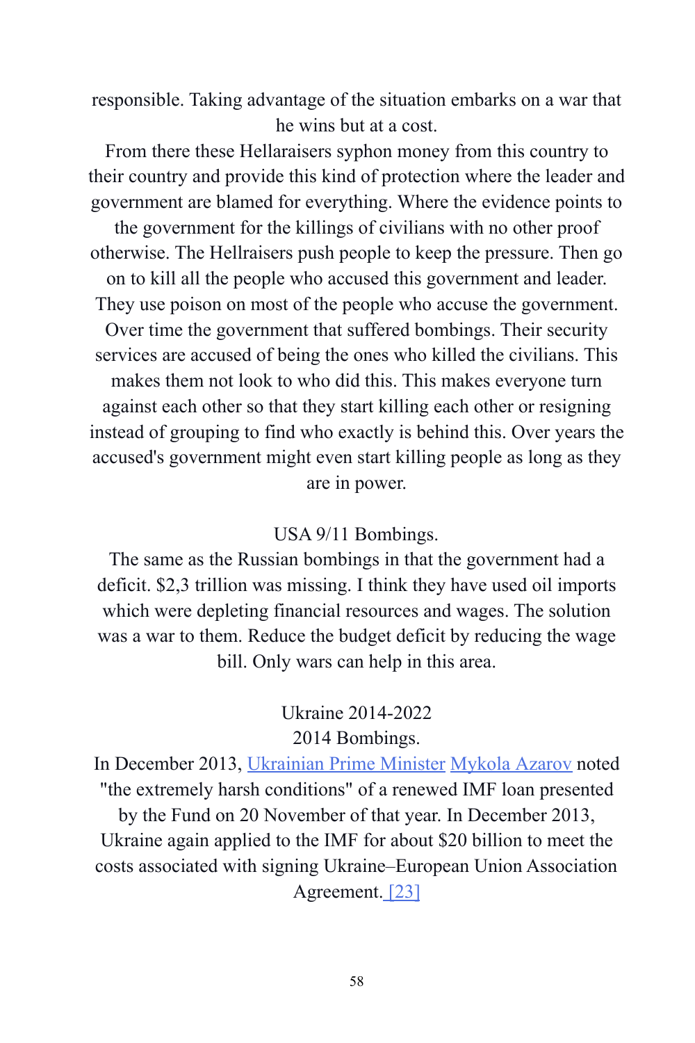responsible. Taking advantage of the situation embarks on a war that he wins but at a cost.

From there these Hellaraisers syphon money from this country to their country and provide this kind of protection where the leader and government are blamed for everything. Where the evidence points to the government for the killings of civilians with no other proof otherwise. The Hellraisers push people to keep the pressure. Then go on to kill all the people who accused this government and leader. They use poison on most of the people who accuse the government. Over time the government that suffered bombings. Their security services are accused of being the ones who killed the civilians. This makes them not look to who did this. This makes everyone turn against each other so that they start killing each other or resigning instead of grouping to find who exactly is behind this. Over years the accused's government might even start killing people as long as they are in power.

USA 9/11 Bombings.

The same as the Russian bombings in that the government had a deficit. $2,3 trillion was missing. I think they have used oil imports which were depleting financial resources and wages. The solution was a war to them. Reduce the budget deficit by reducing the wage bill. Only wars can help in this area.

Ukraine 2014-2022

2014 Bombings.

In December 2013, Ukrainian Prime Minister Mykola Azarov noted "the extremely harsh conditions" of a renewed IMF loan presented by the Fund on 20 November of that year. In December 2013, Ukraine again applied to the IMF for about $20 billion to meet the costs associated with signing Ukraine–European Union Association Agreement. [23]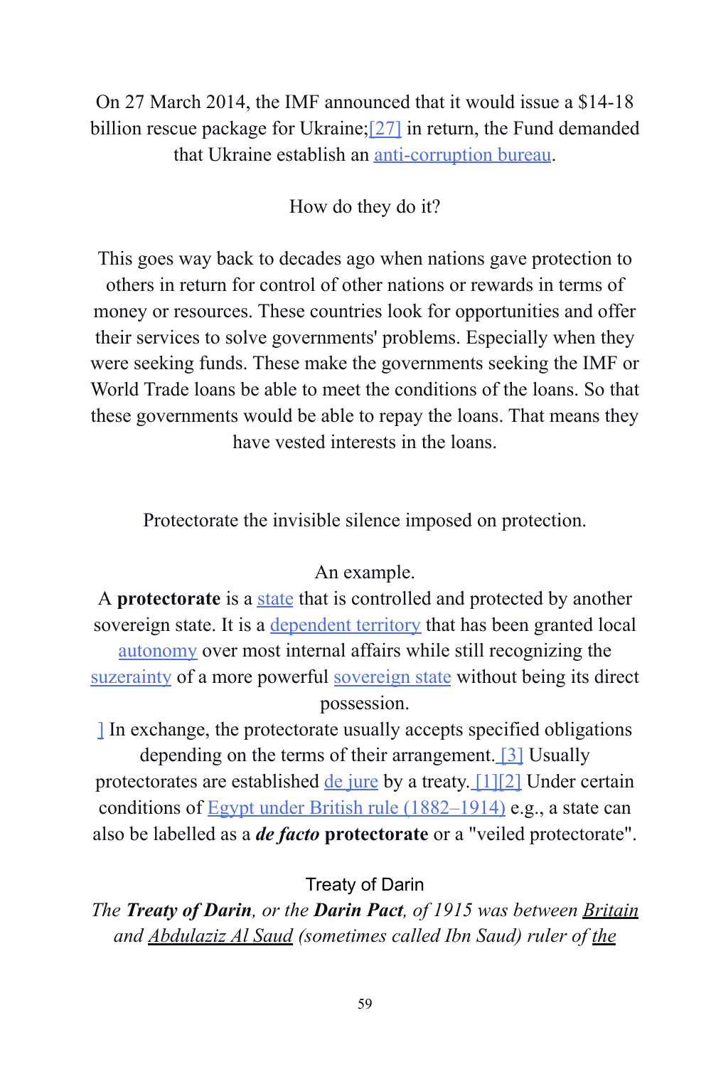On 27 March 2014, the IMF announced that it would issue a $14-18 billion rescue package for Ukraine;[27] in return, the Fund demanded that Ukraine establish an anti-corruption bureau.

How do they do it?

This goes way back to decades ago when nations gave protection to others in return for control of other nations or rewards in terms of money or resources. These countries look for opportunities and offer their services to solve governments' problems. Especially when they were seeking funds. These make the governments seeking the IMF or World Trade loans be able to meet the conditions of the loans. So that these governments would be able to repay the loans. That means they have vested interests in the loans.

Protectorate the invisible silence imposed on protection.

An example.

A **protectorate** is a state that is controlled and protected by another sovereign state. It is a dependent territory that has been granted local autonomy over most internal affairs while still recognizing the suzerainty of a more powerful sovereign state without being its direct possession.

] In exchange, the protectorate usually accepts specified obligations depending on the terms of their arrangement. [3] Usually protectorates are established de jure by a treaty. [1][2] Under certain conditions of Egypt under British rule (1882–1914) e.g., a state can also be labelled as a ***de facto*** **protectorate** or a "veiled protectorate".

Treaty of Darin

*The **Treaty of Darin**, or the **Darin Pact**, of 1915 was between Britain and Abdulaziz Al Saud (sometimes called Ibn Saud) ruler of the*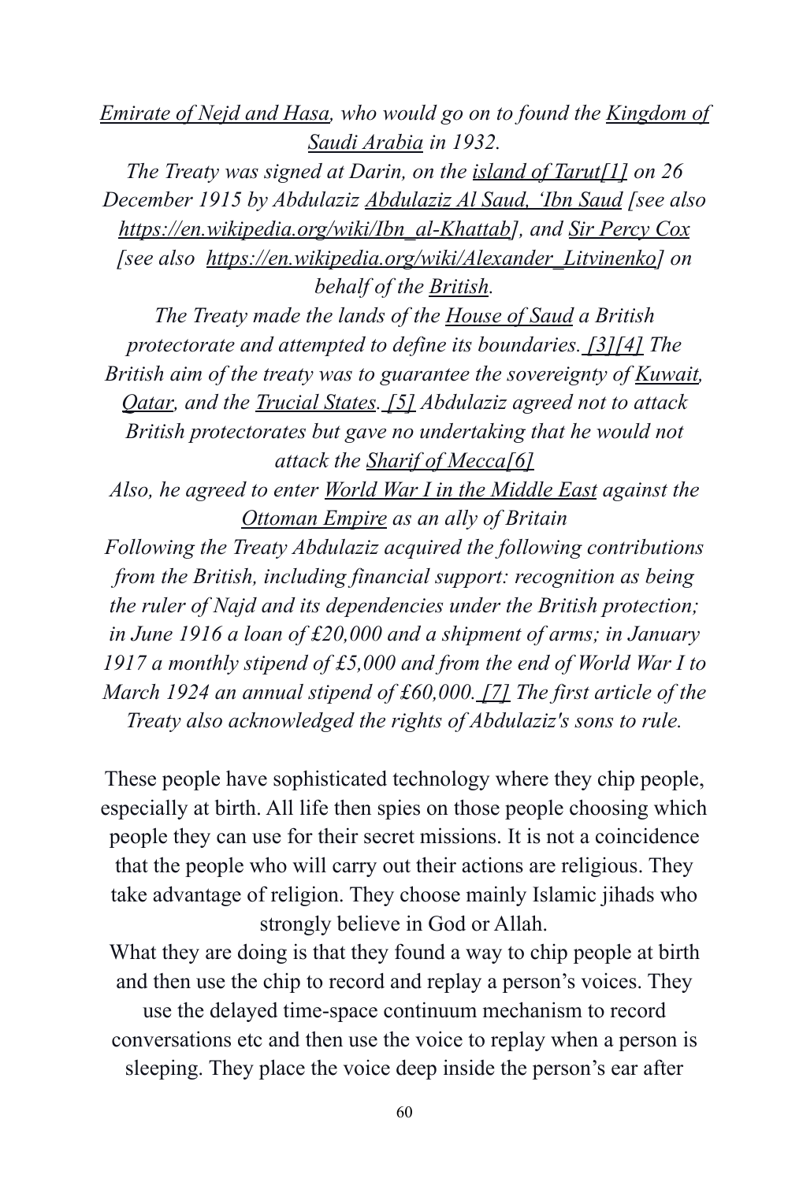*Emirate of Nejd and Hasa, who would go on to found the Kingdom of Saudi Arabia in 1932.*

*The Treaty was signed at Darin, on the island of Tarut[1] on 26 December 1915 by Abdulaziz Abdulaziz Al Saud, 'Ibn Saud [see also https://en.wikipedia.org/wiki/Ibn_al-Khattab], and Sir Percy Cox [see also https://en.wikipedia.org/wiki/Alexander_Litvinenko] on behalf of the British.*

*The Treaty made the lands of the House of Saud a British protectorate and attempted to define its boundaries. [3][4] The British aim of the treaty was to guarantee the sovereignty of Kuwait, Qatar, and the Trucial States. [5] Abdulaziz agreed not to attack British protectorates but gave no undertaking that he would not attack the Sharif of Mecca[6]*

*Also, he agreed to enter World War I in the Middle East against the Ottoman Empire as an ally of Britain*

*Following the Treaty Abdulaziz acquired the following contributions from the British, including financial support: recognition as being the ruler of Najd and its dependencies under the British protection; in June 1916 a loan of £20,000 and a shipment of arms; in January 1917 a monthly stipend of £5,000 and from the end of World War I to March 1924 an annual stipend of £60,000. [7] The first article of the Treaty also acknowledged the rights of Abdulaziz's sons to rule.*

These people have sophisticated technology where they chip people, especially at birth. All life then spies on those people choosing which people they can use for their secret missions. It is not a coincidence that the people who will carry out their actions are religious. They take advantage of religion. They choose mainly Islamic jihads who strongly believe in God or Allah.

What they are doing is that they found a way to chip people at birth and then use the chip to record and replay a person's voices. They use the delayed time-space continuum mechanism to record conversations etc and then use the voice to replay when a person is sleeping. They place the voice deep inside the person's ear after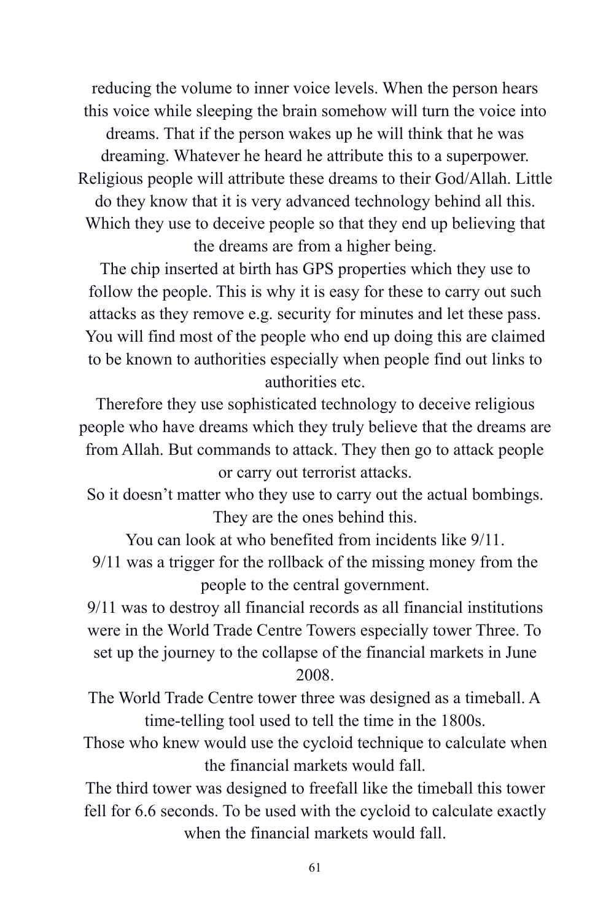reducing the volume to inner voice levels. When the person hears this voice while sleeping the brain somehow will turn the voice into dreams. That if the person wakes up he will think that he was dreaming. Whatever he heard he attribute this to a superpower. Religious people will attribute these dreams to their God/Allah. Little do they know that it is very advanced technology behind all this. Which they use to deceive people so that they end up believing that the dreams are from a higher being.

The chip inserted at birth has GPS properties which they use to follow the people. This is why it is easy for these to carry out such attacks as they remove e.g. security for minutes and let these pass. You will find most of the people who end up doing this are claimed to be known to authorities especially when people find out links to authorities etc.

Therefore they use sophisticated technology to deceive religious people who have dreams which they truly believe that the dreams are from Allah. But commands to attack. They then go to attack people or carry out terrorist attacks.

So it doesn't matter who they use to carry out the actual bombings. They are the ones behind this.

You can look at who benefited from incidents like 9/11.

9/11 was a trigger for the rollback of the missing money from the people to the central government.

9/11 was to destroy all financial records as all financial institutions were in the World Trade Centre Towers especially tower Three. To set up the journey to the collapse of the financial markets in June 2008.

The World Trade Centre tower three was designed as a timeball. A time-telling tool used to tell the time in the 1800s.

Those who knew would use the cycloid technique to calculate when the financial markets would fall.

The third tower was designed to freefall like the timeball this tower fell for 6.6 seconds. To be used with the cycloid to calculate exactly when the financial markets would fall.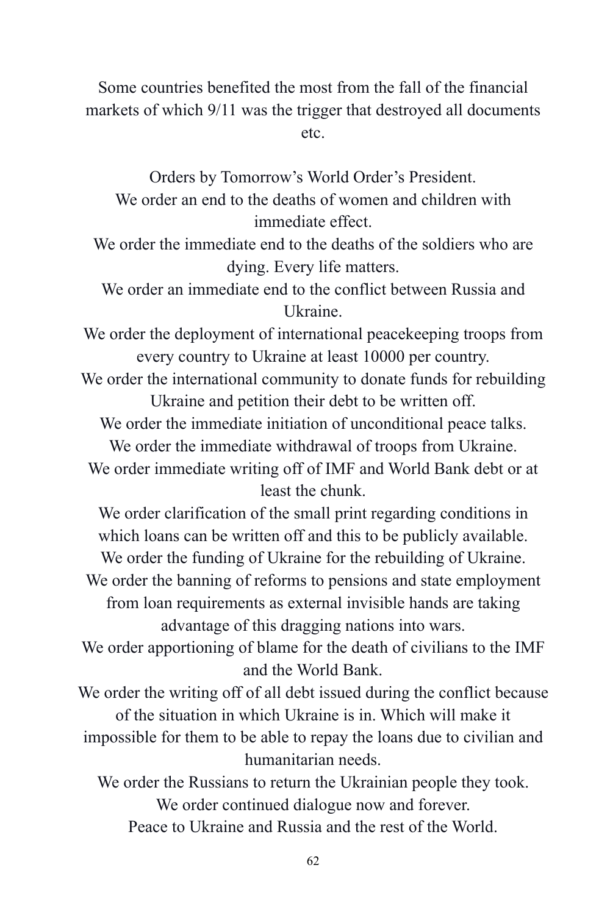Some countries benefited the most from the fall of the financial markets of which 9/11 was the trigger that destroyed all documents etc.

Orders by Tomorrow's World Order's President.
We order an end to the deaths of women and children with immediate effect.
We order the immediate end to the deaths of the soldiers who are dying. Every life matters.
We order an immediate end to the conflict between Russia and Ukraine.
We order the deployment of international peacekeeping troops from every country to Ukraine at least 10000 per country.
We order the international community to donate funds for rebuilding Ukraine and petition their debt to be written off.
We order the immediate initiation of unconditional peace talks.
We order the immediate withdrawal of troops from Ukraine.
We order immediate writing off of IMF and World Bank debt or at least the chunk.
We order clarification of the small print regarding conditions in which loans can be written off and this to be publicly available.
We order the funding of Ukraine for the rebuilding of Ukraine.
We order the banning of reforms to pensions and state employment from loan requirements as external invisible hands are taking advantage of this dragging nations into wars.
We order apportioning of blame for the death of civilians to the IMF and the World Bank.
We order the writing off of all debt issued during the conflict because of the situation in which Ukraine is in. Which will make it impossible for them to be able to repay the loans due to civilian and humanitarian needs.
We order the Russians to return the Ukrainian people they took.
We order continued dialogue now and forever.
Peace to Ukraine and Russia and the rest of the World.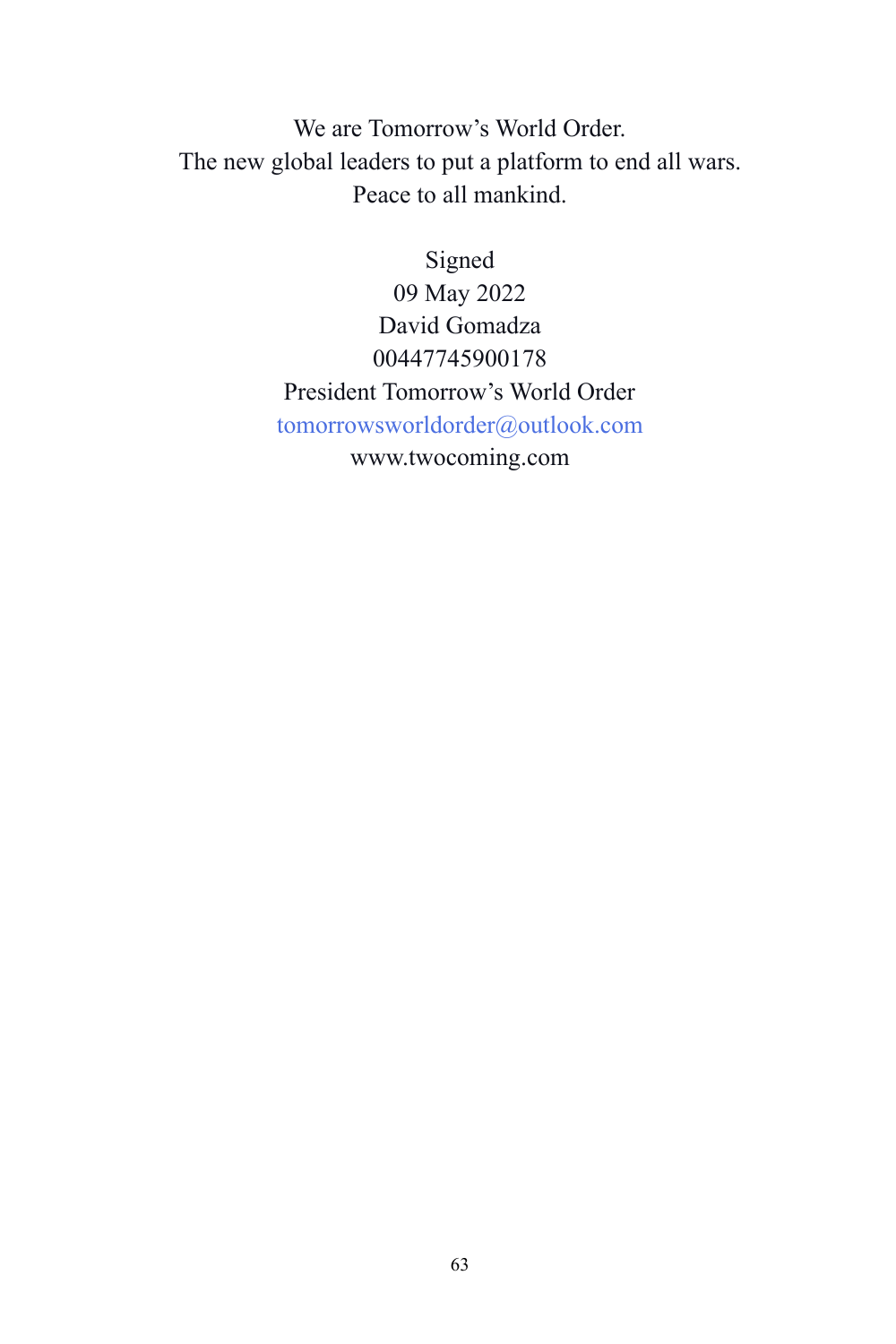We are Tomorrow's World Order.
The new global leaders to put a platform to end all wars.
Peace to all mankind.

Signed
09 May 2022
David Gomadza
00447745900178
President Tomorrow's World Order
tomorrowsworldorder@outlook.com
www.twocoming.com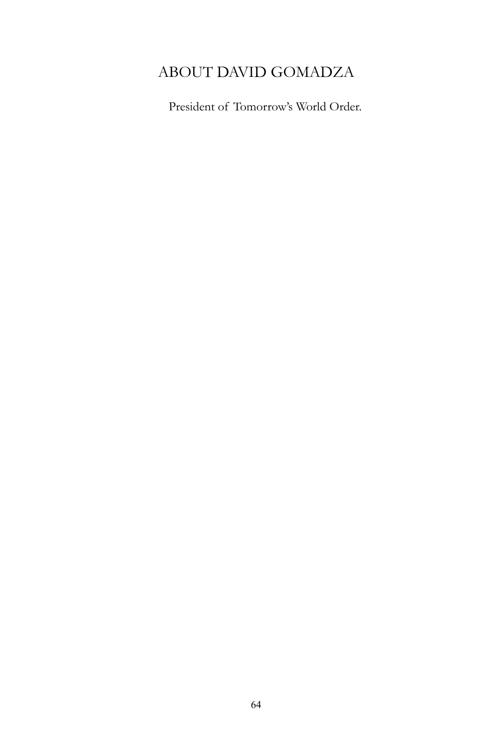# ABOUT DAVID GOMADZA

President of Tomorrow's World Order.